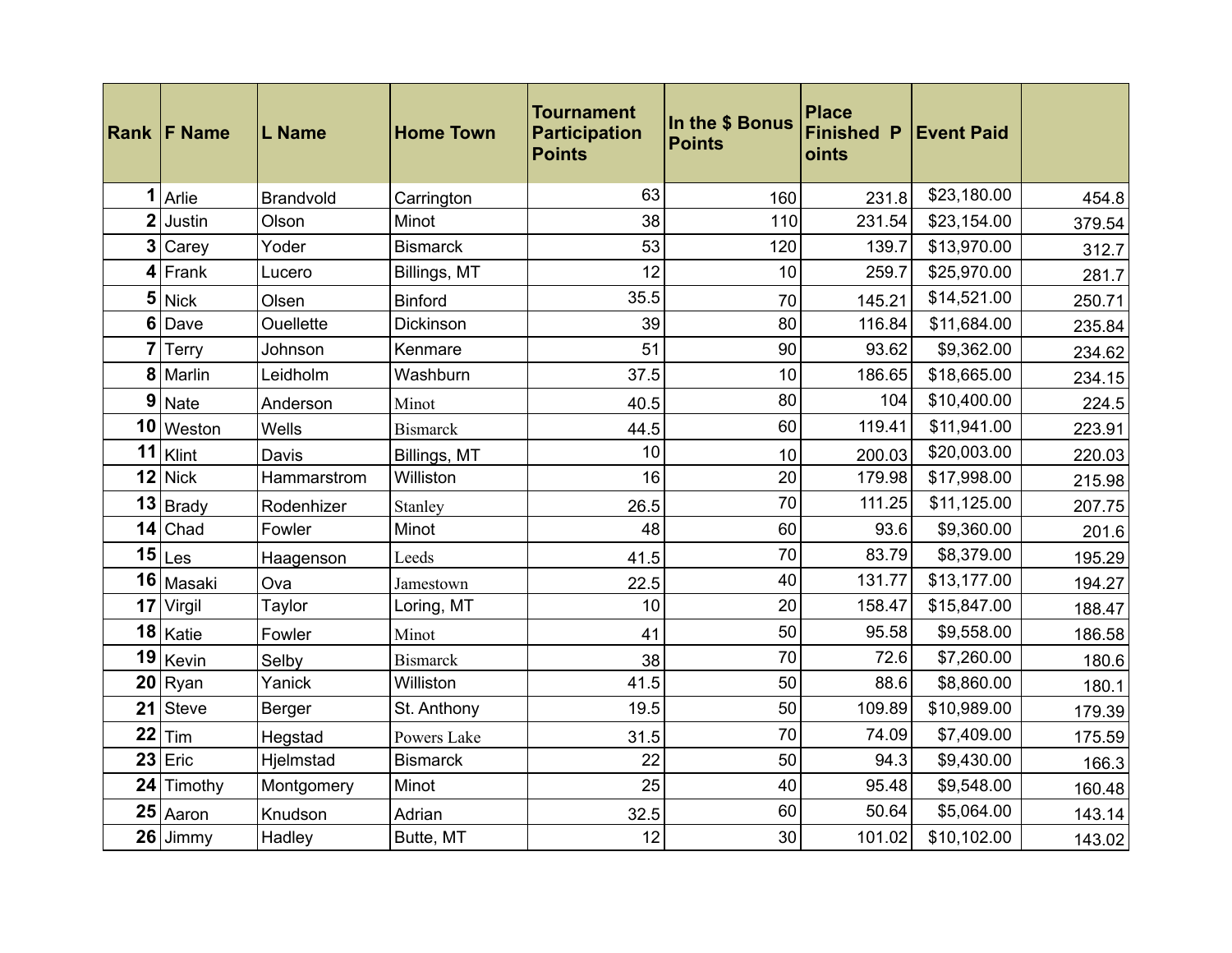| Rank | F Name | L Name | Home Town | Tournament Participation Points | In the $ Bonus Points | Place Finished Points | Event Paid | |
|---|---|---|---|---|---|---|---|---|
| 1 | Arlie | Brandvold | Carrington | 63 | 160 | 231.8 | $23,180.00 | 454.8 |
| 2 | Justin | Olson | Minot | 38 | 110 | 231.54 | $23,154.00 | 379.54 |
| 3 | Carey | Yoder | Bismarck | 53 | 120 | 139.7 | $13,970.00 | 312.7 |
| 4 | Frank | Lucero | Billings, MT | 12 | 10 | 259.7 | $25,970.00 | 281.7 |
| 5 | Nick | Olsen | Binford | 35.5 | 70 | 145.21 | $14,521.00 | 250.71 |
| 6 | Dave | Ouellette | Dickinson | 39 | 80 | 116.84 | $11,684.00 | 235.84 |
| 7 | Terry | Johnson | Kenmare | 51 | 90 | 93.62 | $9,362.00 | 234.62 |
| 8 | Marlin | Leidholm | Washburn | 37.5 | 10 | 186.65 | $18,665.00 | 234.15 |
| 9 | Nate | Anderson | Minot | 40.5 | 80 | 104 | $10,400.00 | 224.5 |
| 10 | Weston | Wells | Bismarck | 44.5 | 60 | 119.41 | $11,941.00 | 223.91 |
| 11 | Klint | Davis | Billings, MT | 10 | 10 | 200.03 | $20,003.00 | 220.03 |
| 12 | Nick | Hammarstrom | Williston | 16 | 20 | 179.98 | $17,998.00 | 215.98 |
| 13 | Brady | Rodenhizer | Stanley | 26.5 | 70 | 111.25 | $11,125.00 | 207.75 |
| 14 | Chad | Fowler | Minot | 48 | 60 | 93.6 | $9,360.00 | 201.6 |
| 15 | Les | Haagenson | Leeds | 41.5 | 70 | 83.79 | $8,379.00 | 195.29 |
| 16 | Masaki | Ova | Jamestown | 22.5 | 40 | 131.77 | $13,177.00 | 194.27 |
| 17 | Virgil | Taylor | Loring, MT | 10 | 20 | 158.47 | $15,847.00 | 188.47 |
| 18 | Katie | Fowler | Minot | 41 | 50 | 95.58 | $9,558.00 | 186.58 |
| 19 | Kevin | Selby | Bismarck | 38 | 70 | 72.6 | $7,260.00 | 180.6 |
| 20 | Ryan | Yanick | Williston | 41.5 | 50 | 88.6 | $8,860.00 | 180.1 |
| 21 | Steve | Berger | St. Anthony | 19.5 | 50 | 109.89 | $10,989.00 | 179.39 |
| 22 | Tim | Hegstad | Powers Lake | 31.5 | 70 | 74.09 | $7,409.00 | 175.59 |
| 23 | Eric | Hjelmstad | Bismarck | 22 | 50 | 94.3 | $9,430.00 | 166.3 |
| 24 | Timothy | Montgomery | Minot | 25 | 40 | 95.48 | $9,548.00 | 160.48 |
| 25 | Aaron | Knudson | Adrian | 32.5 | 60 | 50.64 | $5,064.00 | 143.14 |
| 26 | Jimmy | Hadley | Butte, MT | 12 | 30 | 101.02 | $10,102.00 | 143.02 |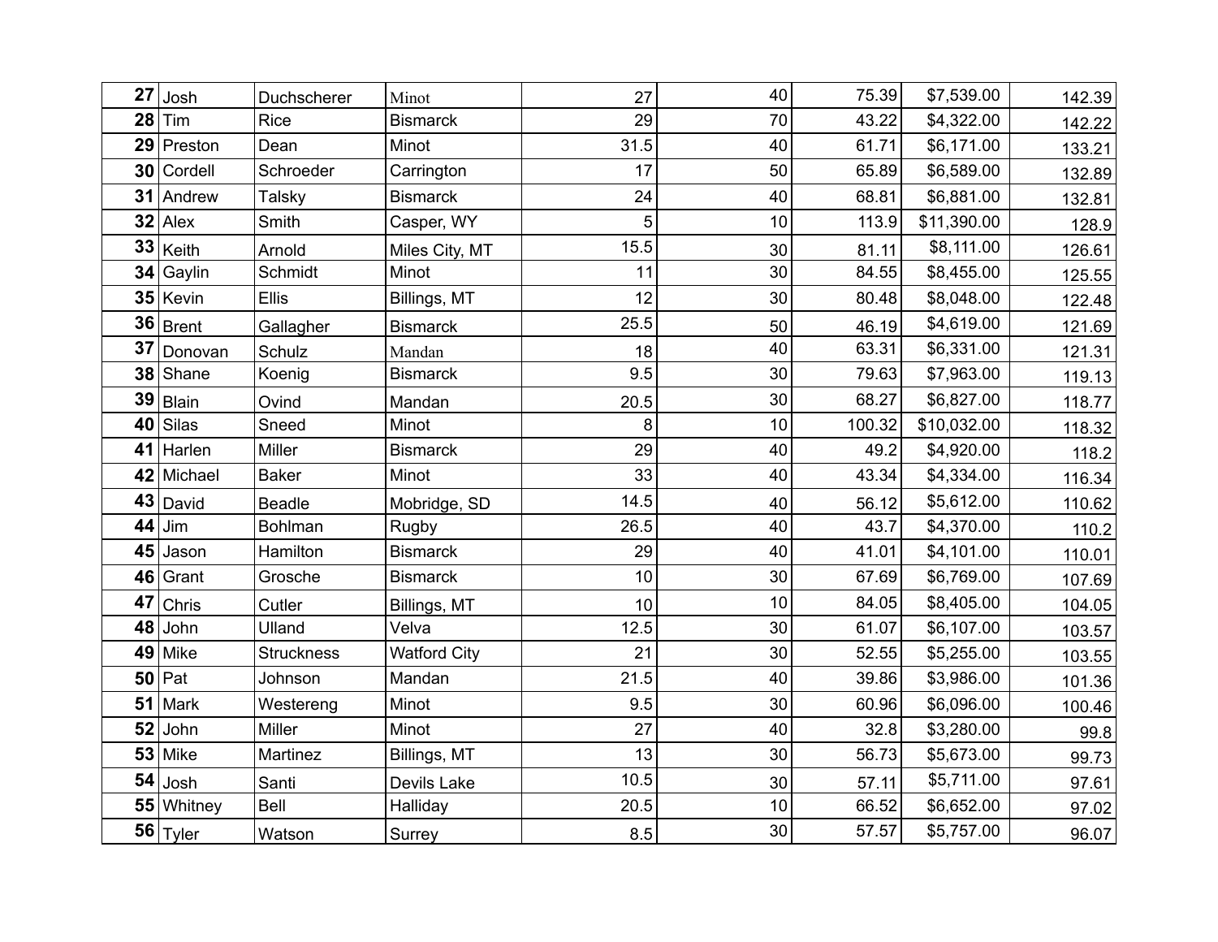| | | | | | | | | |
|---|---|---|---|---|---|---|---|---|
| **27** | Josh | Duchscherer | Minot | 27 | 40 | 75.39 | $7,539.00 | 142.39 |
| **28** | Tim | Rice | Bismarck | 29 | 70 | 43.22 | $4,322.00 | 142.22 |
| **29** | Preston | Dean | Minot | 31.5 | 40 | 61.71 | $6,171.00 | 133.21 |
| **30** | Cordell | Schroeder | Carrington | 17 | 50 | 65.89 | $6,589.00 | 132.89 |
| **31** | Andrew | Talsky | Bismarck | 24 | 40 | 68.81 | $6,881.00 | 132.81 |
| **32** | Alex | Smith | Casper, WY | 5 | 10 | 113.9 | $11,390.00 | 128.9 |
| **33** | Keith | Arnold | Miles City, MT | 15.5 | 30 | 81.11 | $8,111.00 | 126.61 |
| **34** | Gaylin | Schmidt | Minot | 11 | 30 | 84.55 | $8,455.00 | 125.55 |
| **35** | Kevin | Ellis | Billings, MT | 12 | 30 | 80.48 | $8,048.00 | 122.48 |
| **36** | Brent | Gallagher | Bismarck | 25.5 | 50 | 46.19 | $4,619.00 | 121.69 |
| **37** | Donovan | Schulz | Mandan | 18 | 40 | 63.31 | $6,331.00 | 121.31 |
| **38** | Shane | Koenig | Bismarck | 9.5 | 30 | 79.63 | $7,963.00 | 119.13 |
| **39** | Blain | Ovind | Mandan | 20.5 | 30 | 68.27 | $6,827.00 | 118.77 |
| **40** | Silas | Sneed | Minot | 8 | 10 | 100.32 | $10,032.00 | 118.32 |
| **41** | Harlen | Miller | Bismarck | 29 | 40 | 49.2 | $4,920.00 | 118.2 |
| **42** | Michael | Baker | Minot | 33 | 40 | 43.34 | $4,334.00 | 116.34 |
| **43** | David | Beadle | Mobridge, SD | 14.5 | 40 | 56.12 | $5,612.00 | 110.62 |
| **44** | Jim | Bohlman | Rugby | 26.5 | 40 | 43.7 | $4,370.00 | 110.2 |
| **45** | Jason | Hamilton | Bismarck | 29 | 40 | 41.01 | $4,101.00 | 110.01 |
| **46** | Grant | Grosche | Bismarck | 10 | 30 | 67.69 | $6,769.00 | 107.69 |
| **47** | Chris | Cutler | Billings, MT | 10 | 10 | 84.05 | $8,405.00 | 104.05 |
| **48** | John | Ulland | Velva | 12.5 | 30 | 61.07 | $6,107.00 | 103.57 |
| **49** | Mike | Struckness | Watford City | 21 | 30 | 52.55 | $5,255.00 | 103.55 |
| **50** | Pat | Johnson | Mandan | 21.5 | 40 | 39.86 | $3,986.00 | 101.36 |
| **51** | Mark | Westereng | Minot | 9.5 | 30 | 60.96 | $6,096.00 | 100.46 |
| **52** | John | Miller | Minot | 27 | 40 | 32.8 | $3,280.00 | 99.8 |
| **53** | Mike | Martinez | Billings, MT | 13 | 30 | 56.73 | $5,673.00 | 99.73 |
| **54** | Josh | Santi | Devils Lake | 10.5 | 30 | 57.11 | $5,711.00 | 97.61 |
| **55** | Whitney | Bell | Halliday | 20.5 | 10 | 66.52 | $6,652.00 | 97.02 |
| **56** | Tyler | Watson | Surrey | 8.5 | 30 | 57.57 | $5,757.00 | 96.07 |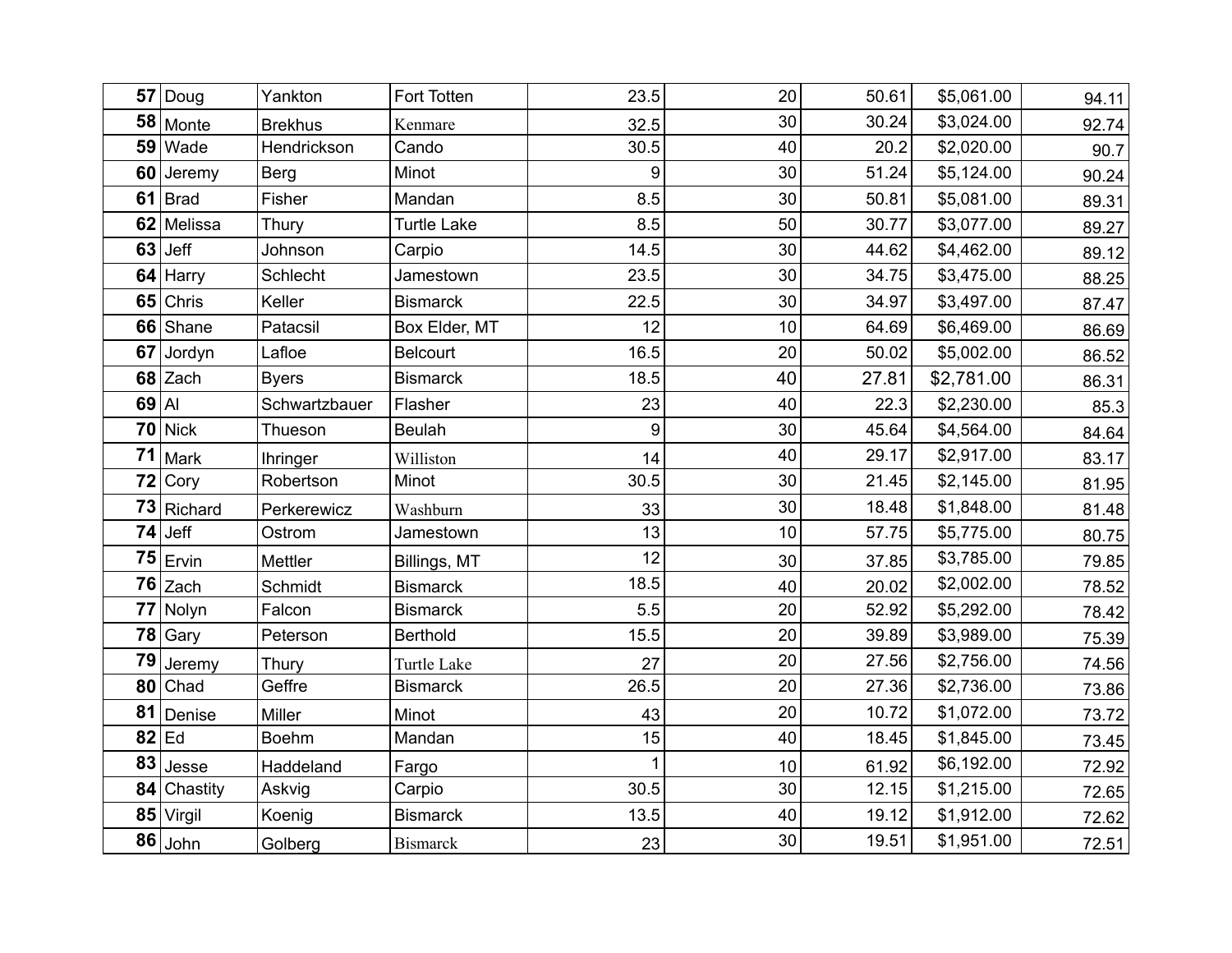| | | | | | | | | |
|---|---|---|---|---|---|---|---|---|
| **57** | Doug | Yankton | Fort Totten | 23.5 | 20 | 50.61 | $5,061.00 | 94.11 |
| **58** | Monte | Brekhus | Kenmare | 32.5 | 30 | 30.24 | $3,024.00 | 92.74 |
| **59** | Wade | Hendrickson | Cando | 30.5 | 40 | 20.2 | $2,020.00 | 90.7 |
| **60** | Jeremy | Berg | Minot | 9 | 30 | 51.24 | $5,124.00 | 90.24 |
| **61** | Brad | Fisher | Mandan | 8.5 | 30 | 50.81 | $5,081.00 | 89.31 |
| **62** | Melissa | Thury | Turtle Lake | 8.5 | 50 | 30.77 | $3,077.00 | 89.27 |
| **63** | Jeff | Johnson | Carpio | 14.5 | 30 | 44.62 | $4,462.00 | 89.12 |
| **64** | Harry | Schlecht | Jamestown | 23.5 | 30 | 34.75 | $3,475.00 | 88.25 |
| **65** | Chris | Keller | Bismarck | 22.5 | 30 | 34.97 | $3,497.00 | 87.47 |
| **66** | Shane | Patacsil | Box Elder, MT | 12 | 10 | 64.69 | $6,469.00 | 86.69 |
| **67** | Jordyn | Lafloe | Belcourt | 16.5 | 20 | 50.02 | $5,002.00 | 86.52 |
| **68** | Zach | Byers | Bismarck | 18.5 | 40 | 27.81 | $2,781.00 | 86.31 |
| **69** | Al | Schwartzbauer | Flasher | 23 | 40 | 22.3 | $2,230.00 | 85.3 |
| **70** | Nick | Thueson | Beulah | 9 | 30 | 45.64 | $4,564.00 | 84.64 |
| **71** | Mark | Ihringer | Williston | 14 | 40 | 29.17 | $2,917.00 | 83.17 |
| **72** | Cory | Robertson | Minot | 30.5 | 30 | 21.45 | $2,145.00 | 81.95 |
| **73** | Richard | Perkerewicz | Washburn | 33 | 30 | 18.48 | $1,848.00 | 81.48 |
| **74** | Jeff | Ostrom | Jamestown | 13 | 10 | 57.75 | $5,775.00 | 80.75 |
| **75** | Ervin | Mettler | Billings, MT | 12 | 30 | 37.85 | $3,785.00 | 79.85 |
| **76** | Zach | Schmidt | Bismarck | 18.5 | 40 | 20.02 | $2,002.00 | 78.52 |
| **77** | Nolyn | Falcon | Bismarck | 5.5 | 20 | 52.92 | $5,292.00 | 78.42 |
| **78** | Gary | Peterson | Berthold | 15.5 | 20 | 39.89 | $3,989.00 | 75.39 |
| **79** | Jeremy | Thury | Turtle Lake | 27 | 20 | 27.56 | $2,756.00 | 74.56 |
| **80** | Chad | Geffre | Bismarck | 26.5 | 20 | 27.36 | $2,736.00 | 73.86 |
| **81** | Denise | Miller | Minot | 43 | 20 | 10.72 | $1,072.00 | 73.72 |
| **82** | Ed | Boehm | Mandan | 15 | 40 | 18.45 | $1,845.00 | 73.45 |
| **83** | Jesse | Haddeland | Fargo | 1 | 10 | 61.92 | $6,192.00 | 72.92 |
| **84** | Chastity | Askvig | Carpio | 30.5 | 30 | 12.15 | $1,215.00 | 72.65 |
| **85** | Virgil | Koenig | Bismarck | 13.5 | 40 | 19.12 | $1,912.00 | 72.62 |
| **86** | John | Golberg | Bismarck | 23 | 30 | 19.51 | $1,951.00 | 72.51 |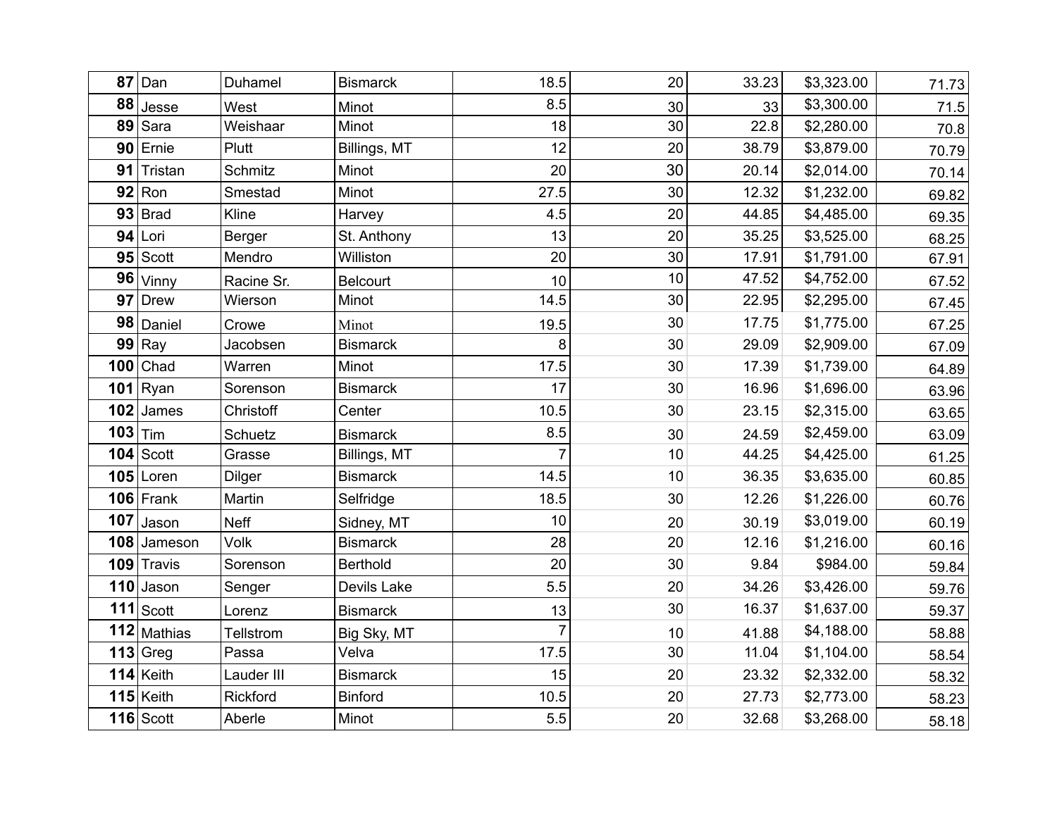| | | | | | | | | |
|---|---|---|---|---|---|---|---|---|
| **87** | Dan | Duhamel | Bismarck | 18.5 | 20 | 33.23 | $3,323.00 | 71.73 |
| **88** | Jesse | West | Minot | 8.5 | 30 | 33 | $3,300.00 | 71.5 |
| **89** | Sara | Weishaar | Minot | 18 | 30 | 22.8 | $2,280.00 | 70.8 |
| **90** | Ernie | Plutt | Billings, MT | 12 | 20 | 38.79 | $3,879.00 | 70.79 |
| **91** | Tristan | Schmitz | Minot | 20 | 30 | 20.14 | $2,014.00 | 70.14 |
| **92** | Ron | Smestad | Minot | 27.5 | 30 | 12.32 | $1,232.00 | 69.82 |
| **93** | Brad | Kline | Harvey | 4.5 | 20 | 44.85 | $4,485.00 | 69.35 |
| **94** | Lori | Berger | St. Anthony | 13 | 20 | 35.25 | $3,525.00 | 68.25 |
| **95** | Scott | Mendro | Williston | 20 | 30 | 17.91 | $1,791.00 | 67.91 |
| **96** | Vinny | Racine Sr. | Belcourt | 10 | 10 | 47.52 | $4,752.00 | 67.52 |
| **97** | Drew | Wierson | Minot | 14.5 | 30 | 22.95 | $2,295.00 | 67.45 |
| **98** | Daniel | Crowe | Minot | 19.5 | 30 | 17.75 | $1,775.00 | 67.25 |
| **99** | Ray | Jacobsen | Bismarck | 8 | 30 | 29.09 | $2,909.00 | 67.09 |
| **100** | Chad | Warren | Minot | 17.5 | 30 | 17.39 | $1,739.00 | 64.89 |
| **101** | Ryan | Sorenson | Bismarck | 17 | 30 | 16.96 | $1,696.00 | 63.96 |
| **102** | James | Christoff | Center | 10.5 | 30 | 23.15 | $2,315.00 | 63.65 |
| **103** | Tim | Schuetz | Bismarck | 8.5 | 30 | 24.59 | $2,459.00 | 63.09 |
| **104** | Scott | Grasse | Billings, MT | 7 | 10 | 44.25 | $4,425.00 | 61.25 |
| **105** | Loren | Dilger | Bismarck | 14.5 | 10 | 36.35 | $3,635.00 | 60.85 |
| **106** | Frank | Martin | Selfridge | 18.5 | 30 | 12.26 | $1,226.00 | 60.76 |
| **107** | Jason | Neff | Sidney, MT | 10 | 20 | 30.19 | $3,019.00 | 60.19 |
| **108** | Jameson | Volk | Bismarck | 28 | 20 | 12.16 | $1,216.00 | 60.16 |
| **109** | Travis | Sorenson | Berthold | 20 | 30 | 9.84 | $984.00 | 59.84 |
| **110** | Jason | Senger | Devils Lake | 5.5 | 20 | 34.26 | $3,426.00 | 59.76 |
| **111** | Scott | Lorenz | Bismarck | 13 | 30 | 16.37 | $1,637.00 | 59.37 |
| **112** | Mathias | Tellstrom | Big Sky, MT | 7 | 10 | 41.88 | $4,188.00 | 58.88 |
| **113** | Greg | Passa | Velva | 17.5 | 30 | 11.04 | $1,104.00 | 58.54 |
| **114** | Keith | Lauder III | Bismarck | 15 | 20 | 23.32 | $2,332.00 | 58.32 |
| **115** | Keith | Rickford | Binford | 10.5 | 20 | 27.73 | $2,773.00 | 58.23 |
| **116** | Scott | Aberle | Minot | 5.5 | 20 | 32.68 | $3,268.00 | 58.18 |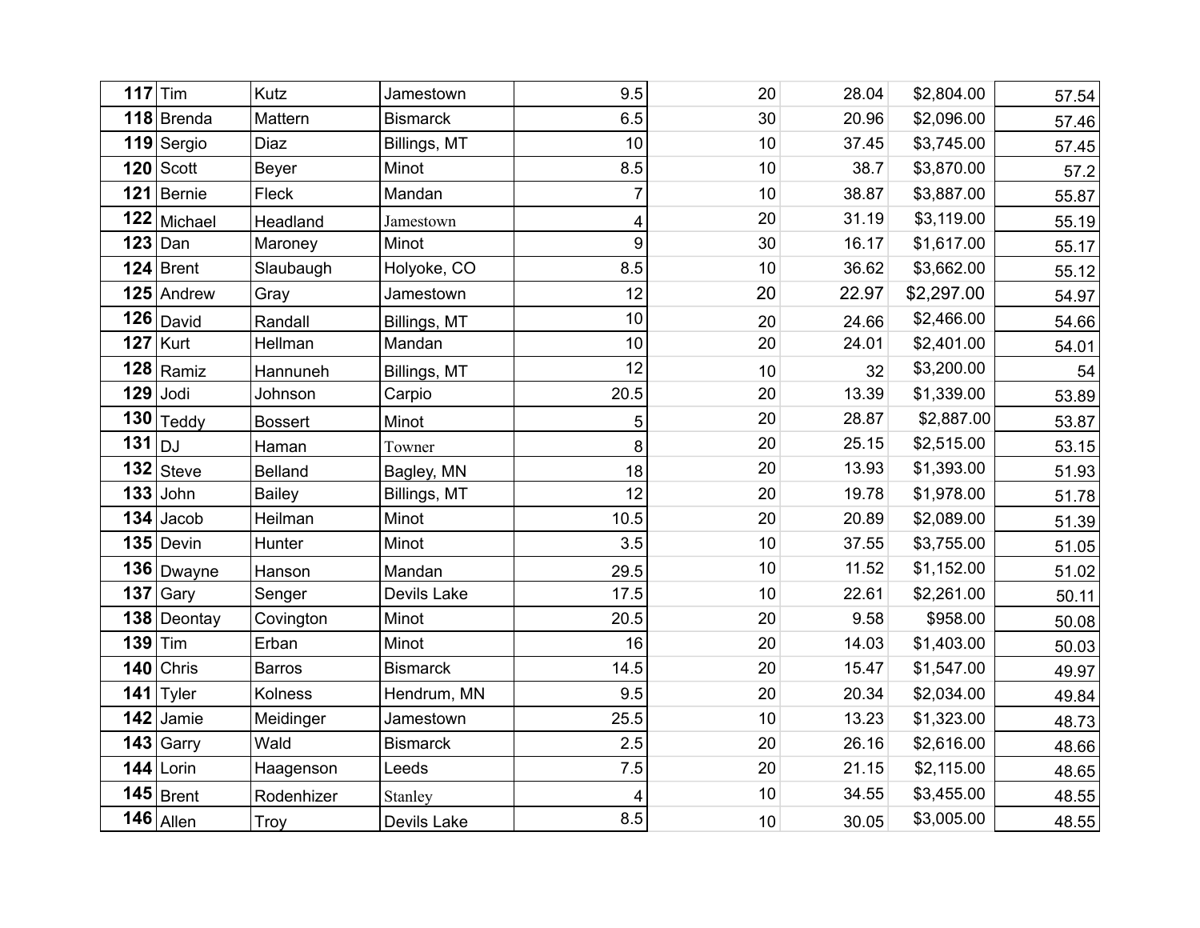| | | | | | | | | |
|---|---|---|---|---|---|---|---|---|
| **117** | Tim | Kutz | Jamestown | 9.5 | 20 | 28.04 | $2,804.00 | 57.54 |
| **118** | Brenda | Mattern | Bismarck | 6.5 | 30 | 20.96 | $2,096.00 | 57.46 |
| **119** | Sergio | Diaz | Billings, MT | 10 | 10 | 37.45 | $3,745.00 | 57.45 |
| **120** | Scott | Beyer | Minot | 8.5 | 10 | 38.7 | $3,870.00 | 57.2 |
| **121** | Bernie | Fleck | Mandan | 7 | 10 | 38.87 | $3,887.00 | 55.87 |
| **122** | Michael | Headland | Jamestown | 4 | 20 | 31.19 | $3,119.00 | 55.19 |
| **123** | Dan | Maroney | Minot | 9 | 30 | 16.17 | $1,617.00 | 55.17 |
| **124** | Brent | Slaubaugh | Holyoke, CO | 8.5 | 10 | 36.62 | $3,662.00 | 55.12 |
| **125** | Andrew | Gray | Jamestown | 12 | 20 | 22.97 | $2,297.00 | 54.97 |
| **126** | David | Randall | Billings, MT | 10 | 20 | 24.66 | $2,466.00 | 54.66 |
| **127** | Kurt | Hellman | Mandan | 10 | 20 | 24.01 | $2,401.00 | 54.01 |
| **128** | Ramiz | Hannuneh | Billings, MT | 12 | 10 | 32 | $3,200.00 | 54 |
| **129** | Jodi | Johnson | Carpio | 20.5 | 20 | 13.39 | $1,339.00 | 53.89 |
| **130** | Teddy | Bossert | Minot | 5 | 20 | 28.87 | $2,887.00 | 53.87 |
| **131** | DJ | Haman | Towner | 8 | 20 | 25.15 | $2,515.00 | 53.15 |
| **132** | Steve | Belland | Bagley, MN | 18 | 20 | 13.93 | $1,393.00 | 51.93 |
| **133** | John | Bailey | Billings, MT | 12 | 20 | 19.78 | $1,978.00 | 51.78 |
| **134** | Jacob | Heilman | Minot | 10.5 | 20 | 20.89 | $2,089.00 | 51.39 |
| **135** | Devin | Hunter | Minot | 3.5 | 10 | 37.55 | $3,755.00 | 51.05 |
| **136** | Dwayne | Hanson | Mandan | 29.5 | 10 | 11.52 | $1,152.00 | 51.02 |
| **137** | Gary | Senger | Devils Lake | 17.5 | 10 | 22.61 | $2,261.00 | 50.11 |
| **138** | Deontay | Covington | Minot | 20.5 | 20 | 9.58 | $958.00 | 50.08 |
| **139** | Tim | Erban | Minot | 16 | 20 | 14.03 | $1,403.00 | 50.03 |
| **140** | Chris | Barros | Bismarck | 14.5 | 20 | 15.47 | $1,547.00 | 49.97 |
| **141** | Tyler | Kolness | Hendrum, MN | 9.5 | 20 | 20.34 | $2,034.00 | 49.84 |
| **142** | Jamie | Meidinger | Jamestown | 25.5 | 10 | 13.23 | $1,323.00 | 48.73 |
| **143** | Garry | Wald | Bismarck | 2.5 | 20 | 26.16 | $2,616.00 | 48.66 |
| **144** | Lorin | Haagenson | Leeds | 7.5 | 20 | 21.15 | $2,115.00 | 48.65 |
| **145** | Brent | Rodenhizer | Stanley | 4 | 10 | 34.55 | $3,455.00 | 48.55 |
| **146** | Allen | Troy | Devils Lake | 8.5 | 10 | 30.05 | $3,005.00 | 48.55 |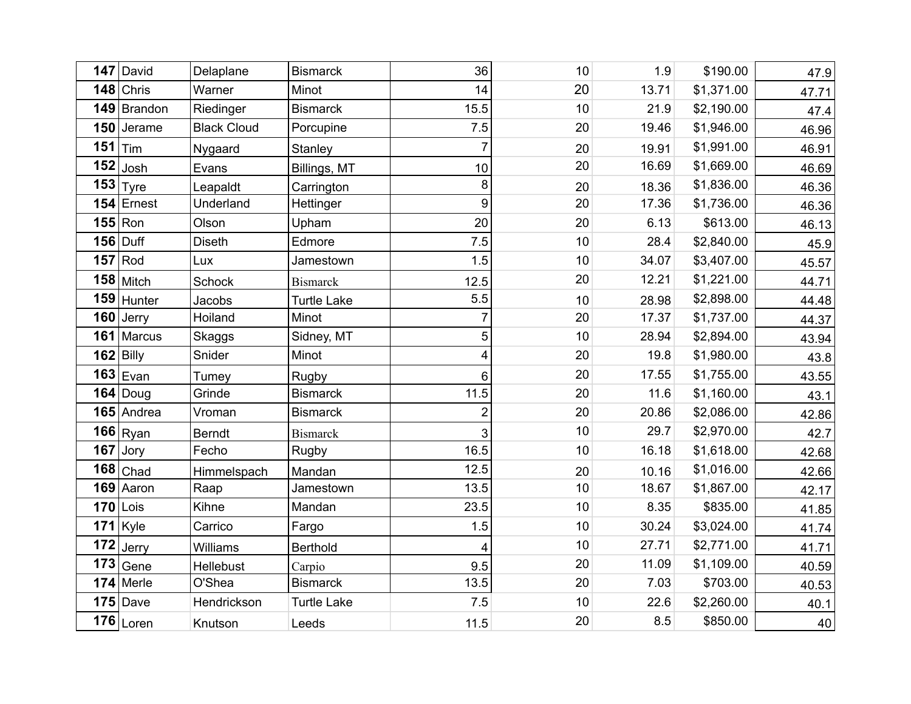| | | | | | | | | |
|---|---|---|---|---|---|---|---|---|
| **147** | David | Delaplane | Bismarck | 36 | 10 | 1.9 | $190.00 | 47.9 |
| **148** | Chris | Warner | Minot | 14 | 20 | 13.71 | $1,371.00 | 47.71 |
| **149** | Brandon | Riedinger | Bismarck | 15.5 | 10 | 21.9 | $2,190.00 | 47.4 |
| **150** | Jerame | Black Cloud | Porcupine | 7.5 | 20 | 19.46 | $1,946.00 | 46.96 |
| **151** | Tim | Nygaard | Stanley | 7 | 20 | 19.91 | $1,991.00 | 46.91 |
| **152** | Josh | Evans | Billings, MT | 10 | 20 | 16.69 | $1,669.00 | 46.69 |
| **153** | Tyre | Leapaldt | Carrington | 8 | 20 | 18.36 | $1,836.00 | 46.36 |
| **154** | Ernest | Underland | Hettinger | 9 | 20 | 17.36 | $1,736.00 | 46.36 |
| **155** | Ron | Olson | Upham | 20 | 20 | 6.13 | $613.00 | 46.13 |
| **156** | Duff | Diseth | Edmore | 7.5 | 10 | 28.4 | $2,840.00 | 45.9 |
| **157** | Rod | Lux | Jamestown | 1.5 | 10 | 34.07 | $3,407.00 | 45.57 |
| **158** | Mitch | Schock | Bismarck | 12.5 | 20 | 12.21 | $1,221.00 | 44.71 |
| **159** | Hunter | Jacobs | Turtle Lake | 5.5 | 10 | 28.98 | $2,898.00 | 44.48 |
| **160** | Jerry | Hoiland | Minot | 7 | 20 | 17.37 | $1,737.00 | 44.37 |
| **161** | Marcus | Skaggs | Sidney, MT | 5 | 10 | 28.94 | $2,894.00 | 43.94 |
| **162** | Billy | Snider | Minot | 4 | 20 | 19.8 | $1,980.00 | 43.8 |
| **163** | Evan | Tumey | Rugby | 6 | 20 | 17.55 | $1,755.00 | 43.55 |
| **164** | Doug | Grinde | Bismarck | 11.5 | 20 | 11.6 | $1,160.00 | 43.1 |
| **165** | Andrea | Vroman | Bismarck | 2 | 20 | 20.86 | $2,086.00 | 42.86 |
| **166** | Ryan | Berndt | Bismarck | 3 | 10 | 29.7 | $2,970.00 | 42.7 |
| **167** | Jory | Fecho | Rugby | 16.5 | 10 | 16.18 | $1,618.00 | 42.68 |
| **168** | Chad | Himmelspach | Mandan | 12.5 | 20 | 10.16 | $1,016.00 | 42.66 |
| **169** | Aaron | Raap | Jamestown | 13.5 | 10 | 18.67 | $1,867.00 | 42.17 |
| **170** | Lois | Kihne | Mandan | 23.5 | 10 | 8.35 | $835.00 | 41.85 |
| **171** | Kyle | Carrico | Fargo | 1.5 | 10 | 30.24 | $3,024.00 | 41.74 |
| **172** | Jerry | Williams | Berthold | 4 | 10 | 27.71 | $2,771.00 | 41.71 |
| **173** | Gene | Hellebust | Carpio | 9.5 | 20 | 11.09 | $1,109.00 | 40.59 |
| **174** | Merle | O'Shea | Bismarck | 13.5 | 20 | 7.03 | $703.00 | 40.53 |
| **175** | Dave | Hendrickson | Turtle Lake | 7.5 | 10 | 22.6 | $2,260.00 | 40.1 |
| **176** | Loren | Knutson | Leeds | 11.5 | 20 | 8.5 | $850.00 | 40 |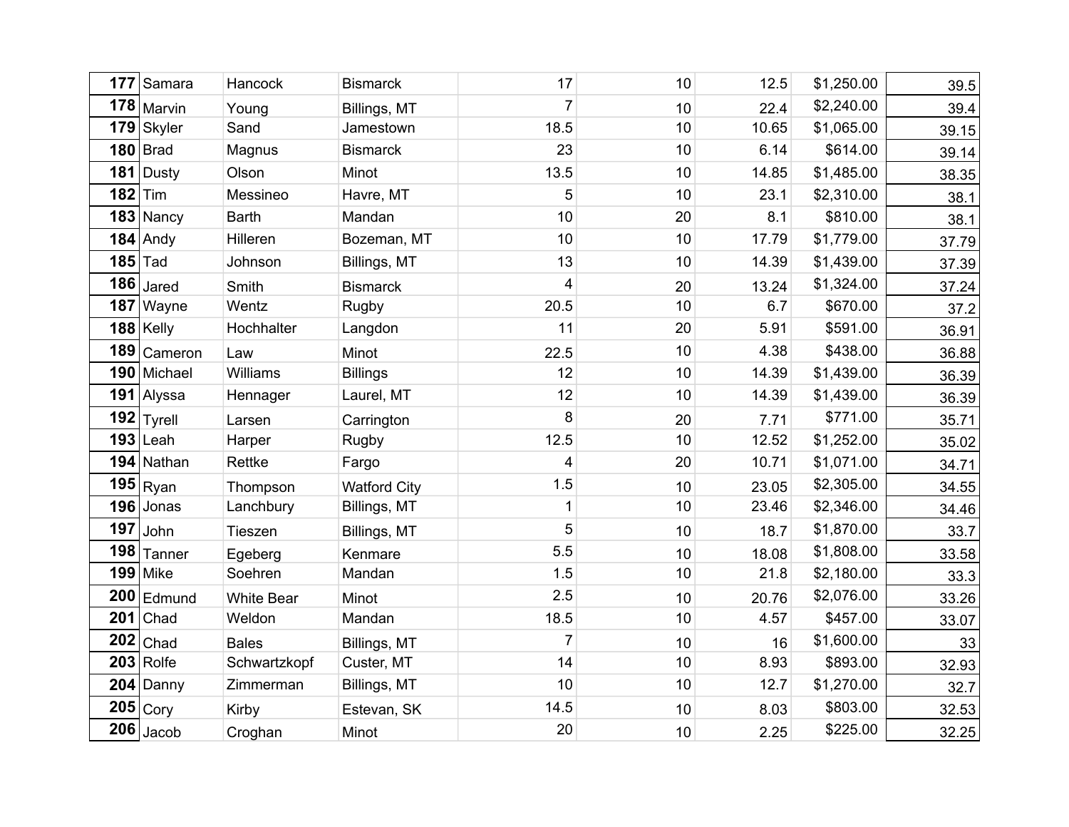| | | | | | | | | |
|---|---|---|---|---|---|---|---|---|
| **177** | Samara | Hancock | Bismarck | 17 | 10 | 12.5 | $1,250.00 | 39.5 |
| **178** | Marvin | Young | Billings, MT | 7 | 10 | 22.4 | $2,240.00 | 39.4 |
| **179** | Skyler | Sand | Jamestown | 18.5 | 10 | 10.65 | $1,065.00 | 39.15 |
| **180** | Brad | Magnus | Bismarck | 23 | 10 | 6.14 | $614.00 | 39.14 |
| **181** | Dusty | Olson | Minot | 13.5 | 10 | 14.85 | $1,485.00 | 38.35 |
| **182** | Tim | Messineo | Havre, MT | 5 | 10 | 23.1 | $2,310.00 | 38.1 |
| **183** | Nancy | Barth | Mandan | 10 | 20 | 8.1 | $810.00 | 38.1 |
| **184** | Andy | Hilleren | Bozeman, MT | 10 | 10 | 17.79 | $1,779.00 | 37.79 |
| **185** | Tad | Johnson | Billings, MT | 13 | 10 | 14.39 | $1,439.00 | 37.39 |
| **186** | Jared | Smith | Bismarck | 4 | 20 | 13.24 | $1,324.00 | 37.24 |
| **187** | Wayne | Wentz | Rugby | 20.5 | 10 | 6.7 | $670.00 | 37.2 |
| **188** | Kelly | Hochhalter | Langdon | 11 | 20 | 5.91 | $591.00 | 36.91 |
| **189** | Cameron | Law | Minot | 22.5 | 10 | 4.38 | $438.00 | 36.88 |
| **190** | Michael | Williams | Billings | 12 | 10 | 14.39 | $1,439.00 | 36.39 |
| **191** | Alyssa | Hennager | Laurel, MT | 12 | 10 | 14.39 | $1,439.00 | 36.39 |
| **192** | Tyrell | Larsen | Carrington | 8 | 20 | 7.71 | $771.00 | 35.71 |
| **193** | Leah | Harper | Rugby | 12.5 | 10 | 12.52 | $1,252.00 | 35.02 |
| **194** | Nathan | Rettke | Fargo | 4 | 20 | 10.71 | $1,071.00 | 34.71 |
| **195** | Ryan | Thompson | Watford City | 1.5 | 10 | 23.05 | $2,305.00 | 34.55 |
| **196** | Jonas | Lanchbury | Billings, MT | 1 | 10 | 23.46 | $2,346.00 | 34.46 |
| **197** | John | Tieszen | Billings, MT | 5 | 10 | 18.7 | $1,870.00 | 33.7 |
| **198** | Tanner | Egeberg | Kenmare | 5.5 | 10 | 18.08 | $1,808.00 | 33.58 |
| **199** | Mike | Soehren | Mandan | 1.5 | 10 | 21.8 | $2,180.00 | 33.3 |
| **200** | Edmund | White Bear | Minot | 2.5 | 10 | 20.76 | $2,076.00 | 33.26 |
| **201** | Chad | Weldon | Mandan | 18.5 | 10 | 4.57 | $457.00 | 33.07 |
| **202** | Chad | Bales | Billings, MT | 7 | 10 | 16 | $1,600.00 | 33 |
| **203** | Rolfe | Schwartzkopf | Custer, MT | 14 | 10 | 8.93 | $893.00 | 32.93 |
| **204** | Danny | Zimmerman | Billings, MT | 10 | 10 | 12.7 | $1,270.00 | 32.7 |
| **205** | Cory | Kirby | Estevan, SK | 14.5 | 10 | 8.03 | $803.00 | 32.53 |
| **206** | Jacob | Croghan | Minot | 20 | 10 | 2.25 | $225.00 | 32.25 |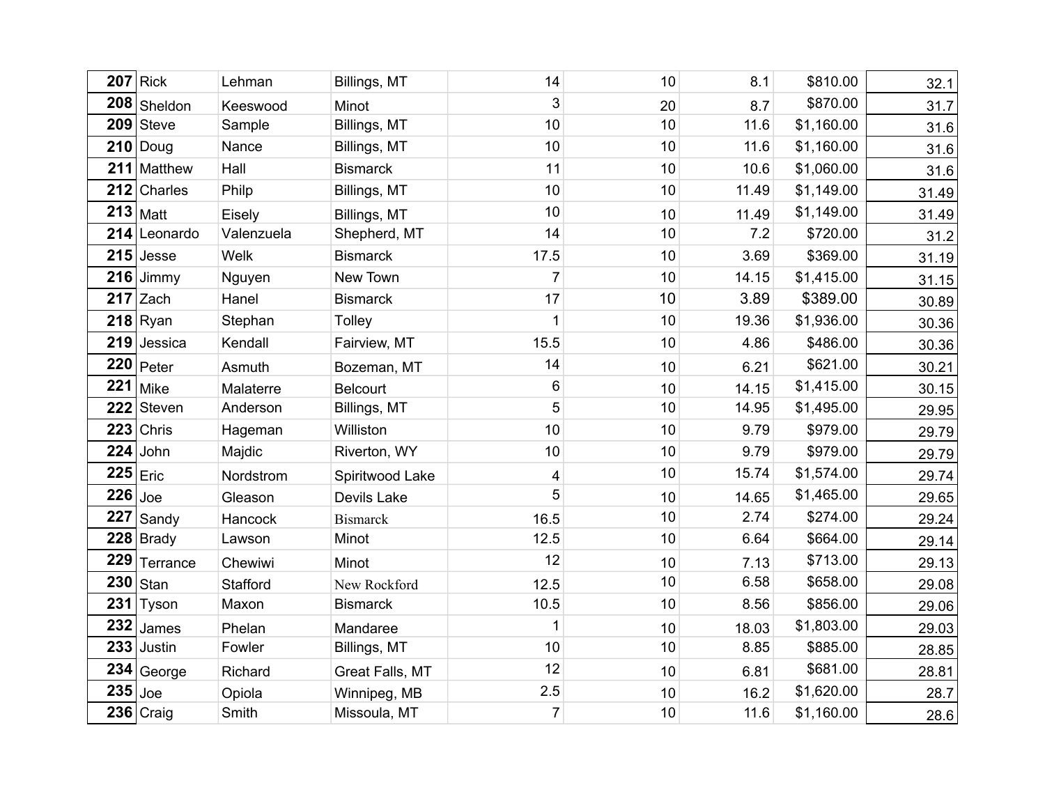| | | | | | | | | |
|---|---|---|---|---|---|---|---|---|
| **207** | Rick | Lehman | Billings, MT | 14 | 10 | 8.1 | $810.00 | 32.1 |
| **208** | Sheldon | Keeswood | Minot | 3 | 20 | 8.7 | $870.00 | 31.7 |
| **209** | Steve | Sample | Billings, MT | 10 | 10 | 11.6 | $1,160.00 | 31.6 |
| **210** | Doug | Nance | Billings, MT | 10 | 10 | 11.6 | $1,160.00 | 31.6 |
| **211** | Matthew | Hall | Bismarck | 11 | 10 | 10.6 | $1,060.00 | 31.6 |
| **212** | Charles | Philp | Billings, MT | 10 | 10 | 11.49 | $1,149.00 | 31.49 |
| **213** | Matt | Eisely | Billings, MT | 10 | 10 | 11.49 | $1,149.00 | 31.49 |
| **214** | Leonardo | Valenzuela | Shepherd, MT | 14 | 10 | 7.2 | $720.00 | 31.2 |
| **215** | Jesse | Welk | Bismarck | 17.5 | 10 | 3.69 | $369.00 | 31.19 |
| **216** | Jimmy | Nguyen | New Town | 7 | 10 | 14.15 | $1,415.00 | 31.15 |
| **217** | Zach | Hanel | Bismarck | 17 | 10 | 3.89 | $389.00 | 30.89 |
| **218** | Ryan | Stephan | Tolley | 1 | 10 | 19.36 | $1,936.00 | 30.36 |
| **219** | Jessica | Kendall | Fairview, MT | 15.5 | 10 | 4.86 | $486.00 | 30.36 |
| **220** | Peter | Asmuth | Bozeman, MT | 14 | 10 | 6.21 | $621.00 | 30.21 |
| **221** | Mike | Malaterre | Belcourt | 6 | 10 | 14.15 | $1,415.00 | 30.15 |
| **222** | Steven | Anderson | Billings, MT | 5 | 10 | 14.95 | $1,495.00 | 29.95 |
| **223** | Chris | Hageman | Williston | 10 | 10 | 9.79 | $979.00 | 29.79 |
| **224** | John | Majdic | Riverton, WY | 10 | 10 | 9.79 | $979.00 | 29.79 |
| **225** | Eric | Nordstrom | Spiritwood Lake | 4 | 10 | 15.74 | $1,574.00 | 29.74 |
| **226** | Joe | Gleason | Devils Lake | 5 | 10 | 14.65 | $1,465.00 | 29.65 |
| **227** | Sandy | Hancock | Bismarck | 16.5 | 10 | 2.74 | $274.00 | 29.24 |
| **228** | Brady | Lawson | Minot | 12.5 | 10 | 6.64 | $664.00 | 29.14 |
| **229** | Terrance | Chewiwi | Minot | 12 | 10 | 7.13 | $713.00 | 29.13 |
| **230** | Stan | Stafford | New Rockford | 12.5 | 10 | 6.58 | $658.00 | 29.08 |
| **231** | Tyson | Maxon | Bismarck | 10.5 | 10 | 8.56 | $856.00 | 29.06 |
| **232** | James | Phelan | Mandaree | 1 | 10 | 18.03 | $1,803.00 | 29.03 |
| **233** | Justin | Fowler | Billings, MT | 10 | 10 | 8.85 | $885.00 | 28.85 |
| **234** | George | Richard | Great Falls, MT | 12 | 10 | 6.81 | $681.00 | 28.81 |
| **235** | Joe | Opiola | Winnipeg, MB | 2.5 | 10 | 16.2 | $1,620.00 | 28.7 |
| **236** | Craig | Smith | Missoula, MT | 7 | 10 | 11.6 | $1,160.00 | 28.6 |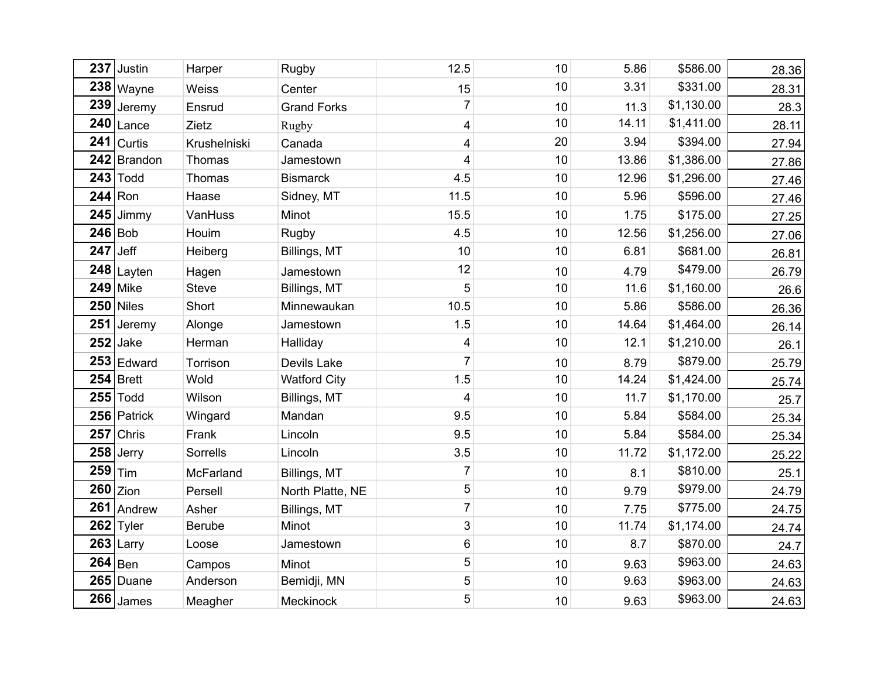| | | | | | | | | |
|---|---|---|---|---|---|---|---|---|
| **237** | Justin | Harper | Rugby | 12.5 | 10 | 5.86 | $586.00 | 28.36 |
| **238** | Wayne | Weiss | Center | 15 | 10 | 3.31 | $331.00 | 28.31 |
| **239** | Jeremy | Ensrud | Grand Forks | 7 | 10 | 11.3 | $1,130.00 | 28.3 |
| **240** | Lance | Zietz | Rugby | 4 | 10 | 14.11 | $1,411.00 | 28.11 |
| **241** | Curtis | Krushelniski | Canada | 4 | 20 | 3.94 | $394.00 | 27.94 |
| **242** | Brandon | Thomas | Jamestown | 4 | 10 | 13.86 | $1,386.00 | 27.86 |
| **243** | Todd | Thomas | Bismarck | 4.5 | 10 | 12.96 | $1,296.00 | 27.46 |
| **244** | Ron | Haase | Sidney, MT | 11.5 | 10 | 5.96 | $596.00 | 27.46 |
| **245** | Jimmy | VanHuss | Minot | 15.5 | 10 | 1.75 | $175.00 | 27.25 |
| **246** | Bob | Houim | Rugby | 4.5 | 10 | 12.56 | $1,256.00 | 27.06 |
| **247** | Jeff | Heiberg | Billings, MT | 10 | 10 | 6.81 | $681.00 | 26.81 |
| **248** | Layten | Hagen | Jamestown | 12 | 10 | 4.79 | $479.00 | 26.79 |
| **249** | Mike | Steve | Billings, MT | 5 | 10 | 11.6 | $1,160.00 | 26.6 |
| **250** | Niles | Short | Minnewaukan | 10.5 | 10 | 5.86 | $586.00 | 26.36 |
| **251** | Jeremy | Alonge | Jamestown | 1.5 | 10 | 14.64 | $1,464.00 | 26.14 |
| **252** | Jake | Herman | Halliday | 4 | 10 | 12.1 | $1,210.00 | 26.1 |
| **253** | Edward | Torrison | Devils Lake | 7 | 10 | 8.79 | $879.00 | 25.79 |
| **254** | Brett | Wold | Watford City | 1.5 | 10 | 14.24 | $1,424.00 | 25.74 |
| **255** | Todd | Wilson | Billings, MT | 4 | 10 | 11.7 | $1,170.00 | 25.7 |
| **256** | Patrick | Wingard | Mandan | 9.5 | 10 | 5.84 | $584.00 | 25.34 |
| **257** | Chris | Frank | Lincoln | 9.5 | 10 | 5.84 | $584.00 | 25.34 |
| **258** | Jerry | Sorrells | Lincoln | 3.5 | 10 | 11.72 | $1,172.00 | 25.22 |
| **259** | Tim | McFarland | Billings, MT | 7 | 10 | 8.1 | $810.00 | 25.1 |
| **260** | Zion | Persell | North Platte, NE | 5 | 10 | 9.79 | $979.00 | 24.79 |
| **261** | Andrew | Asher | Billings, MT | 7 | 10 | 7.75 | $775.00 | 24.75 |
| **262** | Tyler | Berube | Minot | 3 | 10 | 11.74 | $1,174.00 | 24.74 |
| **263** | Larry | Loose | Jamestown | 6 | 10 | 8.7 | $870.00 | 24.7 |
| **264** | Ben | Campos | Minot | 5 | 10 | 9.63 | $963.00 | 24.63 |
| **265** | Duane | Anderson | Bemidji, MN | 5 | 10 | 9.63 | $963.00 | 24.63 |
| **266** | James | Meagher | Meckinock | 5 | 10 | 9.63 | $963.00 | 24.63 |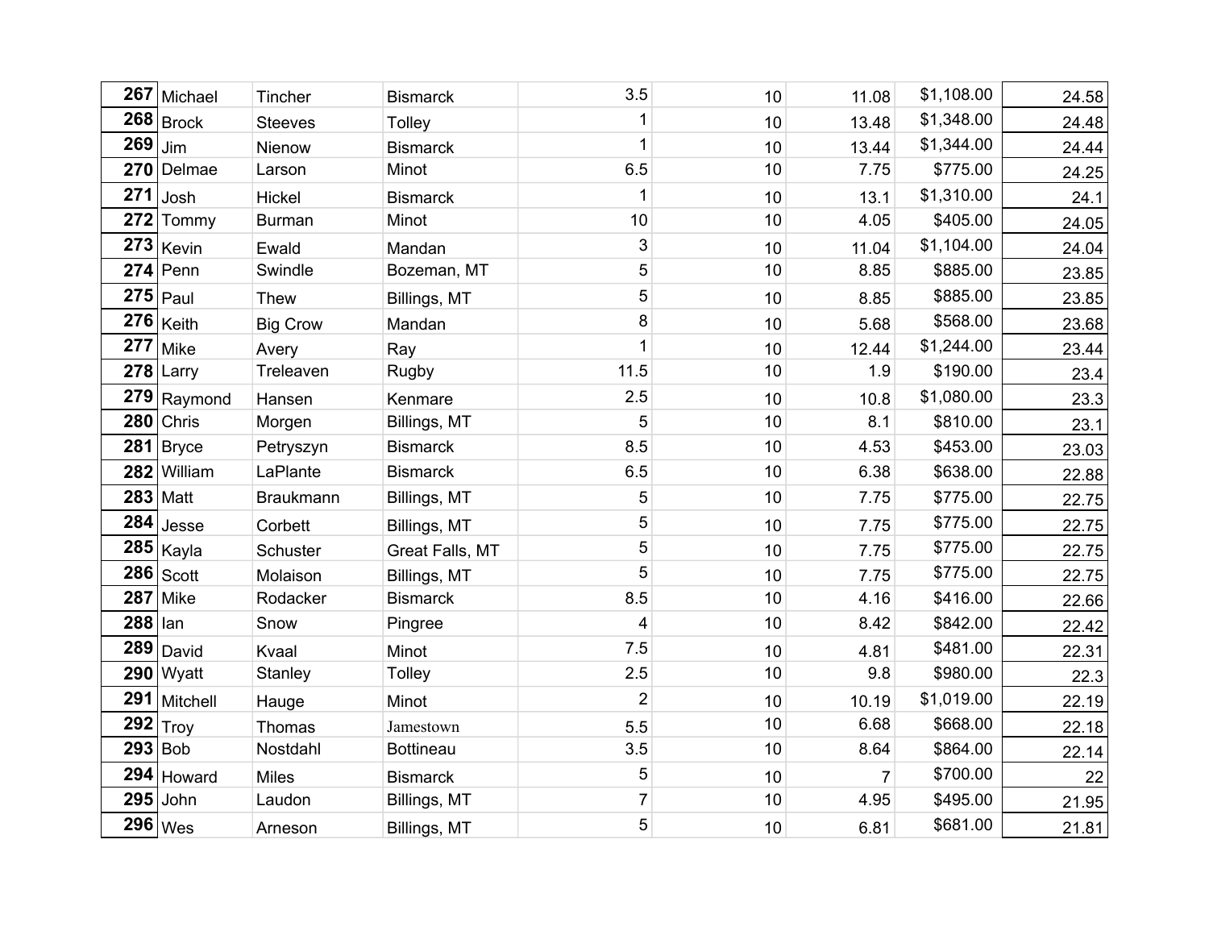| | | | | | | | | |
|---|---|---|---|---|---|---|---|---|
| **267** | Michael | Tincher | Bismarck | 3.5 | 10 | 11.08 | $1,108.00 | 24.58 |
| **268** | Brock | Steeves | Tolley | 1 | 10 | 13.48 | $1,348.00 | 24.48 |
| **269** | Jim | Nienow | Bismarck | 1 | 10 | 13.44 | $1,344.00 | 24.44 |
| **270** | Delmae | Larson | Minot | 6.5 | 10 | 7.75 | $775.00 | 24.25 |
| **271** | Josh | Hickel | Bismarck | 1 | 10 | 13.1 | $1,310.00 | 24.1 |
| **272** | Tommy | Burman | Minot | 10 | 10 | 4.05 | $405.00 | 24.05 |
| **273** | Kevin | Ewald | Mandan | 3 | 10 | 11.04 | $1,104.00 | 24.04 |
| **274** | Penn | Swindle | Bozeman, MT | 5 | 10 | 8.85 | $885.00 | 23.85 |
| **275** | Paul | Thew | Billings, MT | 5 | 10 | 8.85 | $885.00 | 23.85 |
| **276** | Keith | Big Crow | Mandan | 8 | 10 | 5.68 | $568.00 | 23.68 |
| **277** | Mike | Avery | Ray | 1 | 10 | 12.44 | $1,244.00 | 23.44 |
| **278** | Larry | Treleaven | Rugby | 11.5 | 10 | 1.9 | $190.00 | 23.4 |
| **279** | Raymond | Hansen | Kenmare | 2.5 | 10 | 10.8 | $1,080.00 | 23.3 |
| **280** | Chris | Morgen | Billings, MT | 5 | 10 | 8.1 | $810.00 | 23.1 |
| **281** | Bryce | Petryszyn | Bismarck | 8.5 | 10 | 4.53 | $453.00 | 23.03 |
| **282** | William | LaPlante | Bismarck | 6.5 | 10 | 6.38 | $638.00 | 22.88 |
| **283** | Matt | Braukmann | Billings, MT | 5 | 10 | 7.75 | $775.00 | 22.75 |
| **284** | Jesse | Corbett | Billings, MT | 5 | 10 | 7.75 | $775.00 | 22.75 |
| **285** | Kayla | Schuster | Great Falls, MT | 5 | 10 | 7.75 | $775.00 | 22.75 |
| **286** | Scott | Molaison | Billings, MT | 5 | 10 | 7.75 | $775.00 | 22.75 |
| **287** | Mike | Rodacker | Bismarck | 8.5 | 10 | 4.16 | $416.00 | 22.66 |
| **288** | Ian | Snow | Pingree | 4 | 10 | 8.42 | $842.00 | 22.42 |
| **289** | David | Kvaal | Minot | 7.5 | 10 | 4.81 | $481.00 | 22.31 |
| **290** | Wyatt | Stanley | Tolley | 2.5 | 10 | 9.8 | $980.00 | 22.3 |
| **291** | Mitchell | Hauge | Minot | 2 | 10 | 10.19 | $1,019.00 | 22.19 |
| **292** | Troy | Thomas | Jamestown | 5.5 | 10 | 6.68 | $668.00 | 22.18 |
| **293** | Bob | Nostdahl | Bottineau | 3.5 | 10 | 8.64 | $864.00 | 22.14 |
| **294** | Howard | Miles | Bismarck | 5 | 10 | 7 | $700.00 | 22 |
| **295** | John | Laudon | Billings, MT | 7 | 10 | 4.95 | $495.00 | 21.95 |
| **296** | Wes | Arneson | Billings, MT | 5 | 10 | 6.81 | $681.00 | 21.81 |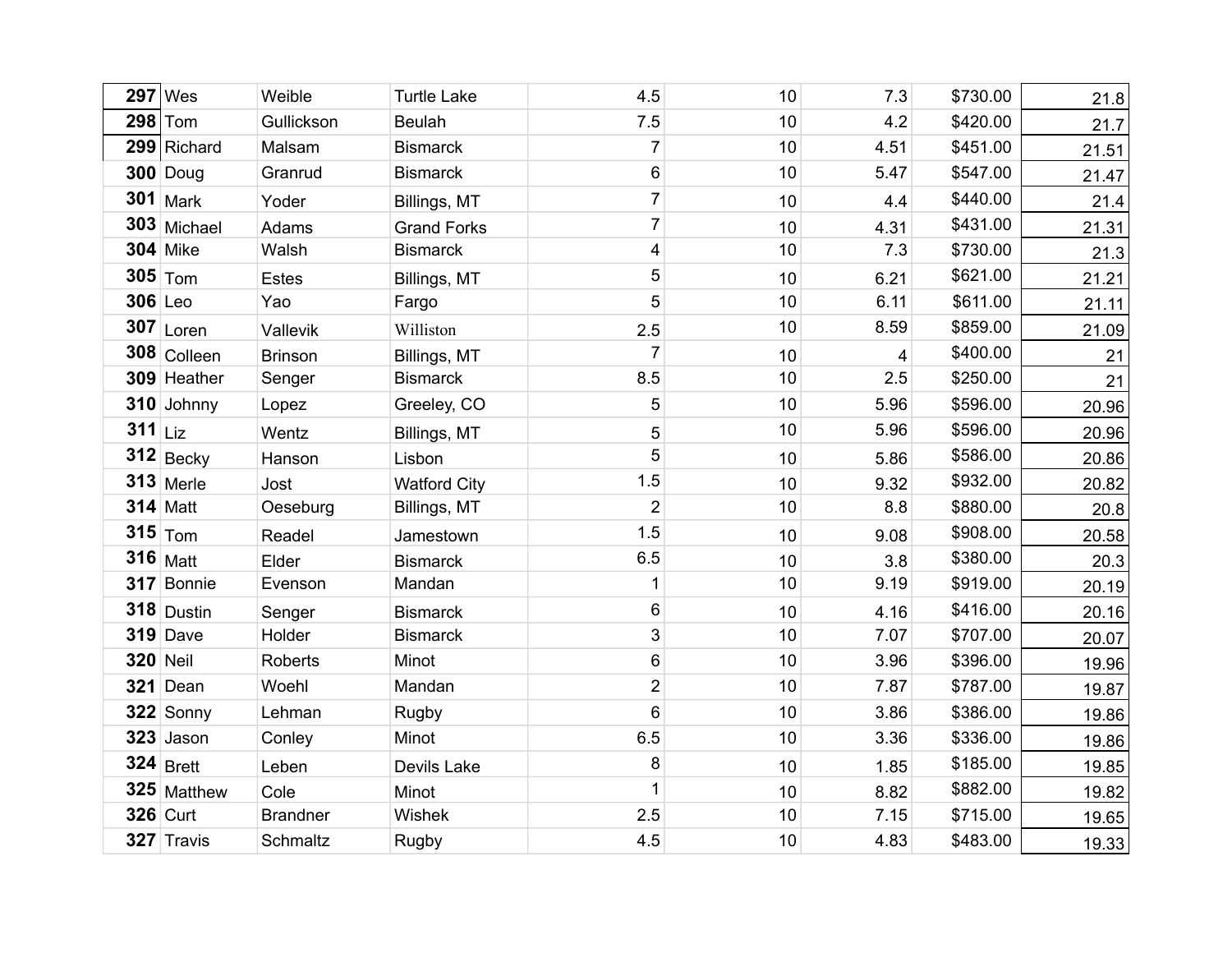| | | | | | | | | |
|---|---|---|---|---|---|---|---|---|
| **297** | Wes | Weible | Turtle Lake | 4.5 | 10 | 7.3 | $730.00 | 21.8 |
| **298** | Tom | Gullickson | Beulah | 7.5 | 10 | 4.2 | $420.00 | 21.7 |
| **299** | Richard | Malsam | Bismarck | 7 | 10 | 4.51 | $451.00 | 21.51 |
| **300** | Doug | Granrud | Bismarck | 6 | 10 | 5.47 | $547.00 | 21.47 |
| **301** | Mark | Yoder | Billings, MT | 7 | 10 | 4.4 | $440.00 | 21.4 |
| **303** | Michael | Adams | Grand Forks | 7 | 10 | 4.31 | $431.00 | 21.31 |
| **304** | Mike | Walsh | Bismarck | 4 | 10 | 7.3 | $730.00 | 21.3 |
| **305** | Tom | Estes | Billings, MT | 5 | 10 | 6.21 | $621.00 | 21.21 |
| **306** | Leo | Yao | Fargo | 5 | 10 | 6.11 | $611.00 | 21.11 |
| **307** | Loren | Vallevik | Williston | 2.5 | 10 | 8.59 | $859.00 | 21.09 |
| **308** | Colleen | Brinson | Billings, MT | 7 | 10 | 4 | $400.00 | 21 |
| **309** | Heather | Senger | Bismarck | 8.5 | 10 | 2.5 | $250.00 | 21 |
| **310** | Johnny | Lopez | Greeley, CO | 5 | 10 | 5.96 | $596.00 | 20.96 |
| **311** | Liz | Wentz | Billings, MT | 5 | 10 | 5.96 | $596.00 | 20.96 |
| **312** | Becky | Hanson | Lisbon | 5 | 10 | 5.86 | $586.00 | 20.86 |
| **313** | Merle | Jost | Watford City | 1.5 | 10 | 9.32 | $932.00 | 20.82 |
| **314** | Matt | Oeseburg | Billings, MT | 2 | 10 | 8.8 | $880.00 | 20.8 |
| **315** | Tom | Readel | Jamestown | 1.5 | 10 | 9.08 | $908.00 | 20.58 |
| **316** | Matt | Elder | Bismarck | 6.5 | 10 | 3.8 | $380.00 | 20.3 |
| **317** | Bonnie | Evenson | Mandan | 1 | 10 | 9.19 | $919.00 | 20.19 |
| **318** | Dustin | Senger | Bismarck | 6 | 10 | 4.16 | $416.00 | 20.16 |
| **319** | Dave | Holder | Bismarck | 3 | 10 | 7.07 | $707.00 | 20.07 |
| **320** | Neil | Roberts | Minot | 6 | 10 | 3.96 | $396.00 | 19.96 |
| **321** | Dean | Woehl | Mandan | 2 | 10 | 7.87 | $787.00 | 19.87 |
| **322** | Sonny | Lehman | Rugby | 6 | 10 | 3.86 | $386.00 | 19.86 |
| **323** | Jason | Conley | Minot | 6.5 | 10 | 3.36 | $336.00 | 19.86 |
| **324** | Brett | Leben | Devils Lake | 8 | 10 | 1.85 | $185.00 | 19.85 |
| **325** | Matthew | Cole | Minot | 1 | 10 | 8.82 | $882.00 | 19.82 |
| **326** | Curt | Brandner | Wishek | 2.5 | 10 | 7.15 | $715.00 | 19.65 |
| **327** | Travis | Schmaltz | Rugby | 4.5 | 10 | 4.83 | $483.00 | 19.33 |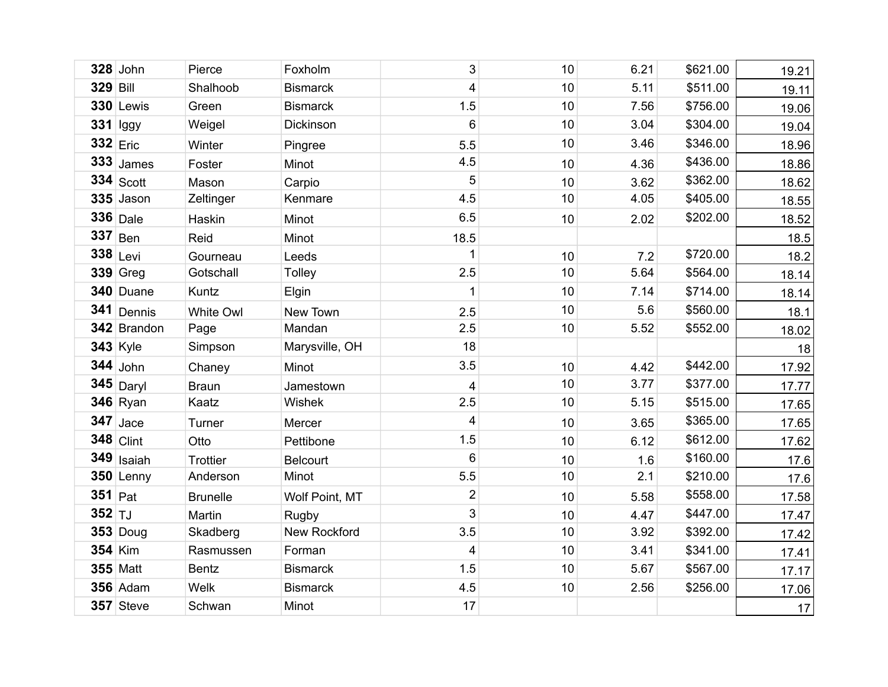| | | | | | | | | |
|---|---|---|---|---|---|---|---|---|
| **328** | John | Pierce | Foxholm | 3 | 10 | 6.21 | $621.00 | 19.21 |
| **329** | Bill | Shalhoob | Bismarck | 4 | 10 | 5.11 | $511.00 | 19.11 |
| **330** | Lewis | Green | Bismarck | 1.5 | 10 | 7.56 | $756.00 | 19.06 |
| **331** | Iggy | Weigel | Dickinson | 6 | 10 | 3.04 | $304.00 | 19.04 |
| **332** | Eric | Winter | Pingree | 5.5 | 10 | 3.46 | $346.00 | 18.96 |
| **333** | James | Foster | Minot | 4.5 | 10 | 4.36 | $436.00 | 18.86 |
| **334** | Scott | Mason | Carpio | 5 | 10 | 3.62 | $362.00 | 18.62 |
| **335** | Jason | Zeltinger | Kenmare | 4.5 | 10 | 4.05 | $405.00 | 18.55 |
| **336** | Dale | Haskin | Minot | 6.5 | 10 | 2.02 | $202.00 | 18.52 |
| **337** | Ben | Reid | Minot | 18.5 | | | | 18.5 |
| **338** | Levi | Gourneau | Leeds | 1 | 10 | 7.2 | $720.00 | 18.2 |
| **339** | Greg | Gotschall | Tolley | 2.5 | 10 | 5.64 | $564.00 | 18.14 |
| **340** | Duane | Kuntz | Elgin | 1 | 10 | 7.14 | $714.00 | 18.14 |
| **341** | Dennis | White Owl | New Town | 2.5 | 10 | 5.6 | $560.00 | 18.1 |
| **342** | Brandon | Page | Mandan | 2.5 | 10 | 5.52 | $552.00 | 18.02 |
| **343** | Kyle | Simpson | Marysville, OH | 18 | | | | 18 |
| **344** | John | Chaney | Minot | 3.5 | 10 | 4.42 | $442.00 | 17.92 |
| **345** | Daryl | Braun | Jamestown | 4 | 10 | 3.77 | $377.00 | 17.77 |
| **346** | Ryan | Kaatz | Wishek | 2.5 | 10 | 5.15 | $515.00 | 17.65 |
| **347** | Jace | Turner | Mercer | 4 | 10 | 3.65 | $365.00 | 17.65 |
| **348** | Clint | Otto | Pettibone | 1.5 | 10 | 6.12 | $612.00 | 17.62 |
| **349** | Isaiah | Trottier | Belcourt | 6 | 10 | 1.6 | $160.00 | 17.6 |
| **350** | Lenny | Anderson | Minot | 5.5 | 10 | 2.1 | $210.00 | 17.6 |
| **351** | Pat | Brunelle | Wolf Point, MT | 2 | 10 | 5.58 | $558.00 | 17.58 |
| **352** | TJ | Martin | Rugby | 3 | 10 | 4.47 | $447.00 | 17.47 |
| **353** | Doug | Skadberg | New Rockford | 3.5 | 10 | 3.92 | $392.00 | 17.42 |
| **354** | Kim | Rasmussen | Forman | 4 | 10 | 3.41 | $341.00 | 17.41 |
| **355** | Matt | Bentz | Bismarck | 1.5 | 10 | 5.67 | $567.00 | 17.17 |
| **356** | Adam | Welk | Bismarck | 4.5 | 10 | 2.56 | $256.00 | 17.06 |
| **357** | Steve | Schwan | Minot | 17 | | | | 17 |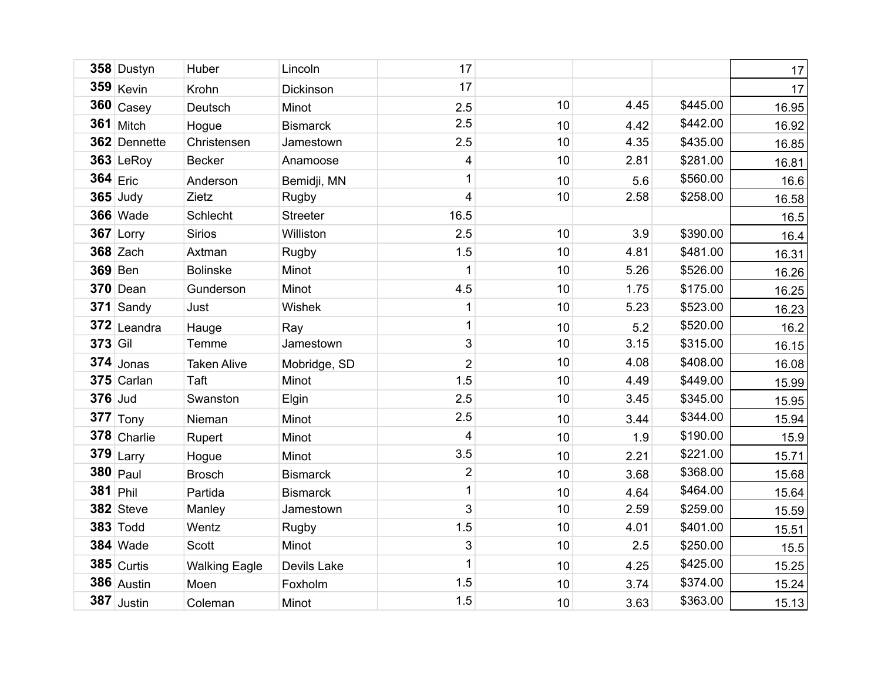| | | | | | | | | |
|---|---|---|---|---|---|---|---|---|
| **358** | Dustyn | Huber | Lincoln | 17 | | | | 17 |
| **359** | Kevin | Krohn | Dickinson | 17 | | | | 17 |
| **360** | Casey | Deutsch | Minot | 2.5 | 10 | 4.45 | $445.00 | 16.95 |
| **361** | Mitch | Hogue | Bismarck | 2.5 | 10 | 4.42 | $442.00 | 16.92 |
| **362** | Dennette | Christensen | Jamestown | 2.5 | 10 | 4.35 | $435.00 | 16.85 |
| **363** | LeRoy | Becker | Anamoose | 4 | 10 | 2.81 | $281.00 | 16.81 |
| **364** | Eric | Anderson | Bemidji, MN | 1 | 10 | 5.6 | $560.00 | 16.6 |
| **365** | Judy | Zietz | Rugby | 4 | 10 | 2.58 | $258.00 | 16.58 |
| **366** | Wade | Schlecht | Streeter | 16.5 | | | | 16.5 |
| **367** | Lorry | Sirios | Williston | 2.5 | 10 | 3.9 | $390.00 | 16.4 |
| **368** | Zach | Axtman | Rugby | 1.5 | 10 | 4.81 | $481.00 | 16.31 |
| **369** | Ben | Bolinske | Minot | 1 | 10 | 5.26 | $526.00 | 16.26 |
| **370** | Dean | Gunderson | Minot | 4.5 | 10 | 1.75 | $175.00 | 16.25 |
| **371** | Sandy | Just | Wishek | 1 | 10 | 5.23 | $523.00 | 16.23 |
| **372** | Leandra | Hauge | Ray | 1 | 10 | 5.2 | $520.00 | 16.2 |
| **373** | Gil | Temme | Jamestown | 3 | 10 | 3.15 | $315.00 | 16.15 |
| **374** | Jonas | Taken Alive | Mobridge, SD | 2 | 10 | 4.08 | $408.00 | 16.08 |
| **375** | Carlan | Taft | Minot | 1.5 | 10 | 4.49 | $449.00 | 15.99 |
| **376** | Jud | Swanston | Elgin | 2.5 | 10 | 3.45 | $345.00 | 15.95 |
| **377** | Tony | Nieman | Minot | 2.5 | 10 | 3.44 | $344.00 | 15.94 |
| **378** | Charlie | Rupert | Minot | 4 | 10 | 1.9 | $190.00 | 15.9 |
| **379** | Larry | Hogue | Minot | 3.5 | 10 | 2.21 | $221.00 | 15.71 |
| **380** | Paul | Brosch | Bismarck | 2 | 10 | 3.68 | $368.00 | 15.68 |
| **381** | Phil | Partida | Bismarck | 1 | 10 | 4.64 | $464.00 | 15.64 |
| **382** | Steve | Manley | Jamestown | 3 | 10 | 2.59 | $259.00 | 15.59 |
| **383** | Todd | Wentz | Rugby | 1.5 | 10 | 4.01 | $401.00 | 15.51 |
| **384** | Wade | Scott | Minot | 3 | 10 | 2.5 | $250.00 | 15.5 |
| **385** | Curtis | Walking Eagle | Devils Lake | 1 | 10 | 4.25 | $425.00 | 15.25 |
| **386** | Austin | Moen | Foxholm | 1.5 | 10 | 3.74 | $374.00 | 15.24 |
| **387** | Justin | Coleman | Minot | 1.5 | 10 | 3.63 | $363.00 | 15.13 |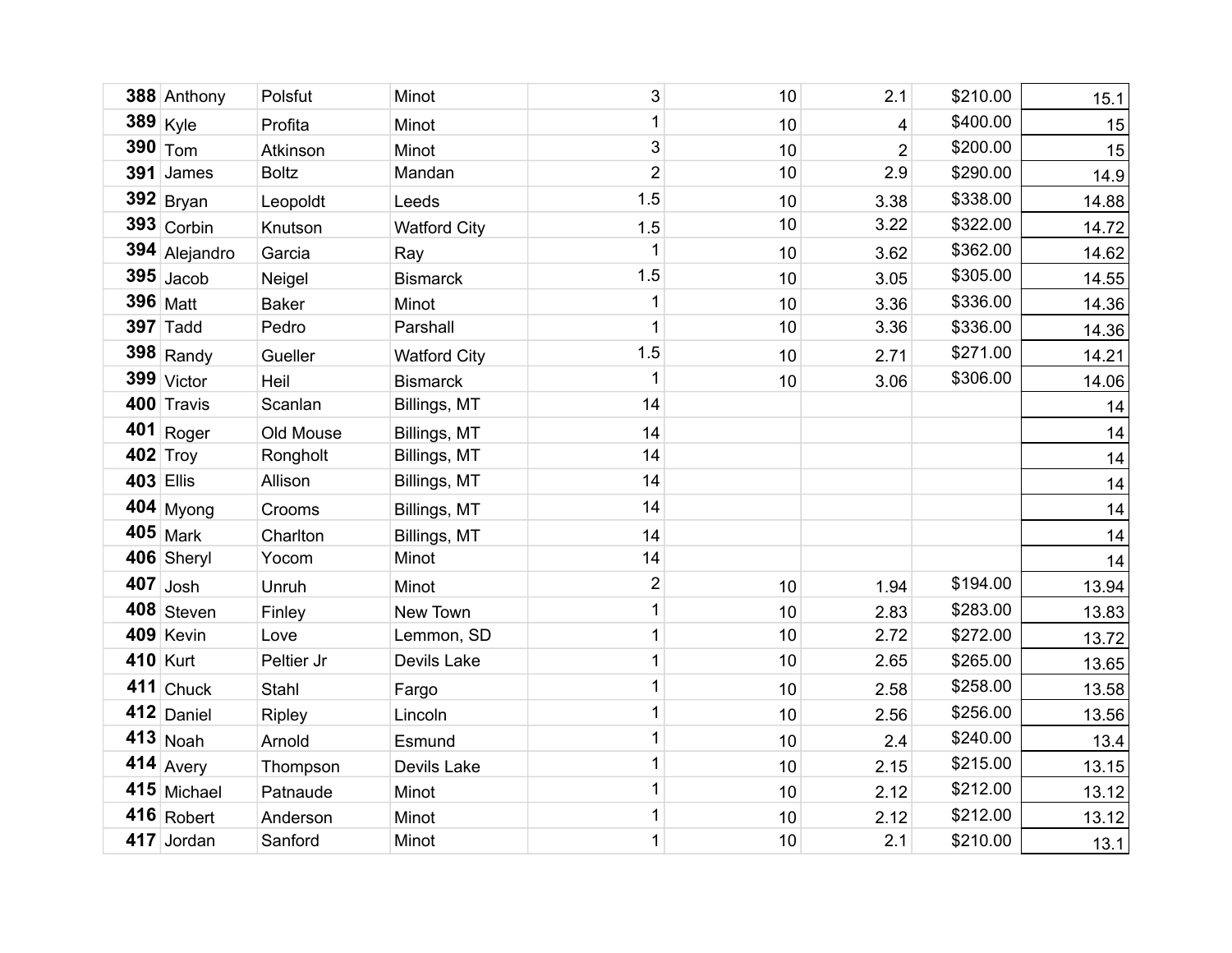| | | | | | | | | |
|---|---|---|---|---|---|---|---|---|
| **388** | Anthony | Polsfut | Minot | 3 | 10 | 2.1 | $210.00 | 15.1 |
| **389** | Kyle | Profita | Minot | 1 | 10 | 4 | $400.00 | 15 |
| **390** | Tom | Atkinson | Minot | 3 | 10 | 2 | $200.00 | 15 |
| **391** | James | Boltz | Mandan | 2 | 10 | 2.9 | $290.00 | 14.9 |
| **392** | Bryan | Leopoldt | Leeds | 1.5 | 10 | 3.38 | $338.00 | 14.88 |
| **393** | Corbin | Knutson | Watford City | 1.5 | 10 | 3.22 | $322.00 | 14.72 |
| **394** | Alejandro | Garcia | Ray | 1 | 10 | 3.62 | $362.00 | 14.62 |
| **395** | Jacob | Neigel | Bismarck | 1.5 | 10 | 3.05 | $305.00 | 14.55 |
| **396** | Matt | Baker | Minot | 1 | 10 | 3.36 | $336.00 | 14.36 |
| **397** | Tadd | Pedro | Parshall | 1 | 10 | 3.36 | $336.00 | 14.36 |
| **398** | Randy | Gueller | Watford City | 1.5 | 10 | 2.71 | $271.00 | 14.21 |
| **399** | Victor | Heil | Bismarck | 1 | 10 | 3.06 | $306.00 | 14.06 |
| **400** | Travis | Scanlan | Billings, MT | 14 | | | | 14 |
| **401** | Roger | Old Mouse | Billings, MT | 14 | | | | 14 |
| **402** | Troy | Rongholt | Billings, MT | 14 | | | | 14 |
| **403** | Ellis | Allison | Billings, MT | 14 | | | | 14 |
| **404** | Myong | Crooms | Billings, MT | 14 | | | | 14 |
| **405** | Mark | Charlton | Billings, MT | 14 | | | | 14 |
| **406** | Sheryl | Yocom | Minot | 14 | | | | 14 |
| **407** | Josh | Unruh | Minot | 2 | 10 | 1.94 | $194.00 | 13.94 |
| **408** | Steven | Finley | New Town | 1 | 10 | 2.83 | $283.00 | 13.83 |
| **409** | Kevin | Love | Lemmon, SD | 1 | 10 | 2.72 | $272.00 | 13.72 |
| **410** | Kurt | Peltier Jr | Devils Lake | 1 | 10 | 2.65 | $265.00 | 13.65 |
| **411** | Chuck | Stahl | Fargo | 1 | 10 | 2.58 | $258.00 | 13.58 |
| **412** | Daniel | Ripley | Lincoln | 1 | 10 | 2.56 | $256.00 | 13.56 |
| **413** | Noah | Arnold | Esmund | 1 | 10 | 2.4 | $240.00 | 13.4 |
| **414** | Avery | Thompson | Devils Lake | 1 | 10 | 2.15 | $215.00 | 13.15 |
| **415** | Michael | Patnaude | Minot | 1 | 10 | 2.12 | $212.00 | 13.12 |
| **416** | Robert | Anderson | Minot | 1 | 10 | 2.12 | $212.00 | 13.12 |
| **417** | Jordan | Sanford | Minot | 1 | 10 | 2.1 | $210.00 | 13.1 |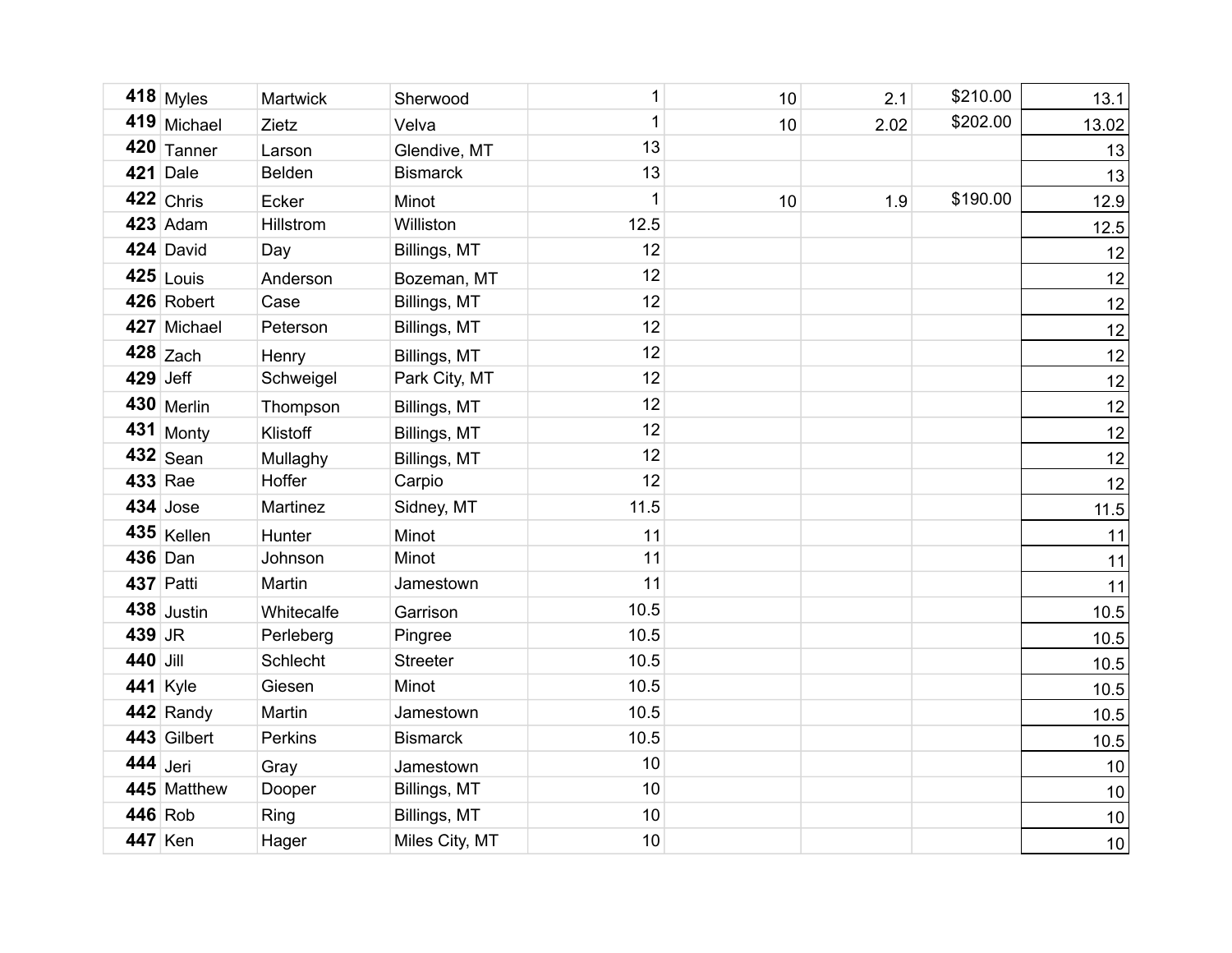| | | | | | | | | |
|---|---|---|---|---|---|---|---|---|
| **418** | Myles | Martwick | Sherwood | 1 | 10 | 2.1 | $210.00 | 13.1 |
| **419** | Michael | Zietz | Velva | 1 | 10 | 2.02 | $202.00 | 13.02 |
| **420** | Tanner | Larson | Glendive, MT | 13 | | | | 13 |
| **421** | Dale | Belden | Bismarck | 13 | | | | 13 |
| **422** | Chris | Ecker | Minot | 1 | 10 | 1.9 | $190.00 | 12.9 |
| **423** | Adam | Hillstrom | Williston | 12.5 | | | | 12.5 |
| **424** | David | Day | Billings, MT | 12 | | | | 12 |
| **425** | Louis | Anderson | Bozeman, MT | 12 | | | | 12 |
| **426** | Robert | Case | Billings, MT | 12 | | | | 12 |
| **427** | Michael | Peterson | Billings, MT | 12 | | | | 12 |
| **428** | Zach | Henry | Billings, MT | 12 | | | | 12 |
| **429** | Jeff | Schweigel | Park City, MT | 12 | | | | 12 |
| **430** | Merlin | Thompson | Billings, MT | 12 | | | | 12 |
| **431** | Monty | Klistoff | Billings, MT | 12 | | | | 12 |
| **432** | Sean | Mullaghy | Billings, MT | 12 | | | | 12 |
| **433** | Rae | Hoffer | Carpio | 12 | | | | 12 |
| **434** | Jose | Martinez | Sidney, MT | 11.5 | | | | 11.5 |
| **435** | Kellen | Hunter | Minot | 11 | | | | 11 |
| **436** | Dan | Johnson | Minot | 11 | | | | 11 |
| **437** | Patti | Martin | Jamestown | 11 | | | | 11 |
| **438** | Justin | Whitecalfe | Garrison | 10.5 | | | | 10.5 |
| **439** | JR | Perleberg | Pingree | 10.5 | | | | 10.5 |
| **440** | Jill | Schlecht | Streeter | 10.5 | | | | 10.5 |
| **441** | Kyle | Giesen | Minot | 10.5 | | | | 10.5 |
| **442** | Randy | Martin | Jamestown | 10.5 | | | | 10.5 |
| **443** | Gilbert | Perkins | Bismarck | 10.5 | | | | 10.5 |
| **444** | Jeri | Gray | Jamestown | 10 | | | | 10 |
| **445** | Matthew | Dooper | Billings, MT | 10 | | | | 10 |
| **446** | Rob | Ring | Billings, MT | 10 | | | | 10 |
| **447** | Ken | Hager | Miles City, MT | 10 | | | | 10 |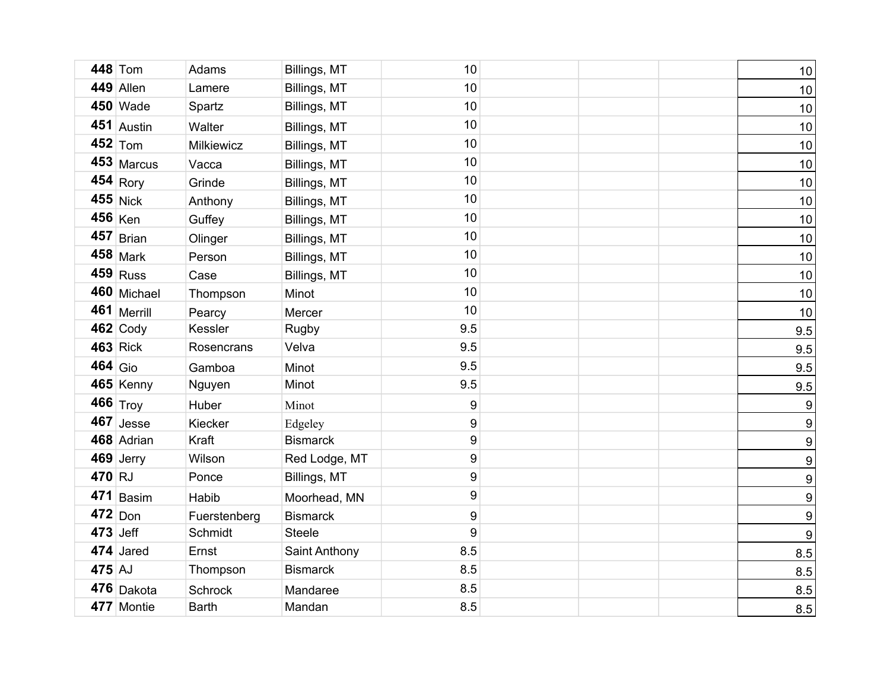| | | | | | | | | |
|---|---|---|---|---|---|---|---|---|
| **448** | Tom | Adams | Billings, MT | 10 | | | | 10 |
| **449** | Allen | Lamere | Billings, MT | 10 | | | | 10 |
| **450** | Wade | Spartz | Billings, MT | 10 | | | | 10 |
| **451** | Austin | Walter | Billings, MT | 10 | | | | 10 |
| **452** | Tom | Milkiewicz | Billings, MT | 10 | | | | 10 |
| **453** | Marcus | Vacca | Billings, MT | 10 | | | | 10 |
| **454** | Rory | Grinde | Billings, MT | 10 | | | | 10 |
| **455** | Nick | Anthony | Billings, MT | 10 | | | | 10 |
| **456** | Ken | Guffey | Billings, MT | 10 | | | | 10 |
| **457** | Brian | Olinger | Billings, MT | 10 | | | | 10 |
| **458** | Mark | Person | Billings, MT | 10 | | | | 10 |
| **459** | Russ | Case | Billings, MT | 10 | | | | 10 |
| **460** | Michael | Thompson | Minot | 10 | | | | 10 |
| **461** | Merrill | Pearcy | Mercer | 10 | | | | 10 |
| **462** | Cody | Kessler | Rugby | 9.5 | | | | 9.5 |
| **463** | Rick | Rosencrans | Velva | 9.5 | | | | 9.5 |
| **464** | Gio | Gamboa | Minot | 9.5 | | | | 9.5 |
| **465** | Kenny | Nguyen | Minot | 9.5 | | | | 9.5 |
| **466** | Troy | Huber | Minot | 9 | | | | 9 |
| **467** | Jesse | Kiecker | Edgeley | 9 | | | | 9 |
| **468** | Adrian | Kraft | Bismarck | 9 | | | | 9 |
| **469** | Jerry | Wilson | Red Lodge, MT | 9 | | | | 9 |
| **470** | RJ | Ponce | Billings, MT | 9 | | | | 9 |
| **471** | Basim | Habib | Moorhead, MN | 9 | | | | 9 |
| **472** | Don | Fuerstenberg | Bismarck | 9 | | | | 9 |
| **473** | Jeff | Schmidt | Steele | 9 | | | | 9 |
| **474** | Jared | Ernst | Saint Anthony | 8.5 | | | | 8.5 |
| **475** | AJ | Thompson | Bismarck | 8.5 | | | | 8.5 |
| **476** | Dakota | Schrock | Mandaree | 8.5 | | | | 8.5 |
| **477** | Montie | Barth | Mandan | 8.5 | | | | 8.5 |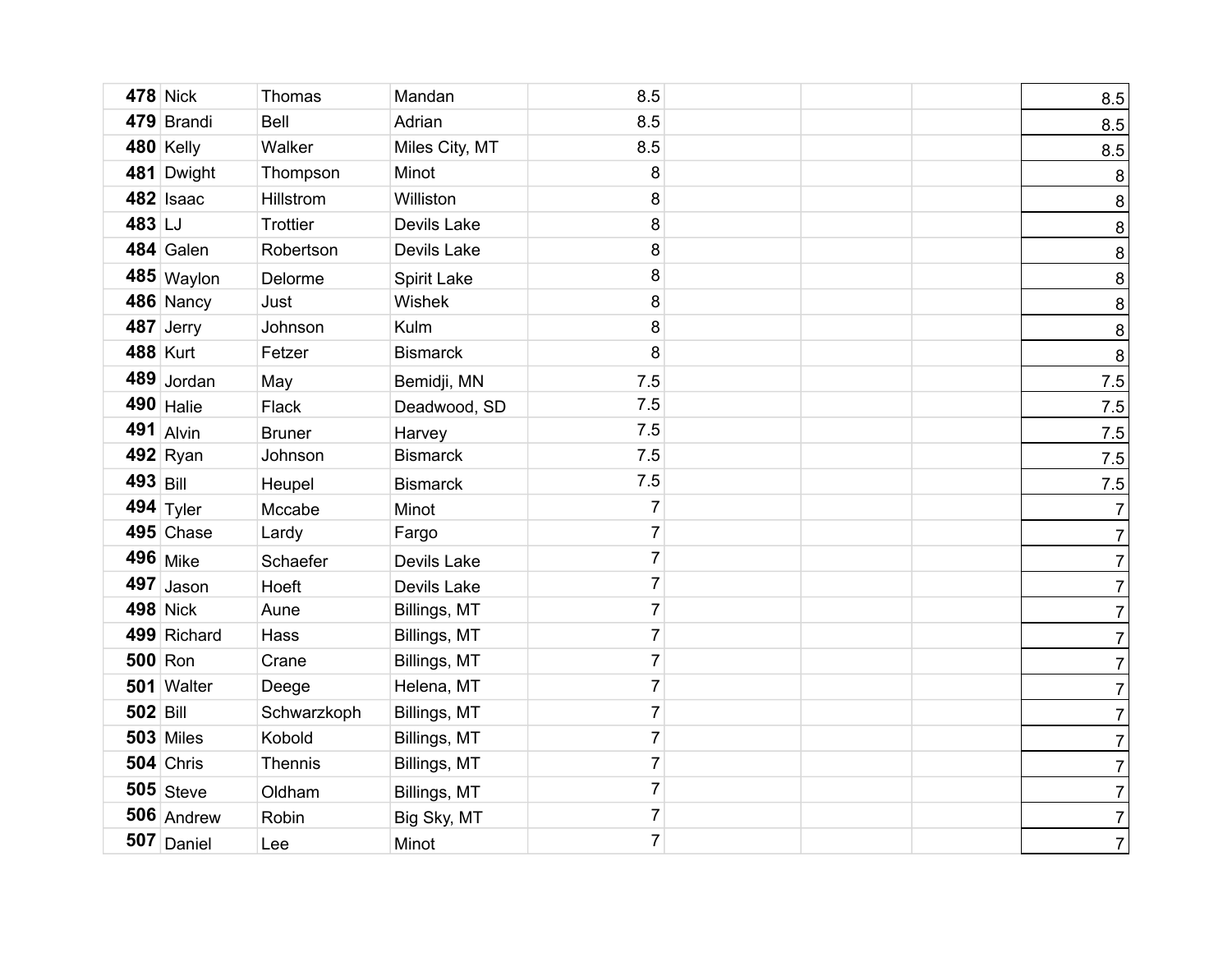| | | | | | | | | |
|---|---|---|---|---|---|---|---|---|
| **478** | Nick | Thomas | Mandan | 8.5 | | | | 8.5 |
| **479** | Brandi | Bell | Adrian | 8.5 | | | | 8.5 |
| **480** | Kelly | Walker | Miles City, MT | 8.5 | | | | 8.5 |
| **481** | Dwight | Thompson | Minot | 8 | | | | 8 |
| **482** | Isaac | Hillstrom | Williston | 8 | | | | 8 |
| **483** | LJ | Trottier | Devils Lake | 8 | | | | 8 |
| **484** | Galen | Robertson | Devils Lake | 8 | | | | 8 |
| **485** | Waylon | Delorme | Spirit Lake | 8 | | | | 8 |
| **486** | Nancy | Just | Wishek | 8 | | | | 8 |
| **487** | Jerry | Johnson | Kulm | 8 | | | | 8 |
| **488** | Kurt | Fetzer | Bismarck | 8 | | | | 8 |
| **489** | Jordan | May | Bemidji, MN | 7.5 | | | | 7.5 |
| **490** | Halie | Flack | Deadwood, SD | 7.5 | | | | 7.5 |
| **491** | Alvin | Bruner | Harvey | 7.5 | | | | 7.5 |
| **492** | Ryan | Johnson | Bismarck | 7.5 | | | | 7.5 |
| **493** | Bill | Heupel | Bismarck | 7.5 | | | | 7.5 |
| **494** | Tyler | Mccabe | Minot | 7 | | | | 7 |
| **495** | Chase | Lardy | Fargo | 7 | | | | 7 |
| **496** | Mike | Schaefer | Devils Lake | 7 | | | | 7 |
| **497** | Jason | Hoeft | Devils Lake | 7 | | | | 7 |
| **498** | Nick | Aune | Billings, MT | 7 | | | | 7 |
| **499** | Richard | Hass | Billings, MT | 7 | | | | 7 |
| **500** | Ron | Crane | Billings, MT | 7 | | | | 7 |
| **501** | Walter | Deege | Helena, MT | 7 | | | | 7 |
| **502** | Bill | Schwarzkoph | Billings, MT | 7 | | | | 7 |
| **503** | Miles | Kobold | Billings, MT | 7 | | | | 7 |
| **504** | Chris | Thennis | Billings, MT | 7 | | | | 7 |
| **505** | Steve | Oldham | Billings, MT | 7 | | | | 7 |
| **506** | Andrew | Robin | Big Sky, MT | 7 | | | | 7 |
| **507** | Daniel | Lee | Minot | 7 | | | | 7 |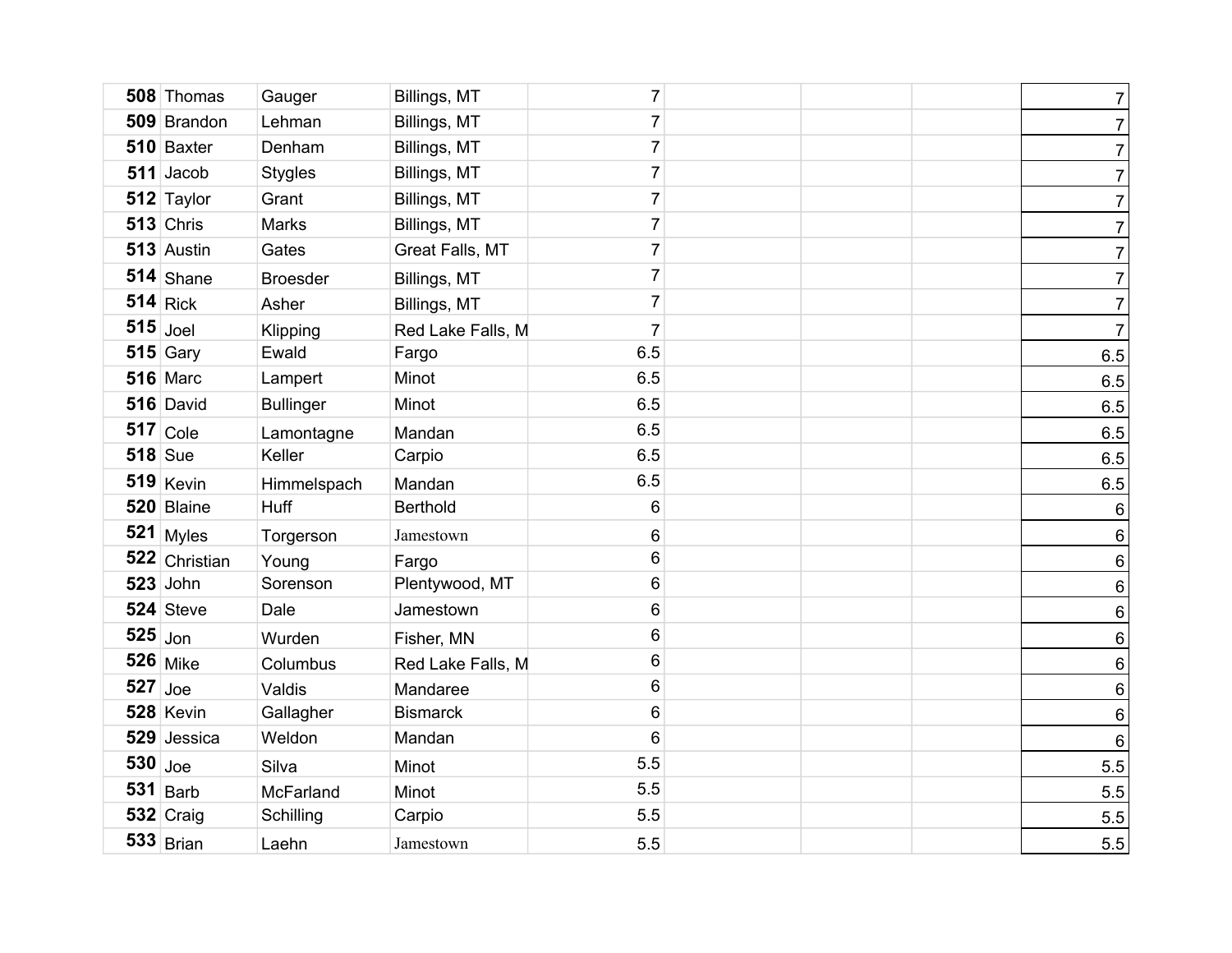| | | | | | | | |
|---|---|---|---|---|---|---|---|
| **508** Thomas | Gauger | Billings, MT | 7 | | | | 7 |
| **509** Brandon | Lehman | Billings, MT | 7 | | | | 7 |
| **510** Baxter | Denham | Billings, MT | 7 | | | | 7 |
| **511** Jacob | Stygles | Billings, MT | 7 | | | | 7 |
| **512** Taylor | Grant | Billings, MT | 7 | | | | 7 |
| **513** Chris | Marks | Billings, MT | 7 | | | | 7 |
| **513** Austin | Gates | Great Falls, MT | 7 | | | | 7 |
| **514** Shane | Broesder | Billings, MT | 7 | | | | 7 |
| **514** Rick | Asher | Billings, MT | 7 | | | | 7 |
| **515** Joel | Klipping | Red Lake Falls, M | 7 | | | | 7 |
| **515** Gary | Ewald | Fargo | 6.5 | | | | 6.5 |
| **516** Marc | Lampert | Minot | 6.5 | | | | 6.5 |
| **516** David | Bullinger | Minot | 6.5 | | | | 6.5 |
| **517** Cole | Lamontagne | Mandan | 6.5 | | | | 6.5 |
| **518** Sue | Keller | Carpio | 6.5 | | | | 6.5 |
| **519** Kevin | Himmelspach | Mandan | 6.5 | | | | 6.5 |
| **520** Blaine | Huff | Berthold | 6 | | | | 6 |
| **521** Myles | Torgerson | Jamestown | 6 | | | | 6 |
| **522** Christian | Young | Fargo | 6 | | | | 6 |
| **523** John | Sorenson | Plentywood, MT | 6 | | | | 6 |
| **524** Steve | Dale | Jamestown | 6 | | | | 6 |
| **525** Jon | Wurden | Fisher, MN | 6 | | | | 6 |
| **526** Mike | Columbus | Red Lake Falls, M | 6 | | | | 6 |
| **527** Joe | Valdis | Mandaree | 6 | | | | 6 |
| **528** Kevin | Gallagher | Bismarck | 6 | | | | 6 |
| **529** Jessica | Weldon | Mandan | 6 | | | | 6 |
| **530** Joe | Silva | Minot | 5.5 | | | | 5.5 |
| **531** Barb | McFarland | Minot | 5.5 | | | | 5.5 |
| **532** Craig | Schilling | Carpio | 5.5 | | | | 5.5 |
| **533** Brian | Laehn | Jamestown | 5.5 | | | | 5.5 |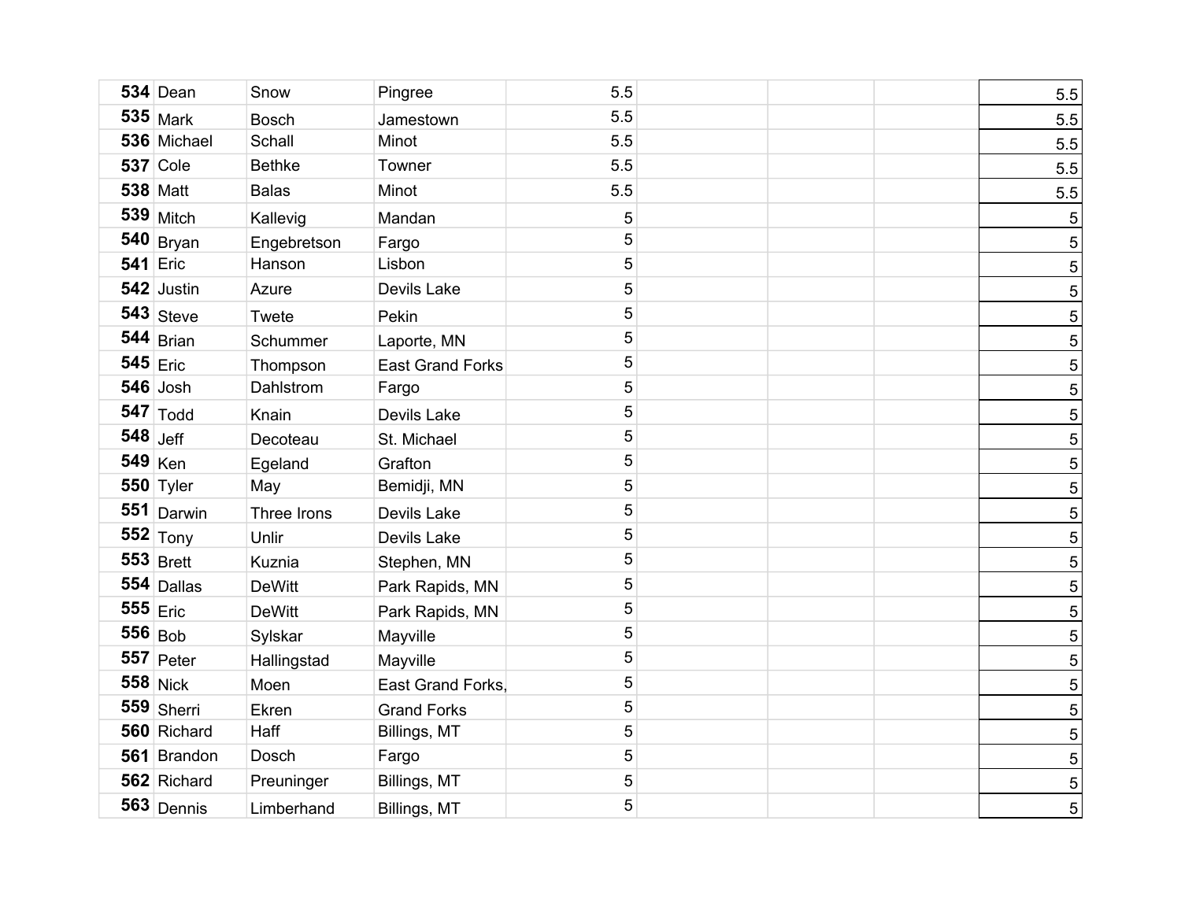| | | | | | | | | |
|---|---|---|---|---|---|---|---|---|
| **534** | Dean | Snow | Pingree | 5.5 | | | | 5.5 |
| **535** | Mark | Bosch | Jamestown | 5.5 | | | | 5.5 |
| **536** | Michael | Schall | Minot | 5.5 | | | | 5.5 |
| **537** | Cole | Bethke | Towner | 5.5 | | | | 5.5 |
| **538** | Matt | Balas | Minot | 5.5 | | | | 5.5 |
| **539** | Mitch | Kallevig | Mandan | 5 | | | | 5 |
| **540** | Bryan | Engebretson | Fargo | 5 | | | | 5 |
| **541** | Eric | Hanson | Lisbon | 5 | | | | 5 |
| **542** | Justin | Azure | Devils Lake | 5 | | | | 5 |
| **543** | Steve | Twete | Pekin | 5 | | | | 5 |
| **544** | Brian | Schummer | Laporte, MN | 5 | | | | 5 |
| **545** | Eric | Thompson | East Grand Forks | 5 | | | | 5 |
| **546** | Josh | Dahlstrom | Fargo | 5 | | | | 5 |
| **547** | Todd | Knain | Devils Lake | 5 | | | | 5 |
| **548** | Jeff | Decoteau | St. Michael | 5 | | | | 5 |
| **549** | Ken | Egeland | Grafton | 5 | | | | 5 |
| **550** | Tyler | May | Bemidji, MN | 5 | | | | 5 |
| **551** | Darwin | Three Irons | Devils Lake | 5 | | | | 5 |
| **552** | Tony | Unlir | Devils Lake | 5 | | | | 5 |
| **553** | Brett | Kuznia | Stephen, MN | 5 | | | | 5 |
| **554** | Dallas | DeWitt | Park Rapids, MN | 5 | | | | 5 |
| **555** | Eric | DeWitt | Park Rapids, MN | 5 | | | | 5 |
| **556** | Bob | Sylskar | Mayville | 5 | | | | 5 |
| **557** | Peter | Hallingstad | Mayville | 5 | | | | 5 |
| **558** | Nick | Moen | East Grand Forks, | 5 | | | | 5 |
| **559** | Sherri | Ekren | Grand Forks | 5 | | | | 5 |
| **560** | Richard | Haff | Billings, MT | 5 | | | | 5 |
| **561** | Brandon | Dosch | Fargo | 5 | | | | 5 |
| **562** | Richard | Preuninger | Billings, MT | 5 | | | | 5 |
| **563** | Dennis | Limberhand | Billings, MT | 5 | | | | 5 |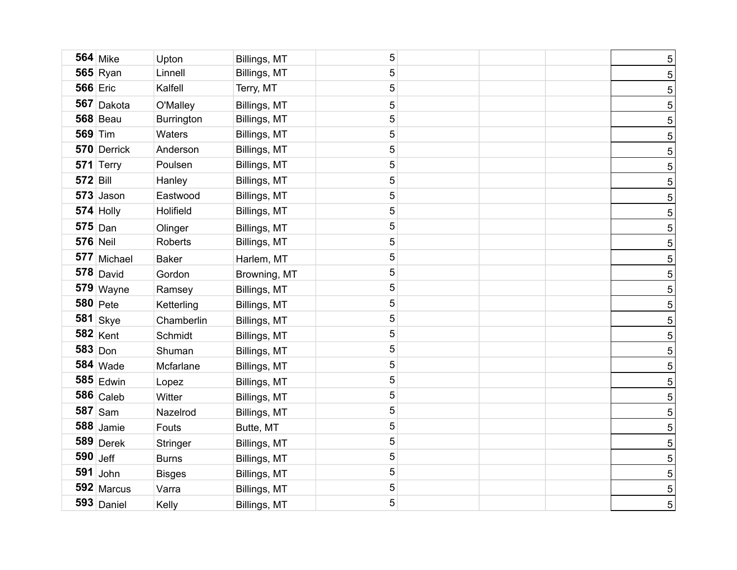| | | | | | | | | |
|---|---|---|---|---|---|---|---|---|
| 564 | Mike | Upton | Billings, MT | 5 | | | | 5 |
| 565 | Ryan | Linnell | Billings, MT | 5 | | | | 5 |
| 566 | Eric | Kalfell | Terry, MT | 5 | | | | 5 |
| 567 | Dakota | O'Malley | Billings, MT | 5 | | | | 5 |
| 568 | Beau | Burrington | Billings, MT | 5 | | | | 5 |
| 569 | Tim | Waters | Billings, MT | 5 | | | | 5 |
| 570 | Derrick | Anderson | Billings, MT | 5 | | | | 5 |
| 571 | Terry | Poulsen | Billings, MT | 5 | | | | 5 |
| 572 | Bill | Hanley | Billings, MT | 5 | | | | 5 |
| 573 | Jason | Eastwood | Billings, MT | 5 | | | | 5 |
| 574 | Holly | Holifield | Billings, MT | 5 | | | | 5 |
| 575 | Dan | Olinger | Billings, MT | 5 | | | | 5 |
| 576 | Neil | Roberts | Billings, MT | 5 | | | | 5 |
| 577 | Michael | Baker | Harlem, MT | 5 | | | | 5 |
| 578 | David | Gordon | Browning, MT | 5 | | | | 5 |
| 579 | Wayne | Ramsey | Billings, MT | 5 | | | | 5 |
| 580 | Pete | Ketterling | Billings, MT | 5 | | | | 5 |
| 581 | Skye | Chamberlin | Billings, MT | 5 | | | | 5 |
| 582 | Kent | Schmidt | Billings, MT | 5 | | | | 5 |
| 583 | Don | Shuman | Billings, MT | 5 | | | | 5 |
| 584 | Wade | Mcfarlane | Billings, MT | 5 | | | | 5 |
| 585 | Edwin | Lopez | Billings, MT | 5 | | | | 5 |
| 586 | Caleb | Witter | Billings, MT | 5 | | | | 5 |
| 587 | Sam | Nazelrod | Billings, MT | 5 | | | | 5 |
| 588 | Jamie | Fouts | Butte, MT | 5 | | | | 5 |
| 589 | Derek | Stringer | Billings, MT | 5 | | | | 5 |
| 590 | Jeff | Burns | Billings, MT | 5 | | | | 5 |
| 591 | John | Bisges | Billings, MT | 5 | | | | 5 |
| 592 | Marcus | Varra | Billings, MT | 5 | | | | 5 |
| 593 | Daniel | Kelly | Billings, MT | 5 | | | | 5 |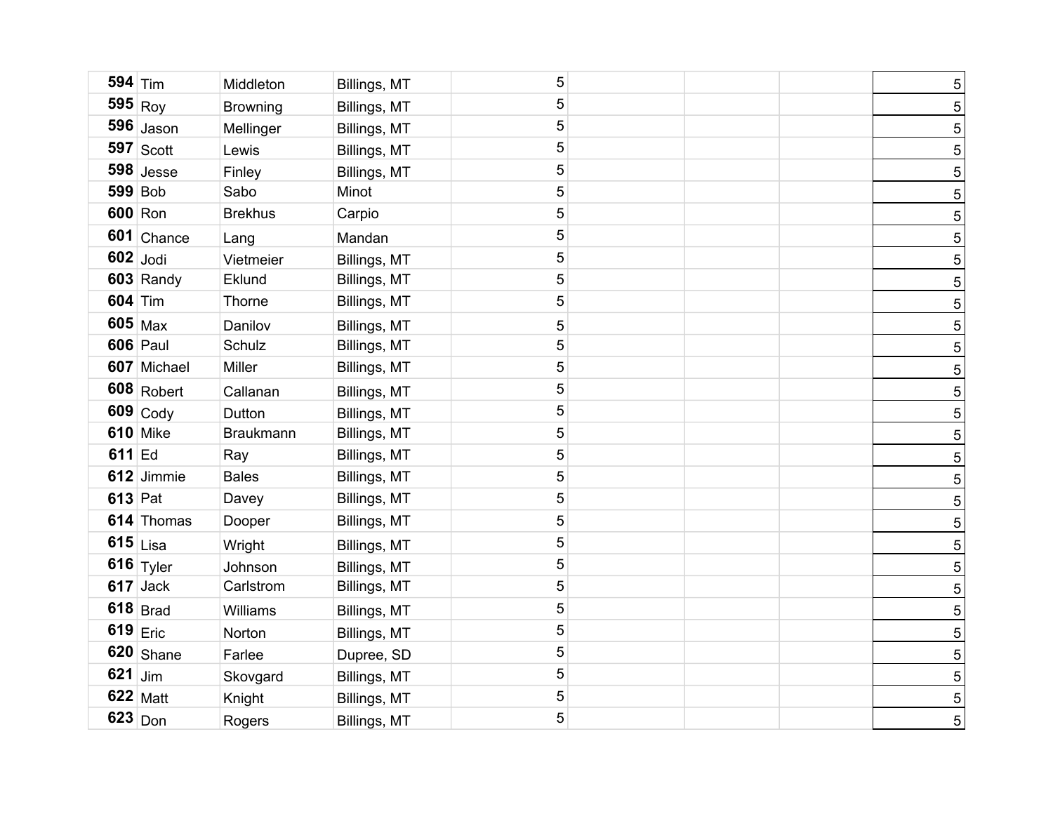| | | | | | | | | |
|---|---|---|---|---|---|---|---|---|
| **594** | Tim | Middleton | Billings, MT | 5 | | | | 5 |
| **595** | Roy | Browning | Billings, MT | 5 | | | | 5 |
| **596** | Jason | Mellinger | Billings, MT | 5 | | | | 5 |
| **597** | Scott | Lewis | Billings, MT | 5 | | | | 5 |
| **598** | Jesse | Finley | Billings, MT | 5 | | | | 5 |
| **599** | Bob | Sabo | Minot | 5 | | | | 5 |
| **600** | Ron | Brekhus | Carpio | 5 | | | | 5 |
| **601** | Chance | Lang | Mandan | 5 | | | | 5 |
| **602** | Jodi | Vietmeier | Billings, MT | 5 | | | | 5 |
| **603** | Randy | Eklund | Billings, MT | 5 | | | | 5 |
| **604** | Tim | Thorne | Billings, MT | 5 | | | | 5 |
| **605** | Max | Danilov | Billings, MT | 5 | | | | 5 |
| **606** | Paul | Schulz | Billings, MT | 5 | | | | 5 |
| **607** | Michael | Miller | Billings, MT | 5 | | | | 5 |
| **608** | Robert | Callanan | Billings, MT | 5 | | | | 5 |
| **609** | Cody | Dutton | Billings, MT | 5 | | | | 5 |
| **610** | Mike | Braukmann | Billings, MT | 5 | | | | 5 |
| **611** | Ed | Ray | Billings, MT | 5 | | | | 5 |
| **612** | Jimmie | Bales | Billings, MT | 5 | | | | 5 |
| **613** | Pat | Davey | Billings, MT | 5 | | | | 5 |
| **614** | Thomas | Dooper | Billings, MT | 5 | | | | 5 |
| **615** | Lisa | Wright | Billings, MT | 5 | | | | 5 |
| **616** | Tyler | Johnson | Billings, MT | 5 | | | | 5 |
| **617** | Jack | Carlstrom | Billings, MT | 5 | | | | 5 |
| **618** | Brad | Williams | Billings, MT | 5 | | | | 5 |
| **619** | Eric | Norton | Billings, MT | 5 | | | | 5 |
| **620** | Shane | Farlee | Dupree, SD | 5 | | | | 5 |
| **621** | Jim | Skovgard | Billings, MT | 5 | | | | 5 |
| **622** | Matt | Knight | Billings, MT | 5 | | | | 5 |
| **623** | Don | Rogers | Billings, MT | 5 | | | | 5 |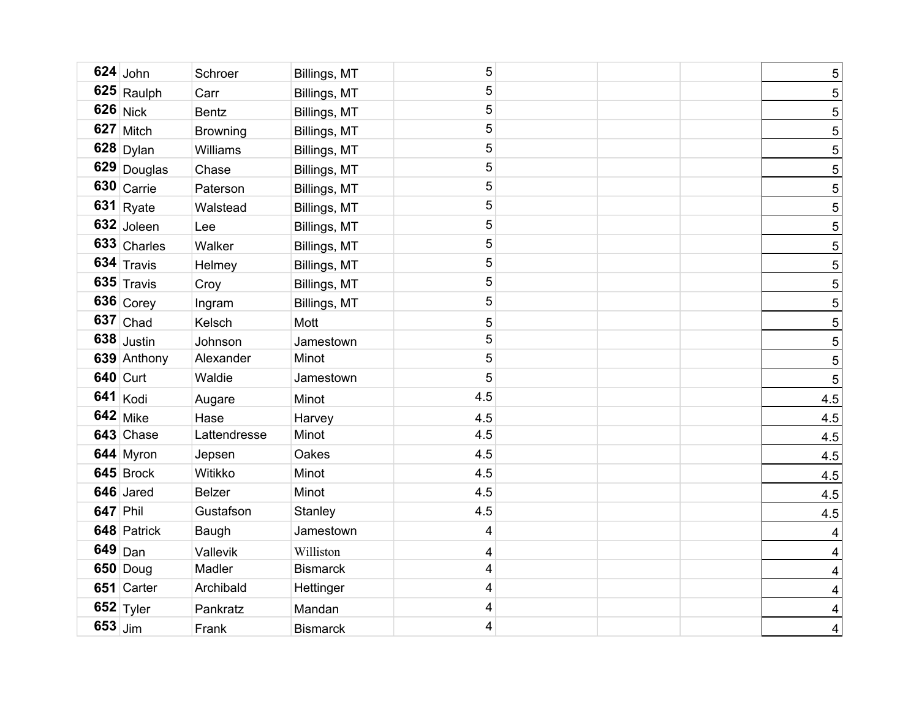| | | | | | | | | |
|---|---|---|---|---|---|---|---|---|
| **624** | John | Schroer | Billings, MT | 5 | | | | 5 |
| **625** | Raulph | Carr | Billings, MT | 5 | | | | 5 |
| **626** | Nick | Bentz | Billings, MT | 5 | | | | 5 |
| **627** | Mitch | Browning | Billings, MT | 5 | | | | 5 |
| **628** | Dylan | Williams | Billings, MT | 5 | | | | 5 |
| **629** | Douglas | Chase | Billings, MT | 5 | | | | 5 |
| **630** | Carrie | Paterson | Billings, MT | 5 | | | | 5 |
| **631** | Ryate | Walstead | Billings, MT | 5 | | | | 5 |
| **632** | Joleen | Lee | Billings, MT | 5 | | | | 5 |
| **633** | Charles | Walker | Billings, MT | 5 | | | | 5 |
| **634** | Travis | Helmey | Billings, MT | 5 | | | | 5 |
| **635** | Travis | Croy | Billings, MT | 5 | | | | 5 |
| **636** | Corey | Ingram | Billings, MT | 5 | | | | 5 |
| **637** | Chad | Kelsch | Mott | 5 | | | | 5 |
| **638** | Justin | Johnson | Jamestown | 5 | | | | 5 |
| **639** | Anthony | Alexander | Minot | 5 | | | | 5 |
| **640** | Curt | Waldie | Jamestown | 5 | | | | 5 |
| **641** | Kodi | Augare | Minot | 4.5 | | | | 4.5 |
| **642** | Mike | Hase | Harvey | 4.5 | | | | 4.5 |
| **643** | Chase | Lattendresse | Minot | 4.5 | | | | 4.5 |
| **644** | Myron | Jepsen | Oakes | 4.5 | | | | 4.5 |
| **645** | Brock | Witikko | Minot | 4.5 | | | | 4.5 |
| **646** | Jared | Belzer | Minot | 4.5 | | | | 4.5 |
| **647** | Phil | Gustafson | Stanley | 4.5 | | | | 4.5 |
| **648** | Patrick | Baugh | Jamestown | 4 | | | | 4 |
| **649** | Dan | Vallevik | Williston | 4 | | | | 4 |
| **650** | Doug | Madler | Bismarck | 4 | | | | 4 |
| **651** | Carter | Archibald | Hettinger | 4 | | | | 4 |
| **652** | Tyler | Pankratz | Mandan | 4 | | | | 4 |
| **653** | Jim | Frank | Bismarck | 4 | | | | 4 |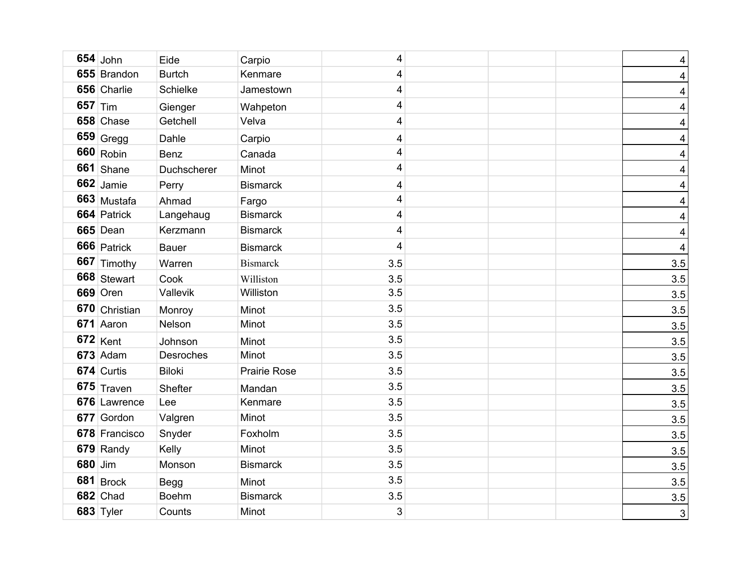| | | | | | | | | |
|---|---|---|---|---|---|---|---|---|
| **654** | John | Eide | Carpio | 4 | | | | 4 |
| **655** | Brandon | Burtch | Kenmare | 4 | | | | 4 |
| **656** | Charlie | Schielke | Jamestown | 4 | | | | 4 |
| **657** | Tim | Gienger | Wahpeton | 4 | | | | 4 |
| **658** | Chase | Getchell | Velva | 4 | | | | 4 |
| **659** | Gregg | Dahle | Carpio | 4 | | | | 4 |
| **660** | Robin | Benz | Canada | 4 | | | | 4 |
| **661** | Shane | Duchscherer | Minot | 4 | | | | 4 |
| **662** | Jamie | Perry | Bismarck | 4 | | | | 4 |
| **663** | Mustafa | Ahmad | Fargo | 4 | | | | 4 |
| **664** | Patrick | Langehaug | Bismarck | 4 | | | | 4 |
| **665** | Dean | Kerzmann | Bismarck | 4 | | | | 4 |
| **666** | Patrick | Bauer | Bismarck | 4 | | | | 4 |
| **667** | Timothy | Warren | Bismarck | 3.5 | | | | 3.5 |
| **668** | Stewart | Cook | Williston | 3.5 | | | | 3.5 |
| **669** | Oren | Vallevik | Williston | 3.5 | | | | 3.5 |
| **670** | Christian | Monroy | Minot | 3.5 | | | | 3.5 |
| **671** | Aaron | Nelson | Minot | 3.5 | | | | 3.5 |
| **672** | Kent | Johnson | Minot | 3.5 | | | | 3.5 |
| **673** | Adam | Desroches | Minot | 3.5 | | | | 3.5 |
| **674** | Curtis | Biloki | Prairie Rose | 3.5 | | | | 3.5 |
| **675** | Traven | Shefter | Mandan | 3.5 | | | | 3.5 |
| **676** | Lawrence | Lee | Kenmare | 3.5 | | | | 3.5 |
| **677** | Gordon | Valgren | Minot | 3.5 | | | | 3.5 |
| **678** | Francisco | Snyder | Foxholm | 3.5 | | | | 3.5 |
| **679** | Randy | Kelly | Minot | 3.5 | | | | 3.5 |
| **680** | Jim | Monson | Bismarck | 3.5 | | | | 3.5 |
| **681** | Brock | Begg | Minot | 3.5 | | | | 3.5 |
| **682** | Chad | Boehm | Bismarck | 3.5 | | | | 3.5 |
| **683** | Tyler | Counts | Minot | 3 | | | | 3 |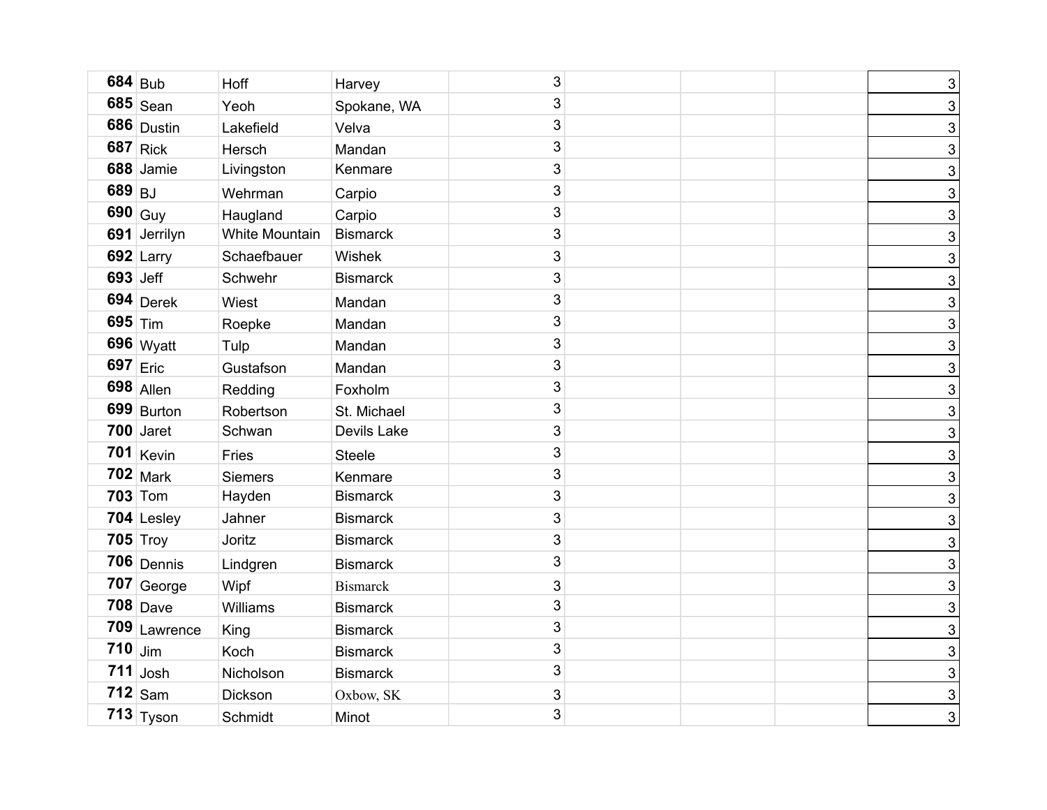| | | | | | | | | |
|---|---|---|---|---|---|---|---|---|
| **684** | Bub | Hoff | Harvey | 3 | | | | 3 |
| **685** | Sean | Yeoh | Spokane, WA | 3 | | | | 3 |
| **686** | Dustin | Lakefield | Velva | 3 | | | | 3 |
| **687** | Rick | Hersch | Mandan | 3 | | | | 3 |
| **688** | Jamie | Livingston | Kenmare | 3 | | | | 3 |
| **689** | BJ | Wehrman | Carpio | 3 | | | | 3 |
| **690** | Guy | Haugland | Carpio | 3 | | | | 3 |
| **691** | Jerrilyn | White Mountain | Bismarck | 3 | | | | 3 |
| **692** | Larry | Schaefbauer | Wishek | 3 | | | | 3 |
| **693** | Jeff | Schwehr | Bismarck | 3 | | | | 3 |
| **694** | Derek | Wiest | Mandan | 3 | | | | 3 |
| **695** | Tim | Roepke | Mandan | 3 | | | | 3 |
| **696** | Wyatt | Tulp | Mandan | 3 | | | | 3 |
| **697** | Eric | Gustafson | Mandan | 3 | | | | 3 |
| **698** | Allen | Redding | Foxholm | 3 | | | | 3 |
| **699** | Burton | Robertson | St. Michael | 3 | | | | 3 |
| **700** | Jaret | Schwan | Devils Lake | 3 | | | | 3 |
| **701** | Kevin | Fries | Steele | 3 | | | | 3 |
| **702** | Mark | Siemers | Kenmare | 3 | | | | 3 |
| **703** | Tom | Hayden | Bismarck | 3 | | | | 3 |
| **704** | Lesley | Jahner | Bismarck | 3 | | | | 3 |
| **705** | Troy | Joritz | Bismarck | 3 | | | | 3 |
| **706** | Dennis | Lindgren | Bismarck | 3 | | | | 3 |
| **707** | George | Wipf | Bismarck | 3 | | | | 3 |
| **708** | Dave | Williams | Bismarck | 3 | | | | 3 |
| **709** | Lawrence | King | Bismarck | 3 | | | | 3 |
| **710** | Jim | Koch | Bismarck | 3 | | | | 3 |
| **711** | Josh | Nicholson | Bismarck | 3 | | | | 3 |
| **712** | Sam | Dickson | Oxbow, SK | 3 | | | | 3 |
| **713** | Tyson | Schmidt | Minot | 3 | | | | 3 |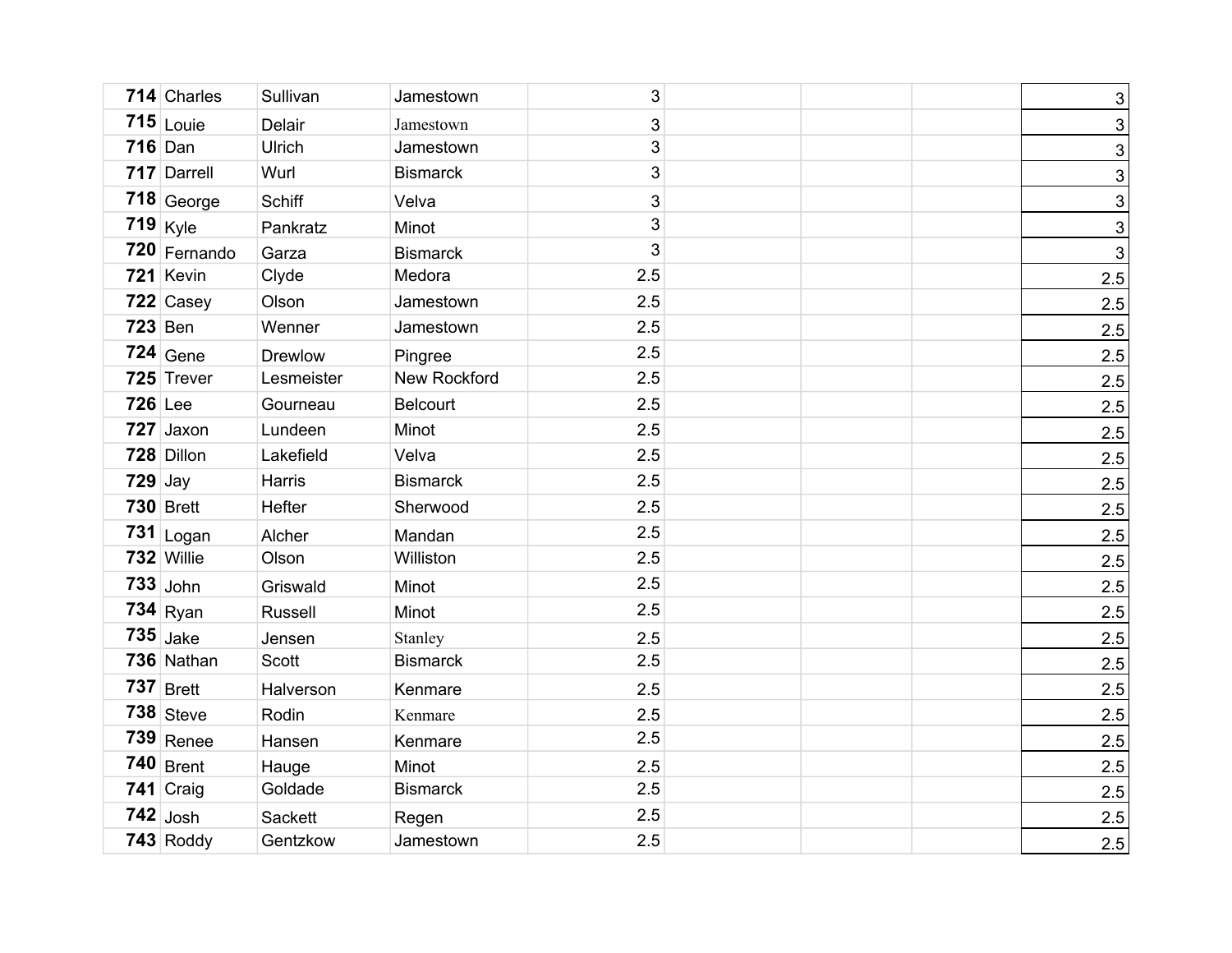| | | | | | | | | |
|---|---|---|---|---|---|---|---|---|
| **714** | Charles | Sullivan | Jamestown | 3 | | | | 3 |
| **715** | Louie | Delair | Jamestown | 3 | | | | 3 |
| **716** | Dan | Ulrich | Jamestown | 3 | | | | 3 |
| **717** | Darrell | Wurl | Bismarck | 3 | | | | 3 |
| **718** | George | Schiff | Velva | 3 | | | | 3 |
| **719** | Kyle | Pankratz | Minot | 3 | | | | 3 |
| **720** | Fernando | Garza | Bismarck | 3 | | | | 3 |
| **721** | Kevin | Clyde | Medora | 2.5 | | | | 2.5 |
| **722** | Casey | Olson | Jamestown | 2.5 | | | | 2.5 |
| **723** | Ben | Wenner | Jamestown | 2.5 | | | | 2.5 |
| **724** | Gene | Drewlow | Pingree | 2.5 | | | | 2.5 |
| **725** | Trever | Lesmeister | New Rockford | 2.5 | | | | 2.5 |
| **726** | Lee | Gourneau | Belcourt | 2.5 | | | | 2.5 |
| **727** | Jaxon | Lundeen | Minot | 2.5 | | | | 2.5 |
| **728** | Dillon | Lakefield | Velva | 2.5 | | | | 2.5 |
| **729** | Jay | Harris | Bismarck | 2.5 | | | | 2.5 |
| **730** | Brett | Hefter | Sherwood | 2.5 | | | | 2.5 |
| **731** | Logan | Alcher | Mandan | 2.5 | | | | 2.5 |
| **732** | Willie | Olson | Williston | 2.5 | | | | 2.5 |
| **733** | John | Griswald | Minot | 2.5 | | | | 2.5 |
| **734** | Ryan | Russell | Minot | 2.5 | | | | 2.5 |
| **735** | Jake | Jensen | Stanley | 2.5 | | | | 2.5 |
| **736** | Nathan | Scott | Bismarck | 2.5 | | | | 2.5 |
| **737** | Brett | Halverson | Kenmare | 2.5 | | | | 2.5 |
| **738** | Steve | Rodin | Kenmare | 2.5 | | | | 2.5 |
| **739** | Renee | Hansen | Kenmare | 2.5 | | | | 2.5 |
| **740** | Brent | Hauge | Minot | 2.5 | | | | 2.5 |
| **741** | Craig | Goldade | Bismarck | 2.5 | | | | 2.5 |
| **742** | Josh | Sackett | Regen | 2.5 | | | | 2.5 |
| **743** | Roddy | Gentzkow | Jamestown | 2.5 | | | | 2.5 |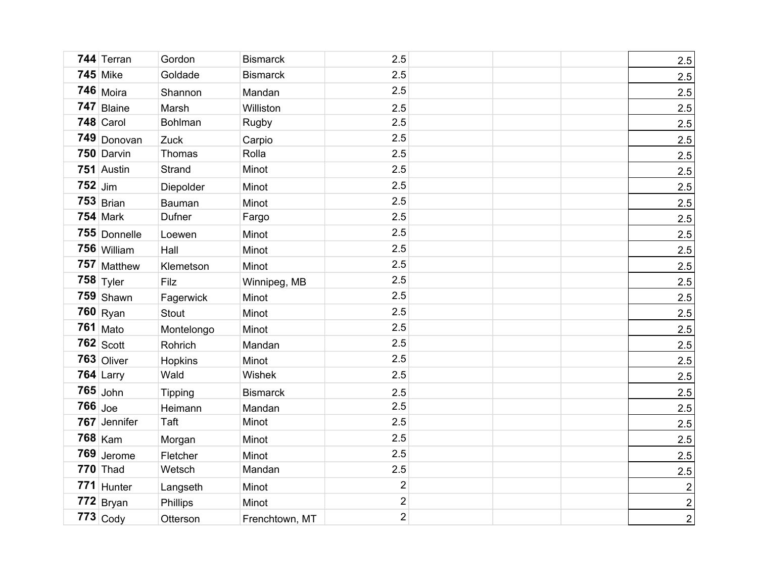| | | | | | | | |
|---|---|---|---|---|---|---|---|
| **744** Terran | Gordon | Bismarck | 2.5 | | | | 2.5 |
| **745** Mike | Goldade | Bismarck | 2.5 | | | | 2.5 |
| **746** Moira | Shannon | Mandan | 2.5 | | | | 2.5 |
| **747** Blaine | Marsh | Williston | 2.5 | | | | 2.5 |
| **748** Carol | Bohlman | Rugby | 2.5 | | | | 2.5 |
| **749** Donovan | Zuck | Carpio | 2.5 | | | | 2.5 |
| **750** Darvin | Thomas | Rolla | 2.5 | | | | 2.5 |
| **751** Austin | Strand | Minot | 2.5 | | | | 2.5 |
| **752** Jim | Diepolder | Minot | 2.5 | | | | 2.5 |
| **753** Brian | Bauman | Minot | 2.5 | | | | 2.5 |
| **754** Mark | Dufner | Fargo | 2.5 | | | | 2.5 |
| **755** Donnelle | Loewen | Minot | 2.5 | | | | 2.5 |
| **756** William | Hall | Minot | 2.5 | | | | 2.5 |
| **757** Matthew | Klemetson | Minot | 2.5 | | | | 2.5 |
| **758** Tyler | Filz | Winnipeg, MB | 2.5 | | | | 2.5 |
| **759** Shawn | Fagerwick | Minot | 2.5 | | | | 2.5 |
| **760** Ryan | Stout | Minot | 2.5 | | | | 2.5 |
| **761** Mato | Montelongo | Minot | 2.5 | | | | 2.5 |
| **762** Scott | Rohrich | Mandan | 2.5 | | | | 2.5 |
| **763** Oliver | Hopkins | Minot | 2.5 | | | | 2.5 |
| **764** Larry | Wald | Wishek | 2.5 | | | | 2.5 |
| **765** John | Tipping | Bismarck | 2.5 | | | | 2.5 |
| **766** Joe | Heimann | Mandan | 2.5 | | | | 2.5 |
| **767** Jennifer | Taft | Minot | 2.5 | | | | 2.5 |
| **768** Kam | Morgan | Minot | 2.5 | | | | 2.5 |
| **769** Jerome | Fletcher | Minot | 2.5 | | | | 2.5 |
| **770** Thad | Wetsch | Mandan | 2.5 | | | | 2.5 |
| **771** Hunter | Langseth | Minot | 2 | | | | 2 |
| **772** Bryan | Phillips | Minot | 2 | | | | 2 |
| **773** Cody | Otterson | Frenchtown, MT | 2 | | | | 2 |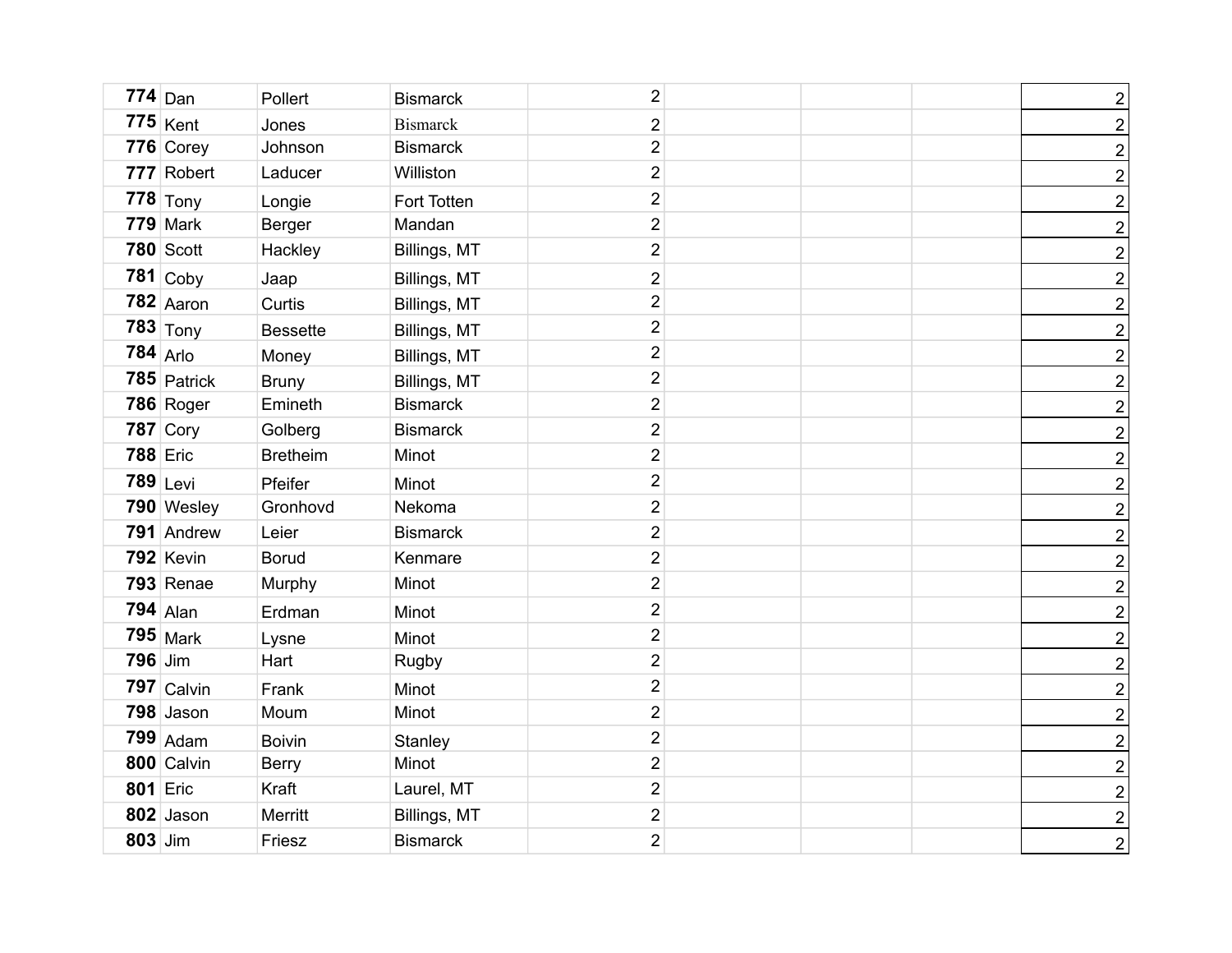| | | | | | | | |
|---|---|---|---|---|---|---|---|
| **774** | Dan | Pollert | Bismarck | 2 | | | 2 |
| **775** | Kent | Jones | Bismarck | 2 | | | 2 |
| **776** | Corey | Johnson | Bismarck | 2 | | | 2 |
| **777** | Robert | Laducer | Williston | 2 | | | 2 |
| **778** | Tony | Longie | Fort Totten | 2 | | | 2 |
| **779** | Mark | Berger | Mandan | 2 | | | 2 |
| **780** | Scott | Hackley | Billings, MT | 2 | | | 2 |
| **781** | Coby | Jaap | Billings, MT | 2 | | | 2 |
| **782** | Aaron | Curtis | Billings, MT | 2 | | | 2 |
| **783** | Tony | Bessette | Billings, MT | 2 | | | 2 |
| **784** | Arlo | Money | Billings, MT | 2 | | | 2 |
| **785** | Patrick | Bruny | Billings, MT | 2 | | | 2 |
| **786** | Roger | Emineth | Bismarck | 2 | | | 2 |
| **787** | Cory | Golberg | Bismarck | 2 | | | 2 |
| **788** | Eric | Bretheim | Minot | 2 | | | 2 |
| **789** | Levi | Pfeifer | Minot | 2 | | | 2 |
| **790** | Wesley | Gronhovd | Nekoma | 2 | | | 2 |
| **791** | Andrew | Leier | Bismarck | 2 | | | 2 |
| **792** | Kevin | Borud | Kenmare | 2 | | | 2 |
| **793** | Renae | Murphy | Minot | 2 | | | 2 |
| **794** | Alan | Erdman | Minot | 2 | | | 2 |
| **795** | Mark | Lysne | Minot | 2 | | | 2 |
| **796** | Jim | Hart | Rugby | 2 | | | 2 |
| **797** | Calvin | Frank | Minot | 2 | | | 2 |
| **798** | Jason | Moum | Minot | 2 | | | 2 |
| **799** | Adam | Boivin | Stanley | 2 | | | 2 |
| **800** | Calvin | Berry | Minot | 2 | | | 2 |
| **801** | Eric | Kraft | Laurel, MT | 2 | | | 2 |
| **802** | Jason | Merritt | Billings, MT | 2 | | | 2 |
| **803** | Jim | Friesz | Bismarck | 2 | | | 2 |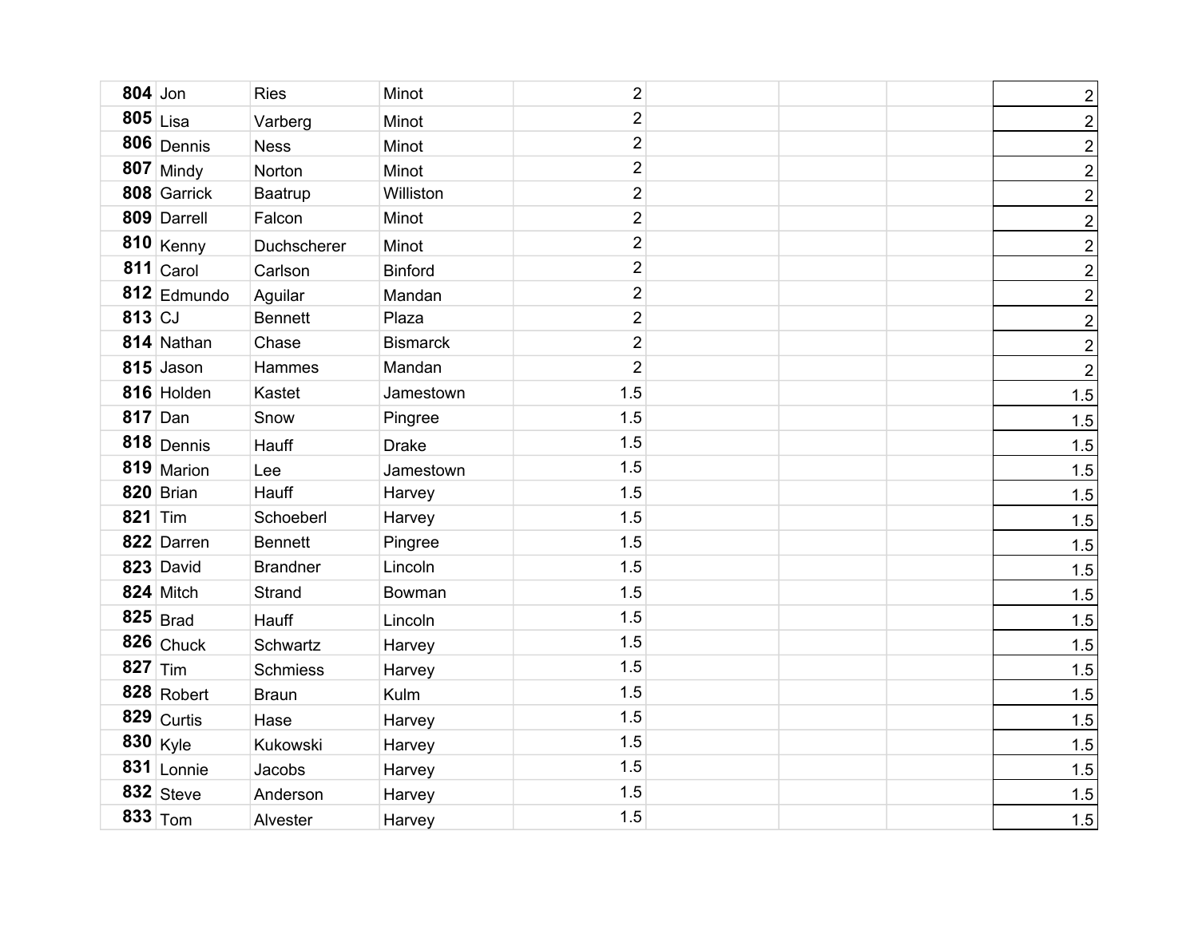| | | | | | | | | |
|---|---|---|---|---|---|---|---|---|
| **804** | Jon | Ries | Minot | 2 | | | | 2 |
| **805** | Lisa | Varberg | Minot | 2 | | | | 2 |
| **806** | Dennis | Ness | Minot | 2 | | | | 2 |
| **807** | Mindy | Norton | Minot | 2 | | | | 2 |
| **808** | Garrick | Baatrup | Williston | 2 | | | | 2 |
| **809** | Darrell | Falcon | Minot | 2 | | | | 2 |
| **810** | Kenny | Duchscherer | Minot | 2 | | | | 2 |
| **811** | Carol | Carlson | Binford | 2 | | | | 2 |
| **812** | Edmundo | Aguilar | Mandan | 2 | | | | 2 |
| **813** | CJ | Bennett | Plaza | 2 | | | | 2 |
| **814** | Nathan | Chase | Bismarck | 2 | | | | 2 |
| **815** | Jason | Hammes | Mandan | 2 | | | | 2 |
| **816** | Holden | Kastet | Jamestown | 1.5 | | | | 1.5 |
| **817** | Dan | Snow | Pingree | 1.5 | | | | 1.5 |
| **818** | Dennis | Hauff | Drake | 1.5 | | | | 1.5 |
| **819** | Marion | Lee | Jamestown | 1.5 | | | | 1.5 |
| **820** | Brian | Hauff | Harvey | 1.5 | | | | 1.5 |
| **821** | Tim | Schoeberl | Harvey | 1.5 | | | | 1.5 |
| **822** | Darren | Bennett | Pingree | 1.5 | | | | 1.5 |
| **823** | David | Brandner | Lincoln | 1.5 | | | | 1.5 |
| **824** | Mitch | Strand | Bowman | 1.5 | | | | 1.5 |
| **825** | Brad | Hauff | Lincoln | 1.5 | | | | 1.5 |
| **826** | Chuck | Schwartz | Harvey | 1.5 | | | | 1.5 |
| **827** | Tim | Schmiess | Harvey | 1.5 | | | | 1.5 |
| **828** | Robert | Braun | Kulm | 1.5 | | | | 1.5 |
| **829** | Curtis | Hase | Harvey | 1.5 | | | | 1.5 |
| **830** | Kyle | Kukowski | Harvey | 1.5 | | | | 1.5 |
| **831** | Lonnie | Jacobs | Harvey | 1.5 | | | | 1.5 |
| **832** | Steve | Anderson | Harvey | 1.5 | | | | 1.5 |
| **833** | Tom | Alvester | Harvey | 1.5 | | | | 1.5 |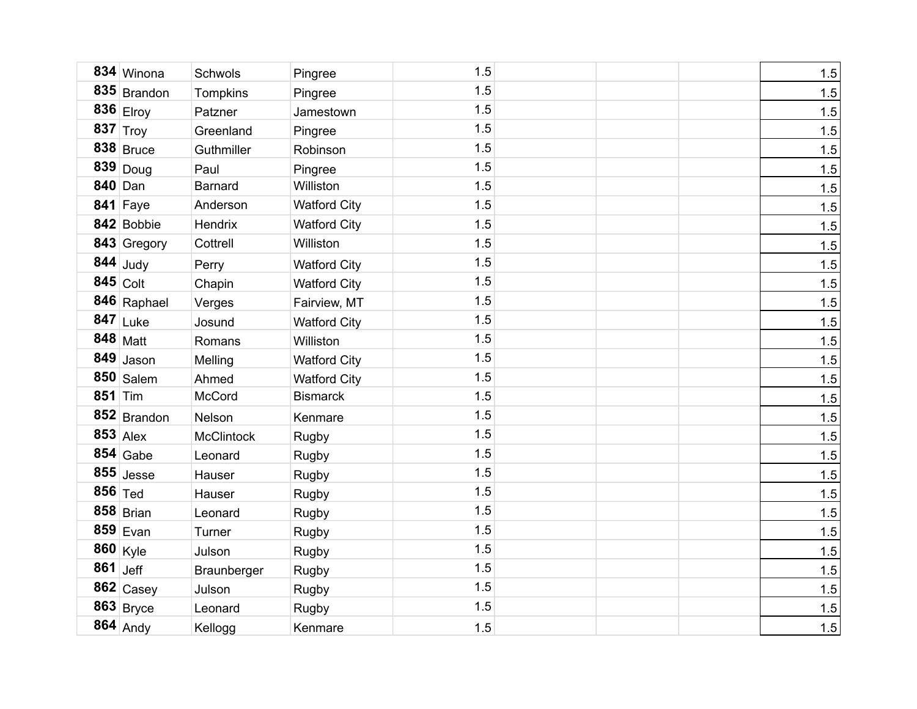| | | | | | | | |
|---|---|---|---|---|---|---|---|
| **834** Winona | Schwols | Pingree | 1.5 | | | | 1.5 |
| **835** Brandon | Tompkins | Pingree | 1.5 | | | | 1.5 |
| **836** Elroy | Patzner | Jamestown | 1.5 | | | | 1.5 |
| **837** Troy | Greenland | Pingree | 1.5 | | | | 1.5 |
| **838** Bruce | Guthmiller | Robinson | 1.5 | | | | 1.5 |
| **839** Doug | Paul | Pingree | 1.5 | | | | 1.5 |
| **840** Dan | Barnard | Williston | 1.5 | | | | 1.5 |
| **841** Faye | Anderson | Watford City | 1.5 | | | | 1.5 |
| **842** Bobbie | Hendrix | Watford City | 1.5 | | | | 1.5 |
| **843** Gregory | Cottrell | Williston | 1.5 | | | | 1.5 |
| **844** Judy | Perry | Watford City | 1.5 | | | | 1.5 |
| **845** Colt | Chapin | Watford City | 1.5 | | | | 1.5 |
| **846** Raphael | Verges | Fairview, MT | 1.5 | | | | 1.5 |
| **847** Luke | Josund | Watford City | 1.5 | | | | 1.5 |
| **848** Matt | Romans | Williston | 1.5 | | | | 1.5 |
| **849** Jason | Melling | Watford City | 1.5 | | | | 1.5 |
| **850** Salem | Ahmed | Watford City | 1.5 | | | | 1.5 |
| **851** Tim | McCord | Bismarck | 1.5 | | | | 1.5 |
| **852** Brandon | Nelson | Kenmare | 1.5 | | | | 1.5 |
| **853** Alex | McClintock | Rugby | 1.5 | | | | 1.5 |
| **854** Gabe | Leonard | Rugby | 1.5 | | | | 1.5 |
| **855** Jesse | Hauser | Rugby | 1.5 | | | | 1.5 |
| **856** Ted | Hauser | Rugby | 1.5 | | | | 1.5 |
| **858** Brian | Leonard | Rugby | 1.5 | | | | 1.5 |
| **859** Evan | Turner | Rugby | 1.5 | | | | 1.5 |
| **860** Kyle | Julson | Rugby | 1.5 | | | | 1.5 |
| **861** Jeff | Braunberger | Rugby | 1.5 | | | | 1.5 |
| **862** Casey | Julson | Rugby | 1.5 | | | | 1.5 |
| **863** Bryce | Leonard | Rugby | 1.5 | | | | 1.5 |
| **864** Andy | Kellogg | Kenmare | 1.5 | | | | 1.5 |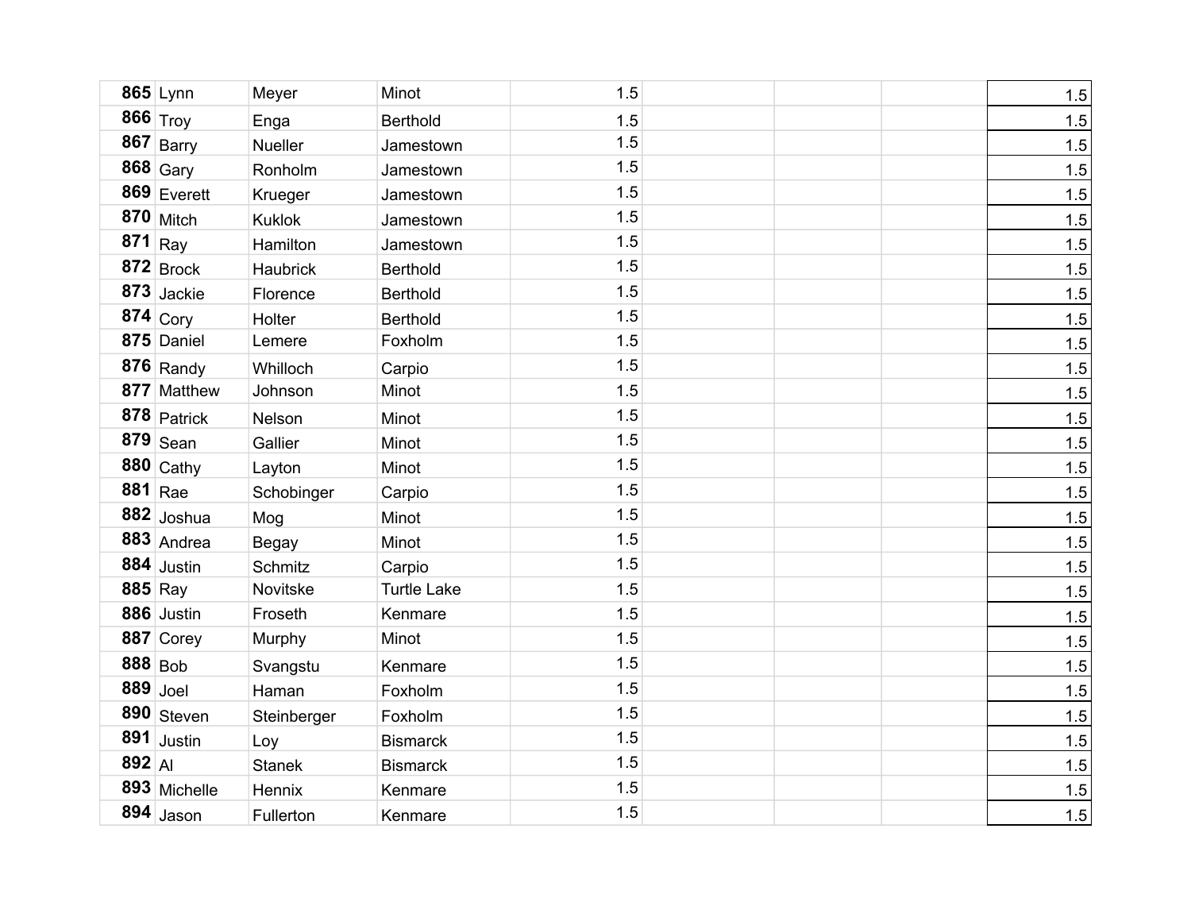| | | | | | | | | |
|---|---|---|---|---|---|---|---|---|
| **865** | Lynn | Meyer | Minot | 1.5 | | | | 1.5 |
| **866** | Troy | Enga | Berthold | 1.5 | | | | 1.5 |
| **867** | Barry | Nueller | Jamestown | 1.5 | | | | 1.5 |
| **868** | Gary | Ronholm | Jamestown | 1.5 | | | | 1.5 |
| **869** | Everett | Krueger | Jamestown | 1.5 | | | | 1.5 |
| **870** | Mitch | Kuklok | Jamestown | 1.5 | | | | 1.5 |
| **871** | Ray | Hamilton | Jamestown | 1.5 | | | | 1.5 |
| **872** | Brock | Haubrick | Berthold | 1.5 | | | | 1.5 |
| **873** | Jackie | Florence | Berthold | 1.5 | | | | 1.5 |
| **874** | Cory | Holter | Berthold | 1.5 | | | | 1.5 |
| **875** | Daniel | Lemere | Foxholm | 1.5 | | | | 1.5 |
| **876** | Randy | Whilloch | Carpio | 1.5 | | | | 1.5 |
| **877** | Matthew | Johnson | Minot | 1.5 | | | | 1.5 |
| **878** | Patrick | Nelson | Minot | 1.5 | | | | 1.5 |
| **879** | Sean | Gallier | Minot | 1.5 | | | | 1.5 |
| **880** | Cathy | Layton | Minot | 1.5 | | | | 1.5 |
| **881** | Rae | Schobinger | Carpio | 1.5 | | | | 1.5 |
| **882** | Joshua | Mog | Minot | 1.5 | | | | 1.5 |
| **883** | Andrea | Begay | Minot | 1.5 | | | | 1.5 |
| **884** | Justin | Schmitz | Carpio | 1.5 | | | | 1.5 |
| **885** | Ray | Novitske | Turtle Lake | 1.5 | | | | 1.5 |
| **886** | Justin | Froseth | Kenmare | 1.5 | | | | 1.5 |
| **887** | Corey | Murphy | Minot | 1.5 | | | | 1.5 |
| **888** | Bob | Svangstu | Kenmare | 1.5 | | | | 1.5 |
| **889** | Joel | Haman | Foxholm | 1.5 | | | | 1.5 |
| **890** | Steven | Steinberger | Foxholm | 1.5 | | | | 1.5 |
| **891** | Justin | Loy | Bismarck | 1.5 | | | | 1.5 |
| **892** | Al | Stanek | Bismarck | 1.5 | | | | 1.5 |
| **893** | Michelle | Hennix | Kenmare | 1.5 | | | | 1.5 |
| **894** | Jason | Fullerton | Kenmare | 1.5 | | | | 1.5 |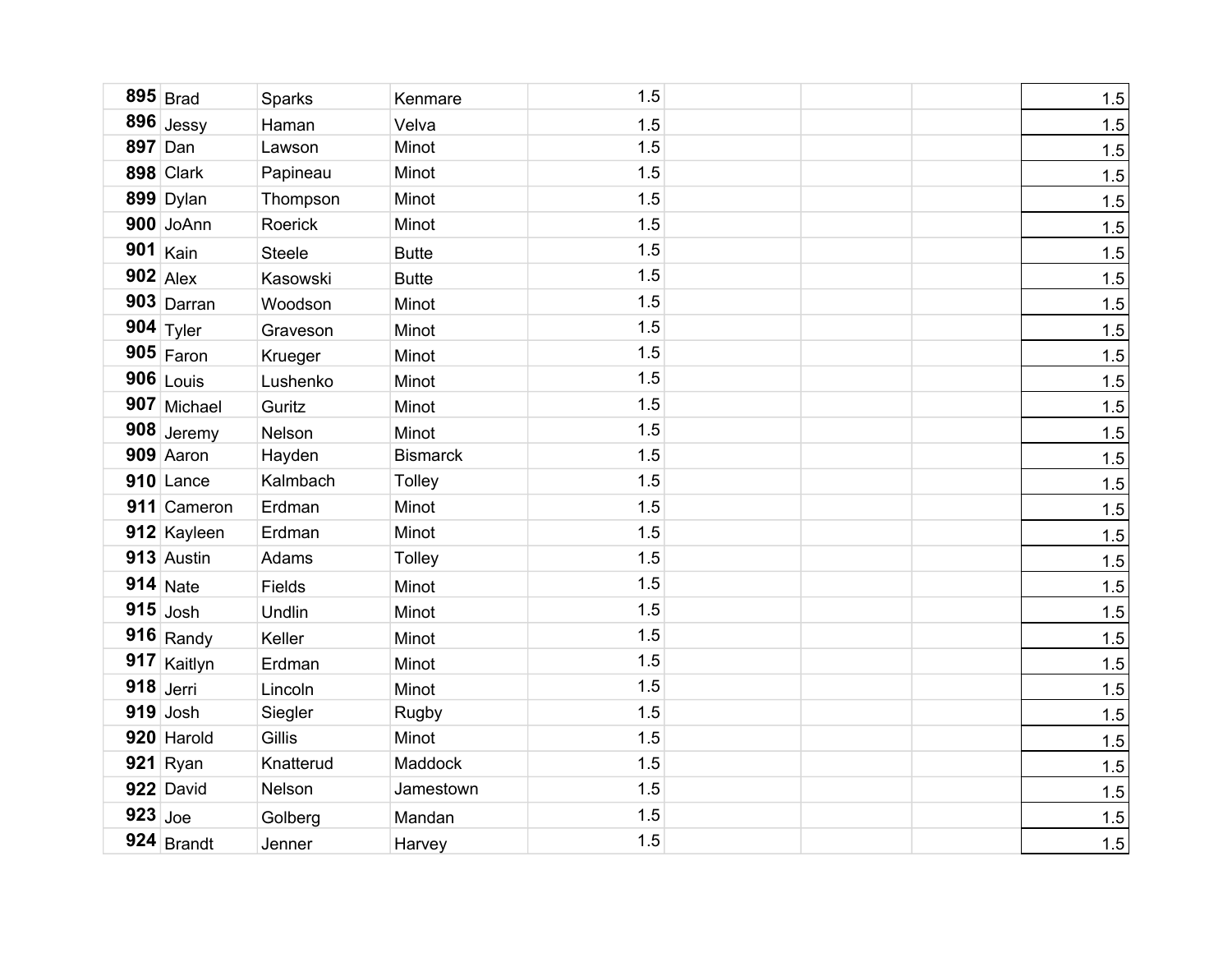| | | | | | | | | |
|---|---|---|---|---|---|---|---|---|
| **895** | Brad | Sparks | Kenmare | 1.5 | | | | 1.5 |
| **896** | Jessy | Haman | Velva | 1.5 | | | | 1.5 |
| **897** | Dan | Lawson | Minot | 1.5 | | | | 1.5 |
| **898** | Clark | Papineau | Minot | 1.5 | | | | 1.5 |
| **899** | Dylan | Thompson | Minot | 1.5 | | | | 1.5 |
| **900** | JoAnn | Roerick | Minot | 1.5 | | | | 1.5 |
| **901** | Kain | Steele | Butte | 1.5 | | | | 1.5 |
| **902** | Alex | Kasowski | Butte | 1.5 | | | | 1.5 |
| **903** | Darran | Woodson | Minot | 1.5 | | | | 1.5 |
| **904** | Tyler | Graveson | Minot | 1.5 | | | | 1.5 |
| **905** | Faron | Krueger | Minot | 1.5 | | | | 1.5 |
| **906** | Louis | Lushenko | Minot | 1.5 | | | | 1.5 |
| **907** | Michael | Guritz | Minot | 1.5 | | | | 1.5 |
| **908** | Jeremy | Nelson | Minot | 1.5 | | | | 1.5 |
| **909** | Aaron | Hayden | Bismarck | 1.5 | | | | 1.5 |
| **910** | Lance | Kalmbach | Tolley | 1.5 | | | | 1.5 |
| **911** | Cameron | Erdman | Minot | 1.5 | | | | 1.5 |
| **912** | Kayleen | Erdman | Minot | 1.5 | | | | 1.5 |
| **913** | Austin | Adams | Tolley | 1.5 | | | | 1.5 |
| **914** | Nate | Fields | Minot | 1.5 | | | | 1.5 |
| **915** | Josh | Undlin | Minot | 1.5 | | | | 1.5 |
| **916** | Randy | Keller | Minot | 1.5 | | | | 1.5 |
| **917** | Kaitlyn | Erdman | Minot | 1.5 | | | | 1.5 |
| **918** | Jerri | Lincoln | Minot | 1.5 | | | | 1.5 |
| **919** | Josh | Siegler | Rugby | 1.5 | | | | 1.5 |
| **920** | Harold | Gillis | Minot | 1.5 | | | | 1.5 |
| **921** | Ryan | Knatterud | Maddock | 1.5 | | | | 1.5 |
| **922** | David | Nelson | Jamestown | 1.5 | | | | 1.5 |
| **923** | Joe | Golberg | Mandan | 1.5 | | | | 1.5 |
| **924** | Brandt | Jenner | Harvey | 1.5 | | | | 1.5 |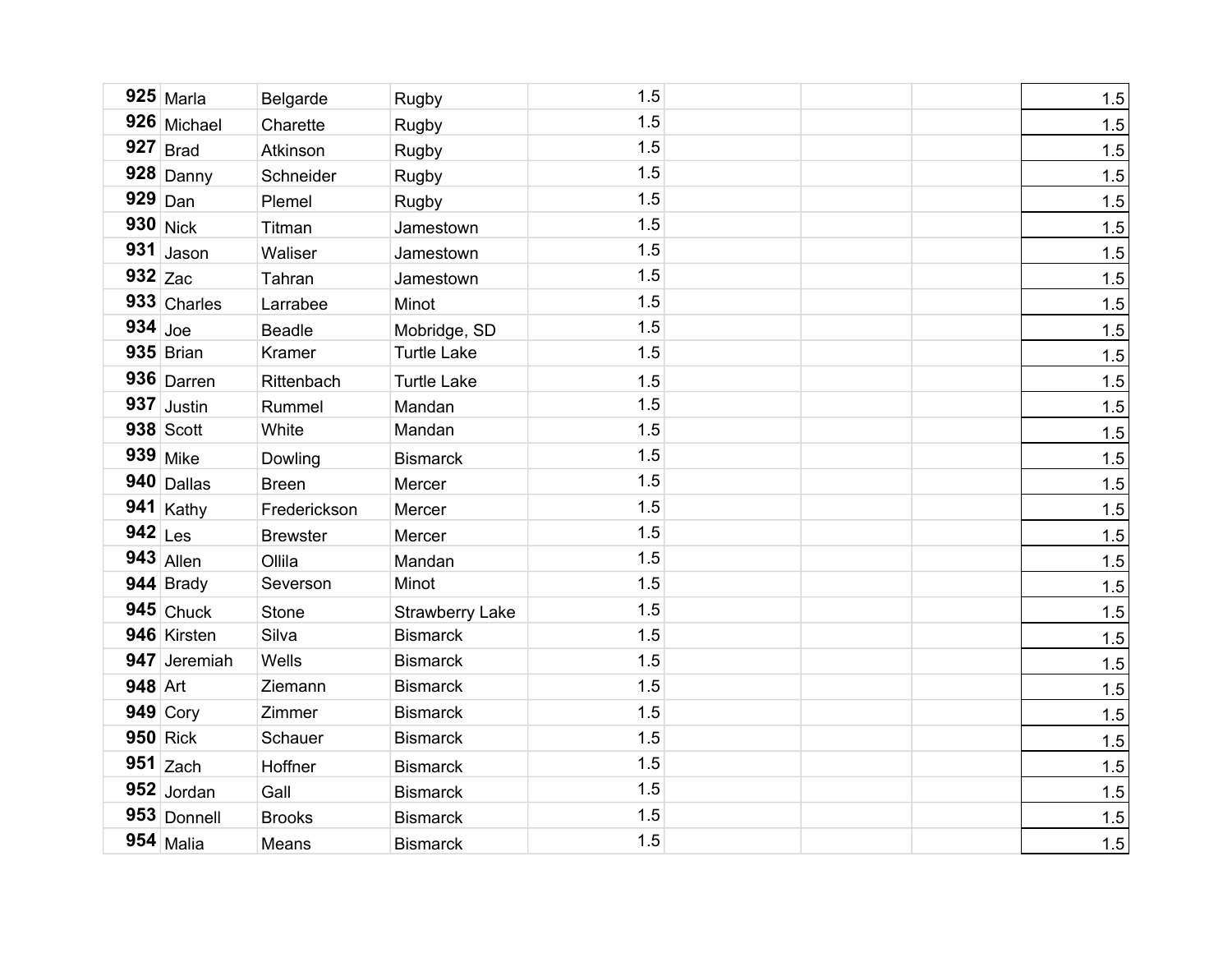| 925 | Marla | Belgarde | Rugby | 1.5 | | | | 1.5 |
|---|---|---|---|---|---|---|---|---|
| 926 | Michael | Charette | Rugby | 1.5 | | | | 1.5 |
| 927 | Brad | Atkinson | Rugby | 1.5 | | | | 1.5 |
| 928 | Danny | Schneider | Rugby | 1.5 | | | | 1.5 |
| 929 | Dan | Plemel | Rugby | 1.5 | | | | 1.5 |
| 930 | Nick | Titman | Jamestown | 1.5 | | | | 1.5 |
| 931 | Jason | Waliser | Jamestown | 1.5 | | | | 1.5 |
| 932 | Zac | Tahran | Jamestown | 1.5 | | | | 1.5 |
| 933 | Charles | Larrabee | Minot | 1.5 | | | | 1.5 |
| 934 | Joe | Beadle | Mobridge, SD | 1.5 | | | | 1.5 |
| 935 | Brian | Kramer | Turtle Lake | 1.5 | | | | 1.5 |
| 936 | Darren | Rittenbach | Turtle Lake | 1.5 | | | | 1.5 |
| 937 | Justin | Rummel | Mandan | 1.5 | | | | 1.5 |
| 938 | Scott | White | Mandan | 1.5 | | | | 1.5 |
| 939 | Mike | Dowling | Bismarck | 1.5 | | | | 1.5 |
| 940 | Dallas | Breen | Mercer | 1.5 | | | | 1.5 |
| 941 | Kathy | Frederickson | Mercer | 1.5 | | | | 1.5 |
| 942 | Les | Brewster | Mercer | 1.5 | | | | 1.5 |
| 943 | Allen | Ollila | Mandan | 1.5 | | | | 1.5 |
| 944 | Brady | Severson | Minot | 1.5 | | | | 1.5 |
| 945 | Chuck | Stone | Strawberry Lake | 1.5 | | | | 1.5 |
| 946 | Kirsten | Silva | Bismarck | 1.5 | | | | 1.5 |
| 947 | Jeremiah | Wells | Bismarck | 1.5 | | | | 1.5 |
| 948 | Art | Ziemann | Bismarck | 1.5 | | | | 1.5 |
| 949 | Cory | Zimmer | Bismarck | 1.5 | | | | 1.5 |
| 950 | Rick | Schauer | Bismarck | 1.5 | | | | 1.5 |
| 951 | Zach | Hoffner | Bismarck | 1.5 | | | | 1.5 |
| 952 | Jordan | Gall | Bismarck | 1.5 | | | | 1.5 |
| 953 | Donnell | Brooks | Bismarck | 1.5 | | | | 1.5 |
| 954 | Malia | Means | Bismarck | 1.5 | | | | 1.5 |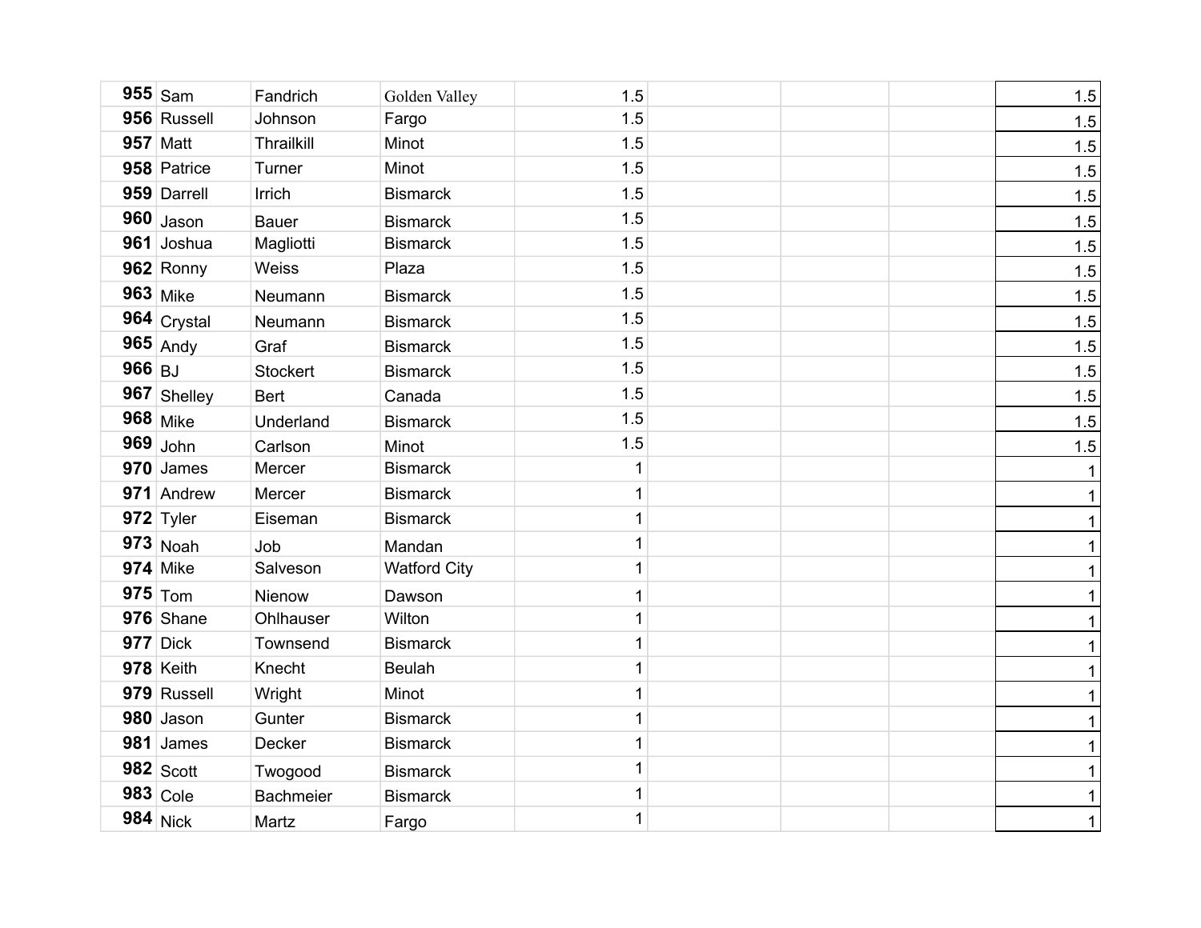| | | | | | | | |
|---|---|---|---|---|---|---|---|
| **955** Sam | Fandrich | Golden Valley | 1.5 | | | | 1.5 |
| **956** Russell | Johnson | Fargo | 1.5 | | | | 1.5 |
| **957** Matt | Thrailkill | Minot | 1.5 | | | | 1.5 |
| **958** Patrice | Turner | Minot | 1.5 | | | | 1.5 |
| **959** Darrell | Irrich | Bismarck | 1.5 | | | | 1.5 |
| **960** Jason | Bauer | Bismarck | 1.5 | | | | 1.5 |
| **961** Joshua | Magliotti | Bismarck | 1.5 | | | | 1.5 |
| **962** Ronny | Weiss | Plaza | 1.5 | | | | 1.5 |
| **963** Mike | Neumann | Bismarck | 1.5 | | | | 1.5 |
| **964** Crystal | Neumann | Bismarck | 1.5 | | | | 1.5 |
| **965** Andy | Graf | Bismarck | 1.5 | | | | 1.5 |
| **966** BJ | Stockert | Bismarck | 1.5 | | | | 1.5 |
| **967** Shelley | Bert | Canada | 1.5 | | | | 1.5 |
| **968** Mike | Underland | Bismarck | 1.5 | | | | 1.5 |
| **969** John | Carlson | Minot | 1.5 | | | | 1.5 |
| **970** James | Mercer | Bismarck | 1 | | | | 1 |
| **971** Andrew | Mercer | Bismarck | 1 | | | | 1 |
| **972** Tyler | Eiseman | Bismarck | 1 | | | | 1 |
| **973** Noah | Job | Mandan | 1 | | | | 1 |
| **974** Mike | Salveson | Watford City | 1 | | | | 1 |
| **975** Tom | Nienow | Dawson | 1 | | | | 1 |
| **976** Shane | Ohlhauser | Wilton | 1 | | | | 1 |
| **977** Dick | Townsend | Bismarck | 1 | | | | 1 |
| **978** Keith | Knecht | Beulah | 1 | | | | 1 |
| **979** Russell | Wright | Minot | 1 | | | | 1 |
| **980** Jason | Gunter | Bismarck | 1 | | | | 1 |
| **981** James | Decker | Bismarck | 1 | | | | 1 |
| **982** Scott | Twogood | Bismarck | 1 | | | | 1 |
| **983** Cole | Bachmeier | Bismarck | 1 | | | | 1 |
| **984** Nick | Martz | Fargo | 1 | | | | 1 |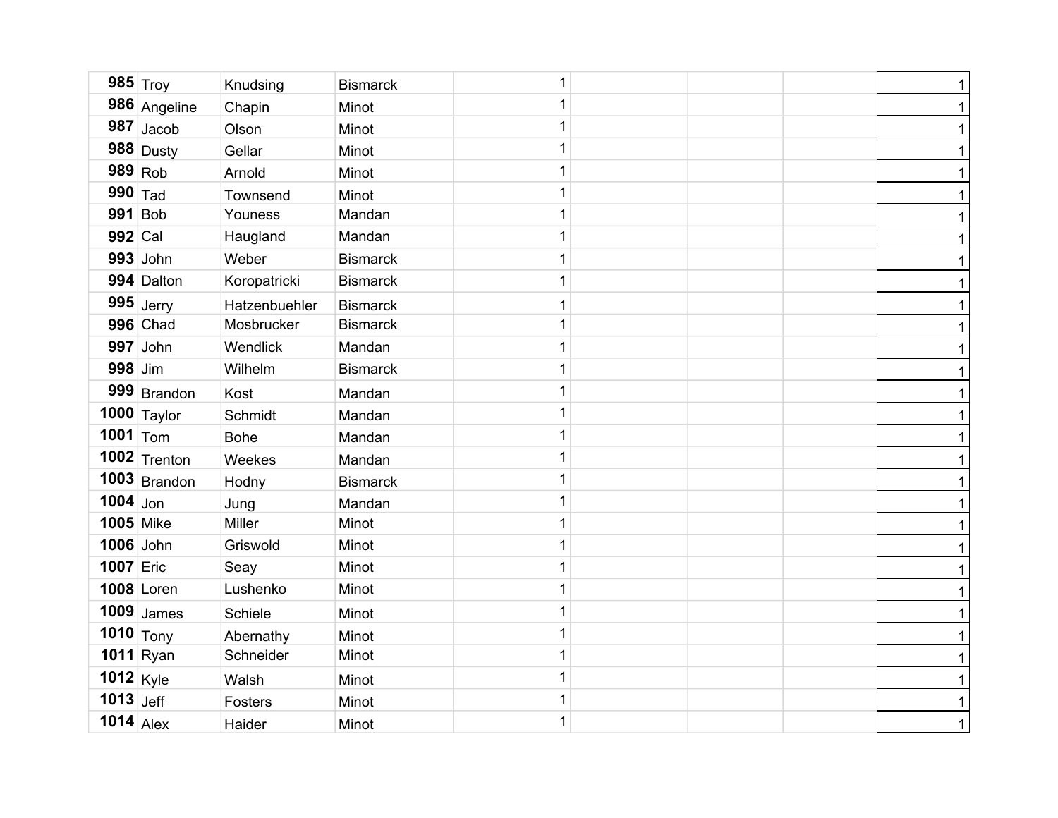| | | | | | | | | |
|---|---|---|---|---|---|---|---|---|
| **985** | Troy | Knudsing | Bismarck | 1 | | | | 1 |
| **986** | Angeline | Chapin | Minot | 1 | | | | 1 |
| **987** | Jacob | Olson | Minot | 1 | | | | 1 |
| **988** | Dusty | Gellar | Minot | 1 | | | | 1 |
| **989** | Rob | Arnold | Minot | 1 | | | | 1 |
| **990** | Tad | Townsend | Minot | 1 | | | | 1 |
| **991** | Bob | Youness | Mandan | 1 | | | | 1 |
| **992** | Cal | Haugland | Mandan | 1 | | | | 1 |
| **993** | John | Weber | Bismarck | 1 | | | | 1 |
| **994** | Dalton | Koropatricki | Bismarck | 1 | | | | 1 |
| **995** | Jerry | Hatzenbuehler | Bismarck | 1 | | | | 1 |
| **996** | Chad | Mosbrucker | Bismarck | 1 | | | | 1 |
| **997** | John | Wendlick | Mandan | 1 | | | | 1 |
| **998** | Jim | Wilhelm | Bismarck | 1 | | | | 1 |
| **999** | Brandon | Kost | Mandan | 1 | | | | 1 |
| **1000** | Taylor | Schmidt | Mandan | 1 | | | | 1 |
| **1001** | Tom | Bohe | Mandan | 1 | | | | 1 |
| **1002** | Trenton | Weekes | Mandan | 1 | | | | 1 |
| **1003** | Brandon | Hodny | Bismarck | 1 | | | | 1 |
| **1004** | Jon | Jung | Mandan | 1 | | | | 1 |
| **1005** | Mike | Miller | Minot | 1 | | | | 1 |
| **1006** | John | Griswold | Minot | 1 | | | | 1 |
| **1007** | Eric | Seay | Minot | 1 | | | | 1 |
| **1008** | Loren | Lushenko | Minot | 1 | | | | 1 |
| **1009** | James | Schiele | Minot | 1 | | | | 1 |
| **1010** | Tony | Abernathy | Minot | 1 | | | | 1 |
| **1011** | Ryan | Schneider | Minot | 1 | | | | 1 |
| **1012** | Kyle | Walsh | Minot | 1 | | | | 1 |
| **1013** | Jeff | Fosters | Minot | 1 | | | | 1 |
| **1014** | Alex | Haider | Minot | 1 | | | | 1 |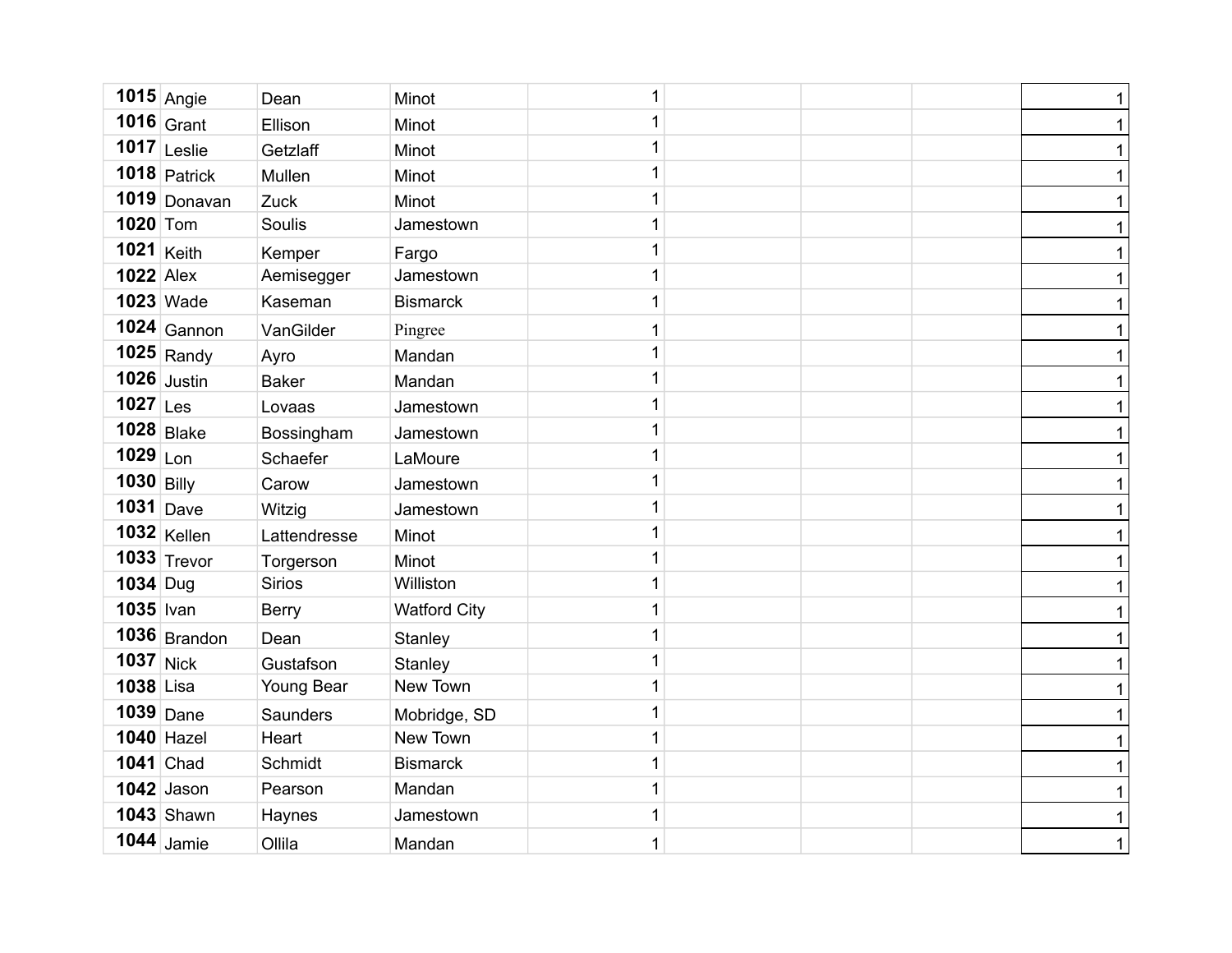| | | | | | | | | |
|---|---|---|---|---|---|---|---|---|
| **1015** | Angie | Dean | Minot | 1 | | | | 1 |
| **1016** | Grant | Ellison | Minot | 1 | | | | 1 |
| **1017** | Leslie | Getzlaff | Minot | 1 | | | | 1 |
| **1018** | Patrick | Mullen | Minot | 1 | | | | 1 |
| **1019** | Donavan | Zuck | Minot | 1 | | | | 1 |
| **1020** | Tom | Soulis | Jamestown | 1 | | | | 1 |
| **1021** | Keith | Kemper | Fargo | 1 | | | | 1 |
| **1022** | Alex | Aemisegger | Jamestown | 1 | | | | 1 |
| **1023** | Wade | Kaseman | Bismarck | 1 | | | | 1 |
| **1024** | Gannon | VanGilder | Pingree | 1 | | | | 1 |
| **1025** | Randy | Ayro | Mandan | 1 | | | | 1 |
| **1026** | Justin | Baker | Mandan | 1 | | | | 1 |
| **1027** | Les | Lovaas | Jamestown | 1 | | | | 1 |
| **1028** | Blake | Bossingham | Jamestown | 1 | | | | 1 |
| **1029** | Lon | Schaefer | LaMoure | 1 | | | | 1 |
| **1030** | Billy | Carow | Jamestown | 1 | | | | 1 |
| **1031** | Dave | Witzig | Jamestown | 1 | | | | 1 |
| **1032** | Kellen | Lattendresse | Minot | 1 | | | | 1 |
| **1033** | Trevor | Torgerson | Minot | 1 | | | | 1 |
| **1034** | Dug | Sirios | Williston | 1 | | | | 1 |
| **1035** | Ivan | Berry | Watford City | 1 | | | | 1 |
| **1036** | Brandon | Dean | Stanley | 1 | | | | 1 |
| **1037** | Nick | Gustafson | Stanley | 1 | | | | 1 |
| **1038** | Lisa | Young Bear | New Town | 1 | | | | 1 |
| **1039** | Dane | Saunders | Mobridge, SD | 1 | | | | 1 |
| **1040** | Hazel | Heart | New Town | 1 | | | | 1 |
| **1041** | Chad | Schmidt | Bismarck | 1 | | | | 1 |
| **1042** | Jason | Pearson | Mandan | 1 | | | | 1 |
| **1043** | Shawn | Haynes | Jamestown | 1 | | | | 1 |
| **1044** | Jamie | Ollila | Mandan | 1 | | | | 1 |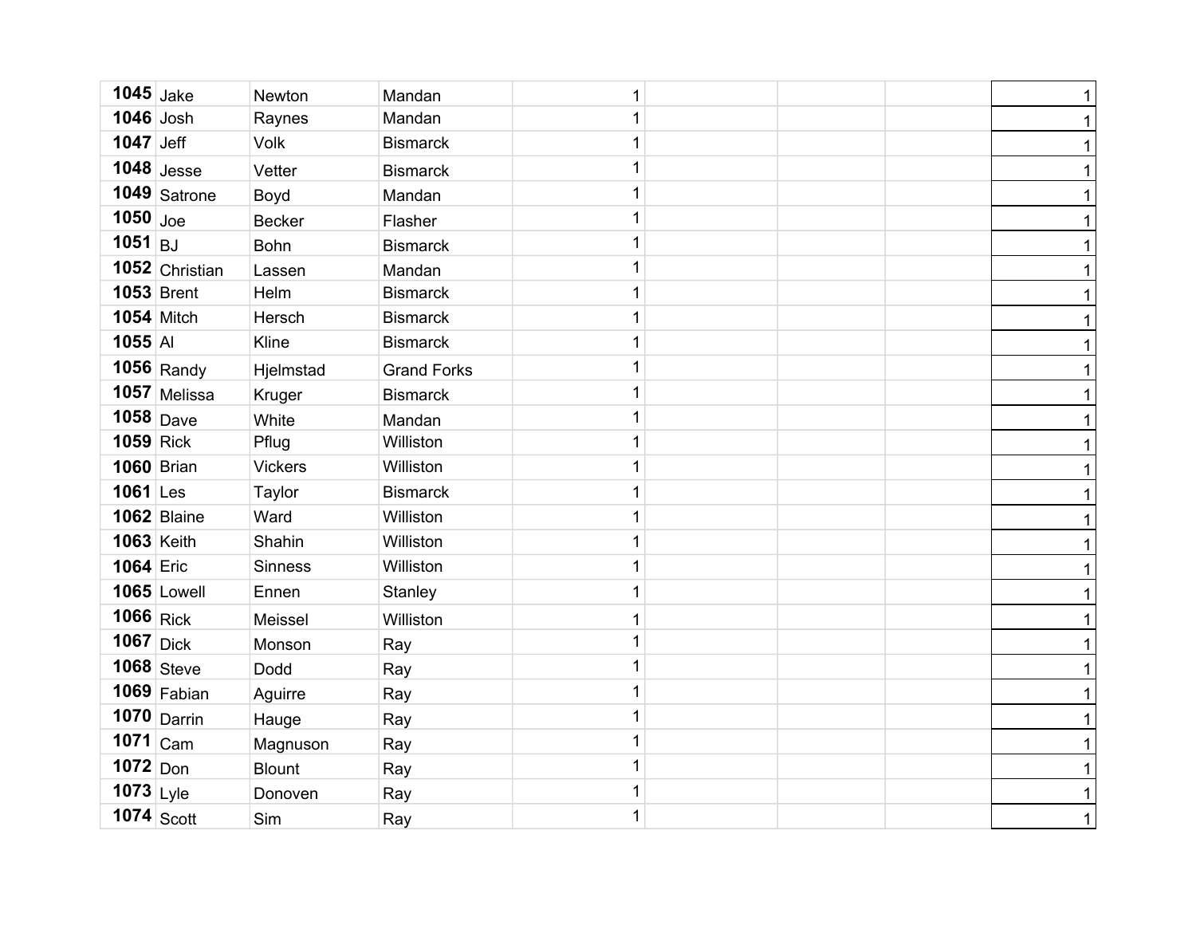| | | | | | | | | |
|---|---|---|---|---|---|---|---|---|
| **1045** | Jake | Newton | Mandan | 1 | | | | 1 |
| **1046** | Josh | Raynes | Mandan | 1 | | | | 1 |
| **1047** | Jeff | Volk | Bismarck | 1 | | | | 1 |
| **1048** | Jesse | Vetter | Bismarck | 1 | | | | 1 |
| **1049** | Satrone | Boyd | Mandan | 1 | | | | 1 |
| **1050** | Joe | Becker | Flasher | 1 | | | | 1 |
| **1051** | BJ | Bohn | Bismarck | 1 | | | | 1 |
| **1052** | Christian | Lassen | Mandan | 1 | | | | 1 |
| **1053** | Brent | Helm | Bismarck | 1 | | | | 1 |
| **1054** | Mitch | Hersch | Bismarck | 1 | | | | 1 |
| **1055** | Al | Kline | Bismarck | 1 | | | | 1 |
| **1056** | Randy | Hjelmstad | Grand Forks | 1 | | | | 1 |
| **1057** | Melissa | Kruger | Bismarck | 1 | | | | 1 |
| **1058** | Dave | White | Mandan | 1 | | | | 1 |
| **1059** | Rick | Pflug | Williston | 1 | | | | 1 |
| **1060** | Brian | Vickers | Williston | 1 | | | | 1 |
| **1061** | Les | Taylor | Bismarck | 1 | | | | 1 |
| **1062** | Blaine | Ward | Williston | 1 | | | | 1 |
| **1063** | Keith | Shahin | Williston | 1 | | | | 1 |
| **1064** | Eric | Sinness | Williston | 1 | | | | 1 |
| **1065** | Lowell | Ennen | Stanley | 1 | | | | 1 |
| **1066** | Rick | Meissel | Williston | 1 | | | | 1 |
| **1067** | Dick | Monson | Ray | 1 | | | | 1 |
| **1068** | Steve | Dodd | Ray | 1 | | | | 1 |
| **1069** | Fabian | Aguirre | Ray | 1 | | | | 1 |
| **1070** | Darrin | Hauge | Ray | 1 | | | | 1 |
| **1071** | Cam | Magnuson | Ray | 1 | | | | 1 |
| **1072** | Don | Blount | Ray | 1 | | | | 1 |
| **1073** | Lyle | Donoven | Ray | 1 | | | | 1 |
| **1074** | Scott | Sim | Ray | 1 | | | | 1 |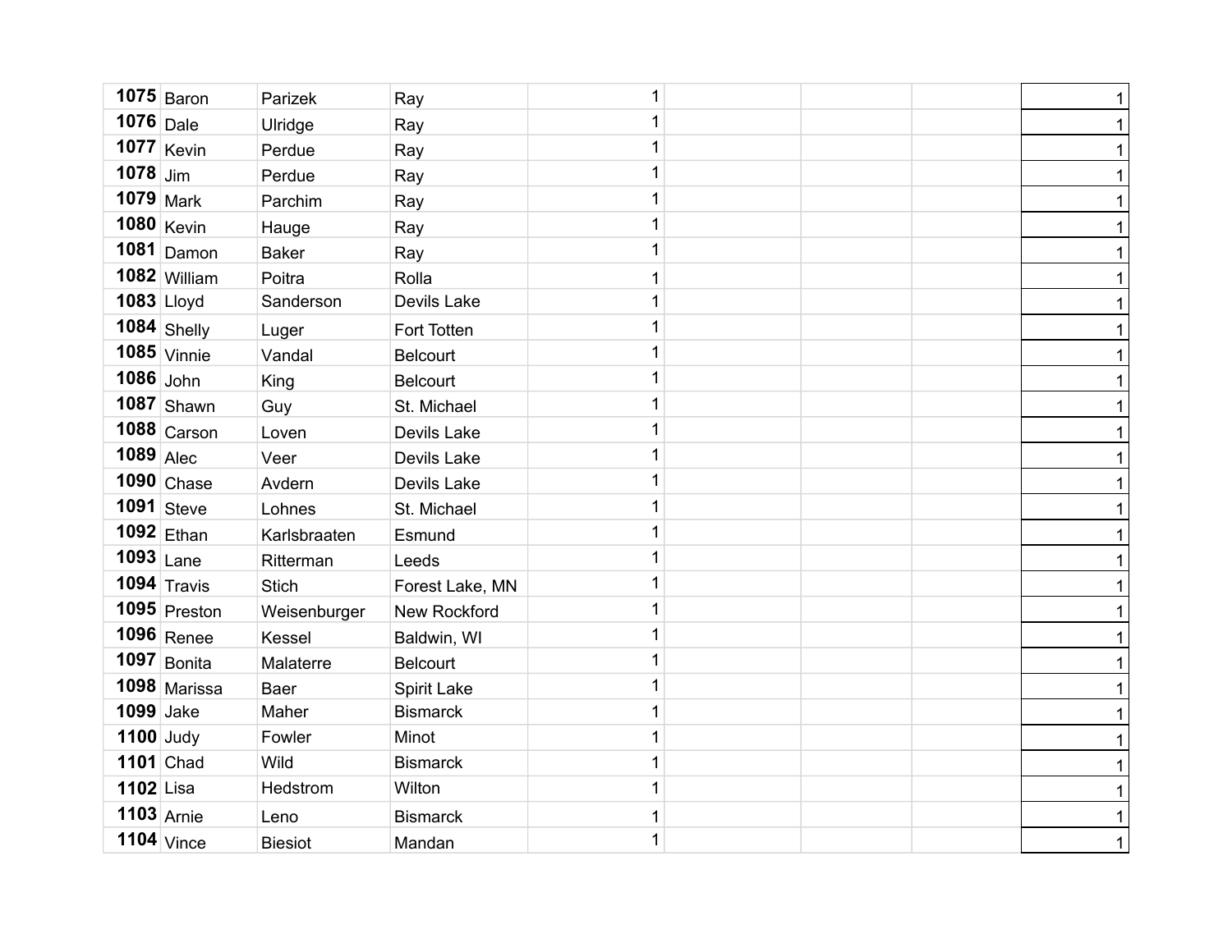| | | | | | | | | |
|---|---|---|---|---|---|---|---|---|
| **1075** | Baron | Parizek | Ray | 1 | | | | 1 |
| **1076** | Dale | Ulridge | Ray | 1 | | | | 1 |
| **1077** | Kevin | Perdue | Ray | 1 | | | | 1 |
| **1078** | Jim | Perdue | Ray | 1 | | | | 1 |
| **1079** | Mark | Parchim | Ray | 1 | | | | 1 |
| **1080** | Kevin | Hauge | Ray | 1 | | | | 1 |
| **1081** | Damon | Baker | Ray | 1 | | | | 1 |
| **1082** | William | Poitra | Rolla | 1 | | | | 1 |
| **1083** | Lloyd | Sanderson | Devils Lake | 1 | | | | 1 |
| **1084** | Shelly | Luger | Fort Totten | 1 | | | | 1 |
| **1085** | Vinnie | Vandal | Belcourt | 1 | | | | 1 |
| **1086** | John | King | Belcourt | 1 | | | | 1 |
| **1087** | Shawn | Guy | St. Michael | 1 | | | | 1 |
| **1088** | Carson | Loven | Devils Lake | 1 | | | | 1 |
| **1089** | Alec | Veer | Devils Lake | 1 | | | | 1 |
| **1090** | Chase | Avdern | Devils Lake | 1 | | | | 1 |
| **1091** | Steve | Lohnes | St. Michael | 1 | | | | 1 |
| **1092** | Ethan | Karlsbraaten | Esmund | 1 | | | | 1 |
| **1093** | Lane | Ritterman | Leeds | 1 | | | | 1 |
| **1094** | Travis | Stich | Forest Lake, MN | 1 | | | | 1 |
| **1095** | Preston | Weisenburger | New Rockford | 1 | | | | 1 |
| **1096** | Renee | Kessel | Baldwin, WI | 1 | | | | 1 |
| **1097** | Bonita | Malaterre | Belcourt | 1 | | | | 1 |
| **1098** | Marissa | Baer | Spirit Lake | 1 | | | | 1 |
| **1099** | Jake | Maher | Bismarck | 1 | | | | 1 |
| **1100** | Judy | Fowler | Minot | 1 | | | | 1 |
| **1101** | Chad | Wild | Bismarck | 1 | | | | 1 |
| **1102** | Lisa | Hedstrom | Wilton | 1 | | | | 1 |
| **1103** | Arnie | Leno | Bismarck | 1 | | | | 1 |
| **1104** | Vince | Biesiot | Mandan | 1 | | | | 1 |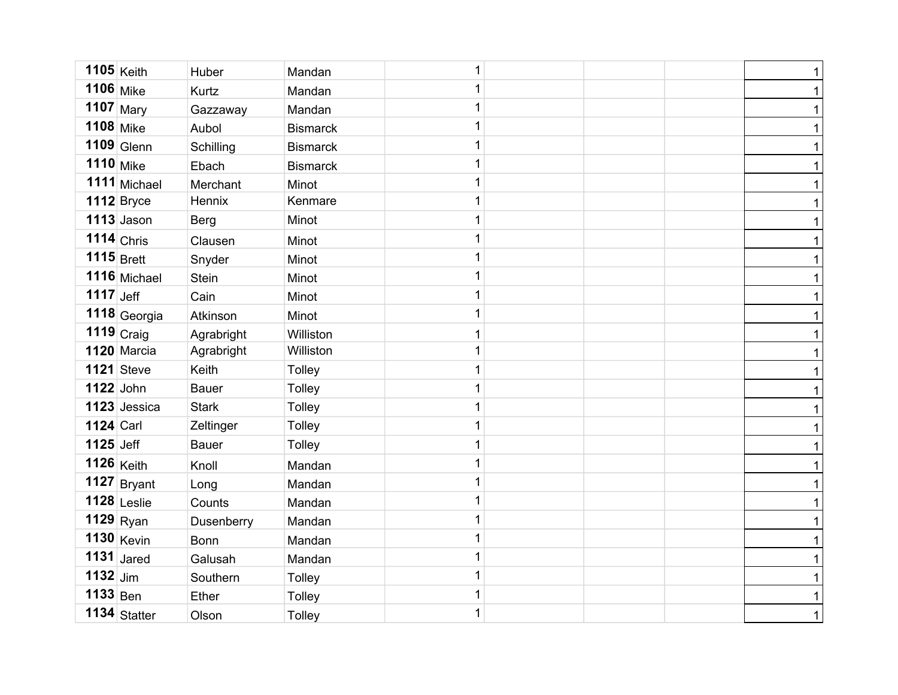| | | | | | | | | |
|---|---|---|---|---|---|---|---|---|
| **1105** | Keith | Huber | Mandan | 1 | | | | 1 |
| **1106** | Mike | Kurtz | Mandan | 1 | | | | 1 |
| **1107** | Mary | Gazzaway | Mandan | 1 | | | | 1 |
| **1108** | Mike | Aubol | Bismarck | 1 | | | | 1 |
| **1109** | Glenn | Schilling | Bismarck | 1 | | | | 1 |
| **1110** | Mike | Ebach | Bismarck | 1 | | | | 1 |
| **1111** | Michael | Merchant | Minot | 1 | | | | 1 |
| **1112** | Bryce | Hennix | Kenmare | 1 | | | | 1 |
| **1113** | Jason | Berg | Minot | 1 | | | | 1 |
| **1114** | Chris | Clausen | Minot | 1 | | | | 1 |
| **1115** | Brett | Snyder | Minot | 1 | | | | 1 |
| **1116** | Michael | Stein | Minot | 1 | | | | 1 |
| **1117** | Jeff | Cain | Minot | 1 | | | | 1 |
| **1118** | Georgia | Atkinson | Minot | 1 | | | | 1 |
| **1119** | Craig | Agrabright | Williston | 1 | | | | 1 |
| **1120** | Marcia | Agrabright | Williston | 1 | | | | 1 |
| **1121** | Steve | Keith | Tolley | 1 | | | | 1 |
| **1122** | John | Bauer | Tolley | 1 | | | | 1 |
| **1123** | Jessica | Stark | Tolley | 1 | | | | 1 |
| **1124** | Carl | Zeltinger | Tolley | 1 | | | | 1 |
| **1125** | Jeff | Bauer | Tolley | 1 | | | | 1 |
| **1126** | Keith | Knoll | Mandan | 1 | | | | 1 |
| **1127** | Bryant | Long | Mandan | 1 | | | | 1 |
| **1128** | Leslie | Counts | Mandan | 1 | | | | 1 |
| **1129** | Ryan | Dusenberry | Mandan | 1 | | | | 1 |
| **1130** | Kevin | Bonn | Mandan | 1 | | | | 1 |
| **1131** | Jared | Galusah | Mandan | 1 | | | | 1 |
| **1132** | Jim | Southern | Tolley | 1 | | | | 1 |
| **1133** | Ben | Ether | Tolley | 1 | | | | 1 |
| **1134** | Statter | Olson | Tolley | 1 | | | | 1 |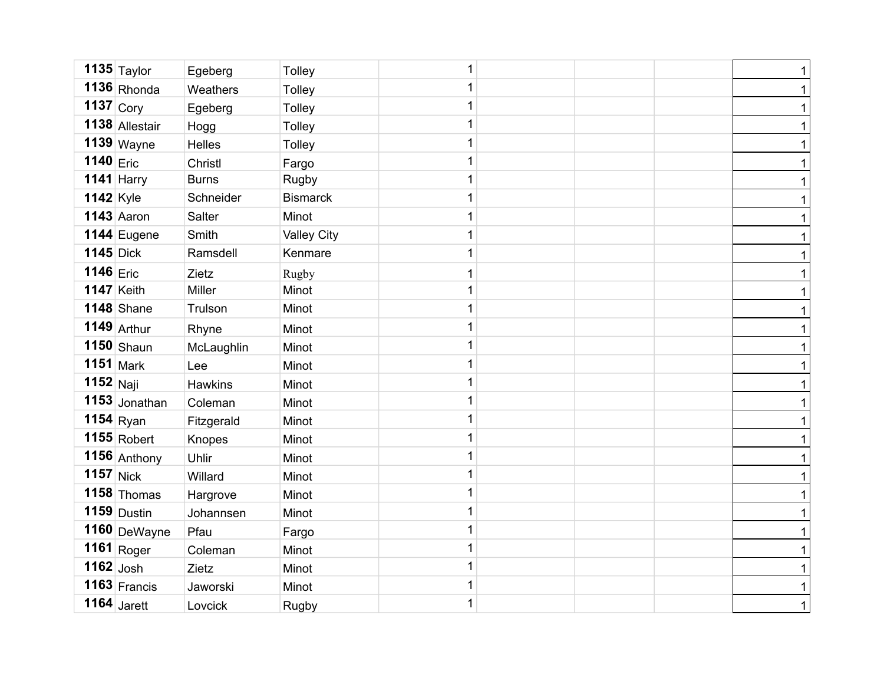| | | | | | | | | |
|---|---|---|---|---|---|---|---|---|
| **1135** | Taylor | Egeberg | Tolley | 1 | | | | 1 |
| **1136** | Rhonda | Weathers | Tolley | 1 | | | | 1 |
| **1137** | Cory | Egeberg | Tolley | 1 | | | | 1 |
| **1138** | Allestair | Hogg | Tolley | 1 | | | | 1 |
| **1139** | Wayne | Helles | Tolley | 1 | | | | 1 |
| **1140** | Eric | Christl | Fargo | 1 | | | | 1 |
| **1141** | Harry | Burns | Rugby | 1 | | | | 1 |
| **1142** | Kyle | Schneider | Bismarck | 1 | | | | 1 |
| **1143** | Aaron | Salter | Minot | 1 | | | | 1 |
| **1144** | Eugene | Smith | Valley City | 1 | | | | 1 |
| **1145** | Dick | Ramsdell | Kenmare | 1 | | | | 1 |
| **1146** | Eric | Zietz | Rugby | 1 | | | | 1 |
| **1147** | Keith | Miller | Minot | 1 | | | | 1 |
| **1148** | Shane | Trulson | Minot | 1 | | | | 1 |
| **1149** | Arthur | Rhyne | Minot | 1 | | | | 1 |
| **1150** | Shaun | McLaughlin | Minot | 1 | | | | 1 |
| **1151** | Mark | Lee | Minot | 1 | | | | 1 |
| **1152** | Naji | Hawkins | Minot | 1 | | | | 1 |
| **1153** | Jonathan | Coleman | Minot | 1 | | | | 1 |
| **1154** | Ryan | Fitzgerald | Minot | 1 | | | | 1 |
| **1155** | Robert | Knopes | Minot | 1 | | | | 1 |
| **1156** | Anthony | Uhlir | Minot | 1 | | | | 1 |
| **1157** | Nick | Willard | Minot | 1 | | | | 1 |
| **1158** | Thomas | Hargrove | Minot | 1 | | | | 1 |
| **1159** | Dustin | Johannsen | Minot | 1 | | | | 1 |
| **1160** | DeWayne | Pfau | Fargo | 1 | | | | 1 |
| **1161** | Roger | Coleman | Minot | 1 | | | | 1 |
| **1162** | Josh | Zietz | Minot | 1 | | | | 1 |
| **1163** | Francis | Jaworski | Minot | 1 | | | | 1 |
| **1164** | Jarett | Lovcick | Rugby | 1 | | | | 1 |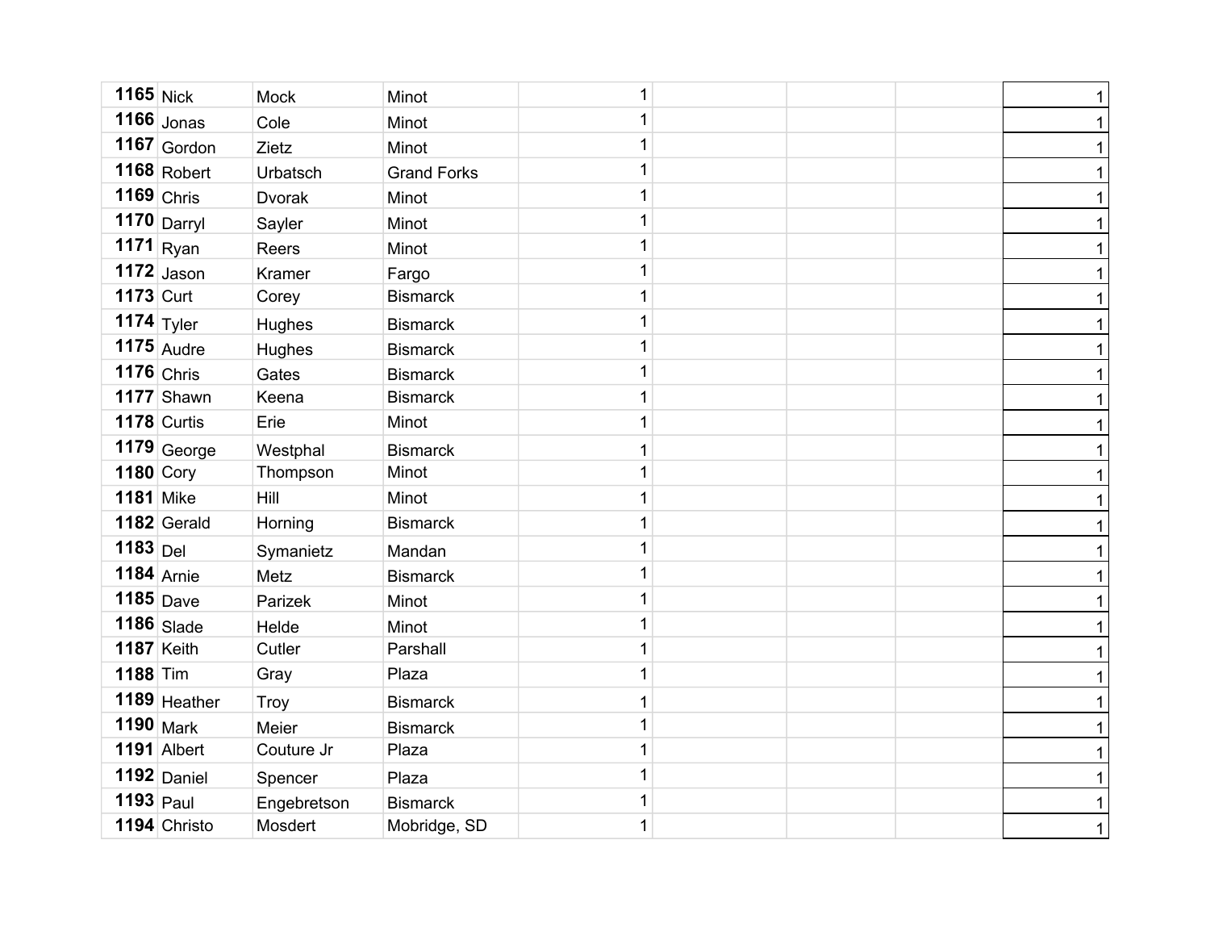| | | | | | | | | |
|---|---|---|---|---|---|---|---|---|
| **1165** | Nick | Mock | Minot | 1 | | | | 1 |
| **1166** | Jonas | Cole | Minot | 1 | | | | 1 |
| **1167** | Gordon | Zietz | Minot | 1 | | | | 1 |
| **1168** | Robert | Urbatsch | Grand Forks | 1 | | | | 1 |
| **1169** | Chris | Dvorak | Minot | 1 | | | | 1 |
| **1170** | Darryl | Sayler | Minot | 1 | | | | 1 |
| **1171** | Ryan | Reers | Minot | 1 | | | | 1 |
| **1172** | Jason | Kramer | Fargo | 1 | | | | 1 |
| **1173** | Curt | Corey | Bismarck | 1 | | | | 1 |
| **1174** | Tyler | Hughes | Bismarck | 1 | | | | 1 |
| **1175** | Audre | Hughes | Bismarck | 1 | | | | 1 |
| **1176** | Chris | Gates | Bismarck | 1 | | | | 1 |
| **1177** | Shawn | Keena | Bismarck | 1 | | | | 1 |
| **1178** | Curtis | Erie | Minot | 1 | | | | 1 |
| **1179** | George | Westphal | Bismarck | 1 | | | | 1 |
| **1180** | Cory | Thompson | Minot | 1 | | | | 1 |
| **1181** | Mike | Hill | Minot | 1 | | | | 1 |
| **1182** | Gerald | Horning | Bismarck | 1 | | | | 1 |
| **1183** | Del | Symanietz | Mandan | 1 | | | | 1 |
| **1184** | Arnie | Metz | Bismarck | 1 | | | | 1 |
| **1185** | Dave | Parizek | Minot | 1 | | | | 1 |
| **1186** | Slade | Helde | Minot | 1 | | | | 1 |
| **1187** | Keith | Cutler | Parshall | 1 | | | | 1 |
| **1188** | Tim | Gray | Plaza | 1 | | | | 1 |
| **1189** | Heather | Troy | Bismarck | 1 | | | | 1 |
| **1190** | Mark | Meier | Bismarck | 1 | | | | 1 |
| **1191** | Albert | Couture Jr | Plaza | 1 | | | | 1 |
| **1192** | Daniel | Spencer | Plaza | 1 | | | | 1 |
| **1193** | Paul | Engebretson | Bismarck | 1 | | | | 1 |
| **1194** | Christo | Mosdert | Mobridge, SD | 1 | | | | 1 |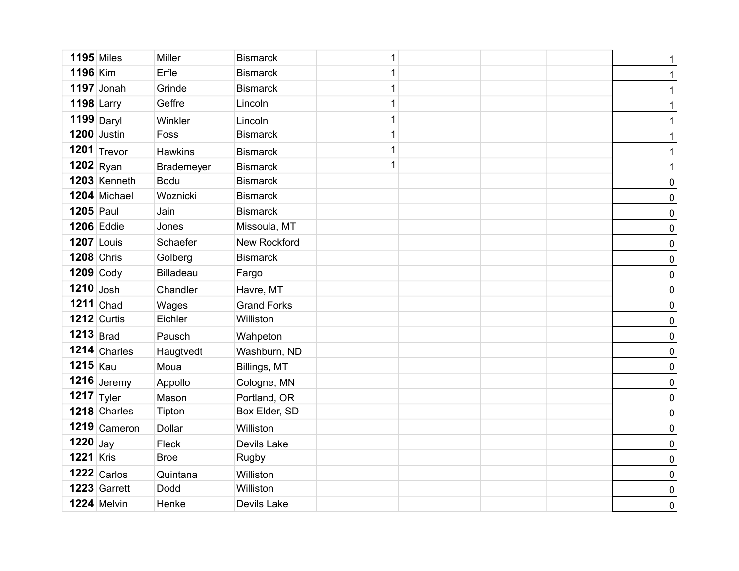| | | | | | | | | |
|---|---|---|---|---|---|---|---|---|
| **1195** | Miles | Miller | Bismarck | 1 | | | | 1 |
| **1196** | Kim | Erfle | Bismarck | 1 | | | | 1 |
| **1197** | Jonah | Grinde | Bismarck | 1 | | | | 1 |
| **1198** | Larry | Geffre | Lincoln | 1 | | | | 1 |
| **1199** | Daryl | Winkler | Lincoln | 1 | | | | 1 |
| **1200** | Justin | Foss | Bismarck | 1 | | | | 1 |
| **1201** | Trevor | Hawkins | Bismarck | 1 | | | | 1 |
| **1202** | Ryan | Brademeyer | Bismarck | 1 | | | | 1 |
| **1203** | Kenneth | Bodu | Bismarck | | | | | 0 |
| **1204** | Michael | Woznicki | Bismarck | | | | | 0 |
| **1205** | Paul | Jain | Bismarck | | | | | 0 |
| **1206** | Eddie | Jones | Missoula, MT | | | | | 0 |
| **1207** | Louis | Schaefer | New Rockford | | | | | 0 |
| **1208** | Chris | Golberg | Bismarck | | | | | 0 |
| **1209** | Cody | Billadeau | Fargo | | | | | 0 |
| **1210** | Josh | Chandler | Havre, MT | | | | | 0 |
| **1211** | Chad | Wages | Grand Forks | | | | | 0 |
| **1212** | Curtis | Eichler | Williston | | | | | 0 |
| **1213** | Brad | Pausch | Wahpeton | | | | | 0 |
| **1214** | Charles | Haugtvedt | Washburn, ND | | | | | 0 |
| **1215** | Kau | Moua | Billings, MT | | | | | 0 |
| **1216** | Jeremy | Appollo | Cologne, MN | | | | | 0 |
| **1217** | Tyler | Mason | Portland, OR | | | | | 0 |
| **1218** | Charles | Tipton | Box Elder, SD | | | | | 0 |
| **1219** | Cameron | Dollar | Williston | | | | | 0 |
| **1220** | Jay | Fleck | Devils Lake | | | | | 0 |
| **1221** | Kris | Broe | Rugby | | | | | 0 |
| **1222** | Carlos | Quintana | Williston | | | | | 0 |
| **1223** | Garrett | Dodd | Williston | | | | | 0 |
| **1224** | Melvin | Henke | Devils Lake | | | | | 0 |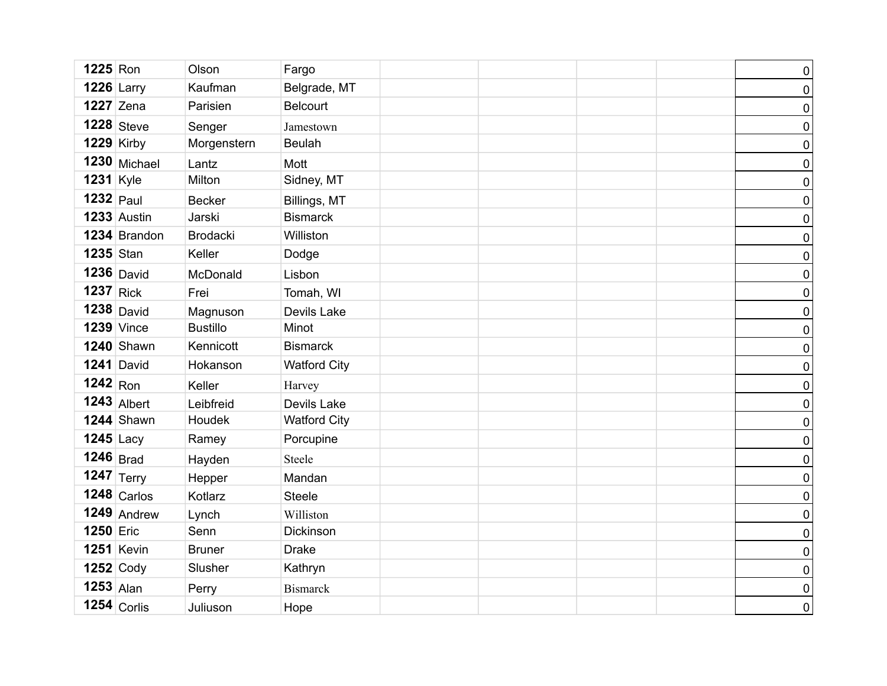| | | | | | | | | |
|---|---|---|---|---|---|---|---|---|
| **1225** | Ron | Olson | Fargo | | | | | 0 |
| **1226** | Larry | Kaufman | Belgrade, MT | | | | | 0 |
| **1227** | Zena | Parisien | Belcourt | | | | | 0 |
| **1228** | Steve | Senger | Jamestown | | | | | 0 |
| **1229** | Kirby | Morgenstern | Beulah | | | | | 0 |
| **1230** | Michael | Lantz | Mott | | | | | 0 |
| **1231** | Kyle | Milton | Sidney, MT | | | | | 0 |
| **1232** | Paul | Becker | Billings, MT | | | | | 0 |
| **1233** | Austin | Jarski | Bismarck | | | | | 0 |
| **1234** | Brandon | Brodacki | Williston | | | | | 0 |
| **1235** | Stan | Keller | Dodge | | | | | 0 |
| **1236** | David | McDonald | Lisbon | | | | | 0 |
| **1237** | Rick | Frei | Tomah, WI | | | | | 0 |
| **1238** | David | Magnuson | Devils Lake | | | | | 0 |
| **1239** | Vince | Bustillo | Minot | | | | | 0 |
| **1240** | Shawn | Kennicott | Bismarck | | | | | 0 |
| **1241** | David | Hokanson | Watford City | | | | | 0 |
| **1242** | Ron | Keller | Harvey | | | | | 0 |
| **1243** | Albert | Leibfreid | Devils Lake | | | | | 0 |
| **1244** | Shawn | Houdek | Watford City | | | | | 0 |
| **1245** | Lacy | Ramey | Porcupine | | | | | 0 |
| **1246** | Brad | Hayden | Steele | | | | | 0 |
| **1247** | Terry | Hepper | Mandan | | | | | 0 |
| **1248** | Carlos | Kotlarz | Steele | | | | | 0 |
| **1249** | Andrew | Lynch | Williston | | | | | 0 |
| **1250** | Eric | Senn | Dickinson | | | | | 0 |
| **1251** | Kevin | Bruner | Drake | | | | | 0 |
| **1252** | Cody | Slusher | Kathryn | | | | | 0 |
| **1253** | Alan | Perry | Bismarck | | | | | 0 |
| **1254** | Corlis | Juliuson | Hope | | | | | 0 |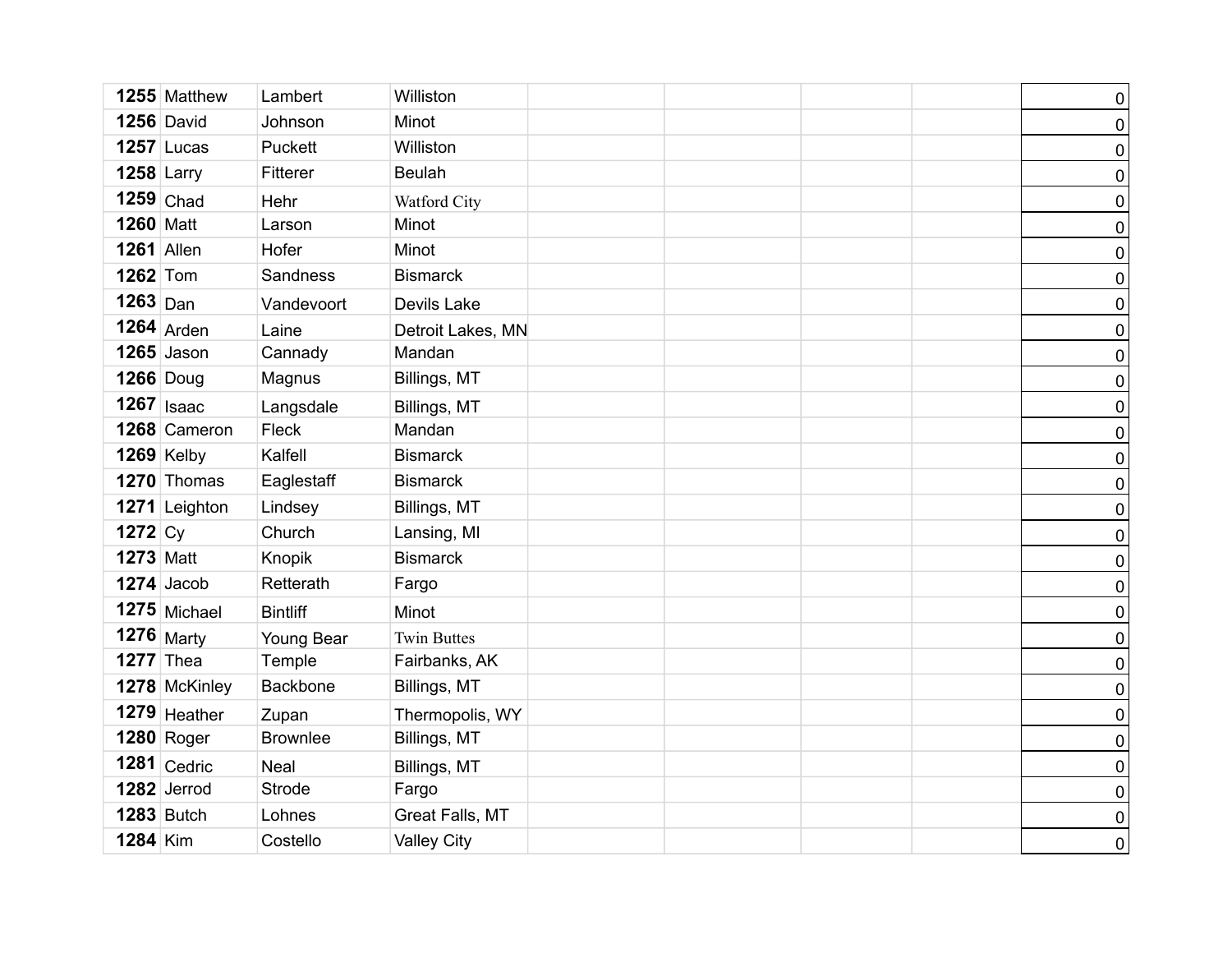| | | | | | | | | |
|---|---|---|---|---|---|---|---|---|
| **1255** | Matthew | Lambert | Williston | | | | | 0 |
| **1256** | David | Johnson | Minot | | | | | 0 |
| **1257** | Lucas | Puckett | Williston | | | | | 0 |
| **1258** | Larry | Fitterer | Beulah | | | | | 0 |
| **1259** | Chad | Hehr | Watford City | | | | | 0 |
| **1260** | Matt | Larson | Minot | | | | | 0 |
| **1261** | Allen | Hofer | Minot | | | | | 0 |
| **1262** | Tom | Sandness | Bismarck | | | | | 0 |
| **1263** | Dan | Vandevoort | Devils Lake | | | | | 0 |
| **1264** | Arden | Laine | Detroit Lakes, MN | | | | | 0 |
| **1265** | Jason | Cannady | Mandan | | | | | 0 |
| **1266** | Doug | Magnus | Billings, MT | | | | | 0 |
| **1267** | Isaac | Langsdale | Billings, MT | | | | | 0 |
| **1268** | Cameron | Fleck | Mandan | | | | | 0 |
| **1269** | Kelby | Kalfell | Bismarck | | | | | 0 |
| **1270** | Thomas | Eaglestaff | Bismarck | | | | | 0 |
| **1271** | Leighton | Lindsey | Billings, MT | | | | | 0 |
| **1272** | Cy | Church | Lansing, MI | | | | | 0 |
| **1273** | Matt | Knopik | Bismarck | | | | | 0 |
| **1274** | Jacob | Retterath | Fargo | | | | | 0 |
| **1275** | Michael | Bintliff | Minot | | | | | 0 |
| **1276** | Marty | Young Bear | Twin Buttes | | | | | 0 |
| **1277** | Thea | Temple | Fairbanks, AK | | | | | 0 |
| **1278** | McKinley | Backbone | Billings, MT | | | | | 0 |
| **1279** | Heather | Zupan | Thermopolis, WY | | | | | 0 |
| **1280** | Roger | Brownlee | Billings, MT | | | | | 0 |
| **1281** | Cedric | Neal | Billings, MT | | | | | 0 |
| **1282** | Jerrod | Strode | Fargo | | | | | 0 |
| **1283** | Butch | Lohnes | Great Falls, MT | | | | | 0 |
| **1284** | Kim | Costello | Valley City | | | | | 0 |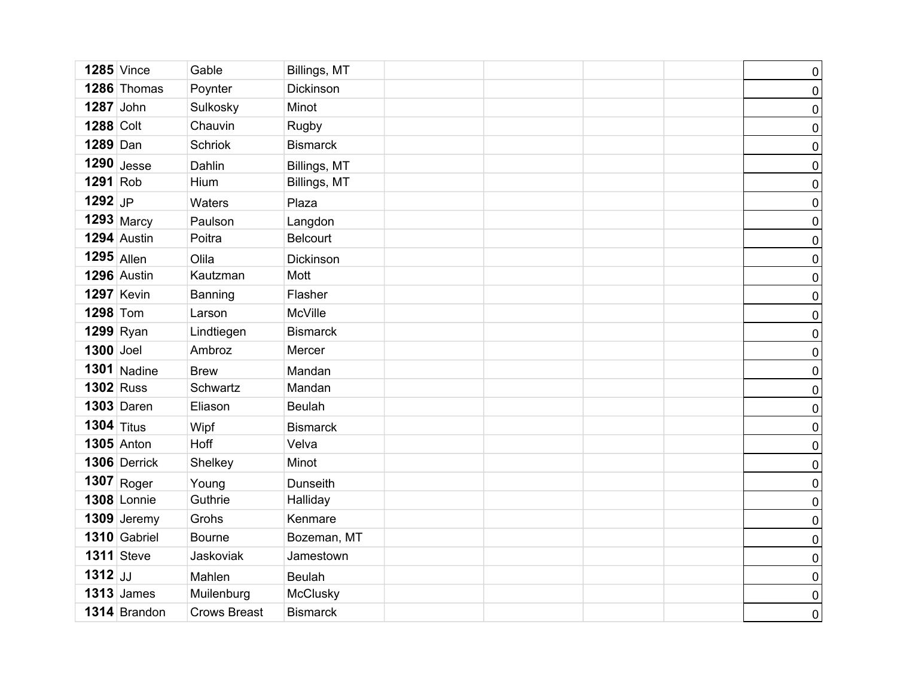| | | | | | | | | |
|---|---|---|---|---|---|---|---|---|
| **1285** | Vince | Gable | Billings, MT | | | | | 0 |
| **1286** | Thomas | Poynter | Dickinson | | | | | 0 |
| **1287** | John | Sulkosky | Minot | | | | | 0 |
| **1288** | Colt | Chauvin | Rugby | | | | | 0 |
| **1289** | Dan | Schriok | Bismarck | | | | | 0 |
| **1290** | Jesse | Dahlin | Billings, MT | | | | | 0 |
| **1291** | Rob | Hium | Billings, MT | | | | | 0 |
| **1292** | JP | Waters | Plaza | | | | | 0 |
| **1293** | Marcy | Paulson | Langdon | | | | | 0 |
| **1294** | Austin | Poitra | Belcourt | | | | | 0 |
| **1295** | Allen | Olila | Dickinson | | | | | 0 |
| **1296** | Austin | Kautzman | Mott | | | | | 0 |
| **1297** | Kevin | Banning | Flasher | | | | | 0 |
| **1298** | Tom | Larson | McVille | | | | | 0 |
| **1299** | Ryan | Lindtiegen | Bismarck | | | | | 0 |
| **1300** | Joel | Ambroz | Mercer | | | | | 0 |
| **1301** | Nadine | Brew | Mandan | | | | | 0 |
| **1302** | Russ | Schwartz | Mandan | | | | | 0 |
| **1303** | Daren | Eliason | Beulah | | | | | 0 |
| **1304** | Titus | Wipf | Bismarck | | | | | 0 |
| **1305** | Anton | Hoff | Velva | | | | | 0 |
| **1306** | Derrick | Shelkey | Minot | | | | | 0 |
| **1307** | Roger | Young | Dunseith | | | | | 0 |
| **1308** | Lonnie | Guthrie | Halliday | | | | | 0 |
| **1309** | Jeremy | Grohs | Kenmare | | | | | 0 |
| **1310** | Gabriel | Bourne | Bozeman, MT | | | | | 0 |
| **1311** | Steve | Jaskoviak | Jamestown | | | | | 0 |
| **1312** | JJ | Mahlen | Beulah | | | | | 0 |
| **1313** | James | Muilenburg | McClusky | | | | | 0 |
| **1314** | Brandon | Crows Breast | Bismarck | | | | | 0 |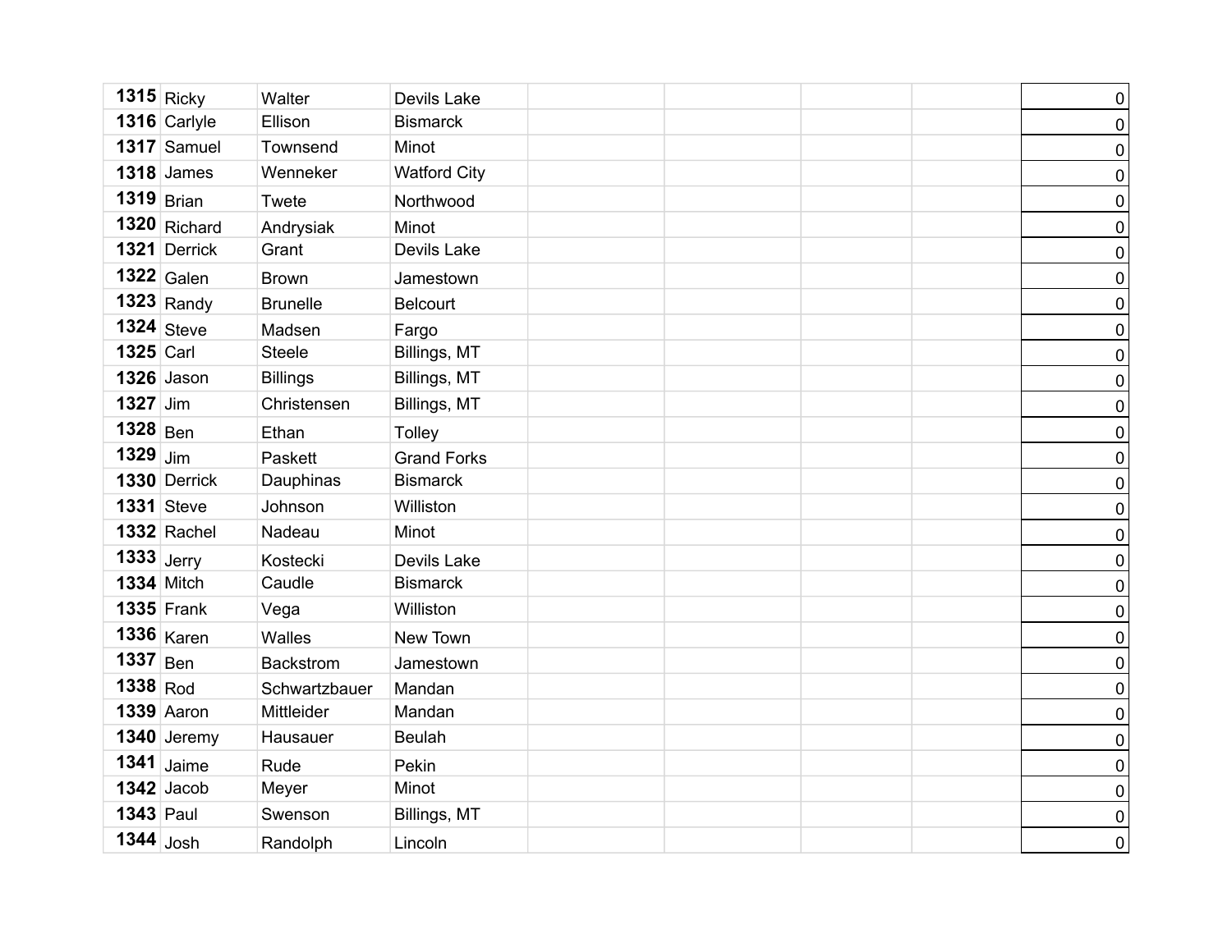| | | | | | | | | |
|---|---|---|---|---|---|---|---|---|
| **1315** | Ricky | Walter | Devils Lake | | | | | 0 |
| **1316** | Carlyle | Ellison | Bismarck | | | | | 0 |
| **1317** | Samuel | Townsend | Minot | | | | | 0 |
| **1318** | James | Wenneker | Watford City | | | | | 0 |
| **1319** | Brian | Twete | Northwood | | | | | 0 |
| **1320** | Richard | Andrysiak | Minot | | | | | 0 |
| **1321** | Derrick | Grant | Devils Lake | | | | | 0 |
| **1322** | Galen | Brown | Jamestown | | | | | 0 |
| **1323** | Randy | Brunelle | Belcourt | | | | | 0 |
| **1324** | Steve | Madsen | Fargo | | | | | 0 |
| **1325** | Carl | Steele | Billings, MT | | | | | 0 |
| **1326** | Jason | Billings | Billings, MT | | | | | 0 |
| **1327** | Jim | Christensen | Billings, MT | | | | | 0 |
| **1328** | Ben | Ethan | Tolley | | | | | 0 |
| **1329** | Jim | Paskett | Grand Forks | | | | | 0 |
| **1330** | Derrick | Dauphinas | Bismarck | | | | | 0 |
| **1331** | Steve | Johnson | Williston | | | | | 0 |
| **1332** | Rachel | Nadeau | Minot | | | | | 0 |
| **1333** | Jerry | Kostecki | Devils Lake | | | | | 0 |
| **1334** | Mitch | Caudle | Bismarck | | | | | 0 |
| **1335** | Frank | Vega | Williston | | | | | 0 |
| **1336** | Karen | Walles | New Town | | | | | 0 |
| **1337** | Ben | Backstrom | Jamestown | | | | | 0 |
| **1338** | Rod | Schwartzbauer | Mandan | | | | | 0 |
| **1339** | Aaron | Mittleider | Mandan | | | | | 0 |
| **1340** | Jeremy | Hausauer | Beulah | | | | | 0 |
| **1341** | Jaime | Rude | Pekin | | | | | 0 |
| **1342** | Jacob | Meyer | Minot | | | | | 0 |
| **1343** | Paul | Swenson | Billings, MT | | | | | 0 |
| **1344** | Josh | Randolph | Lincoln | | | | | 0 |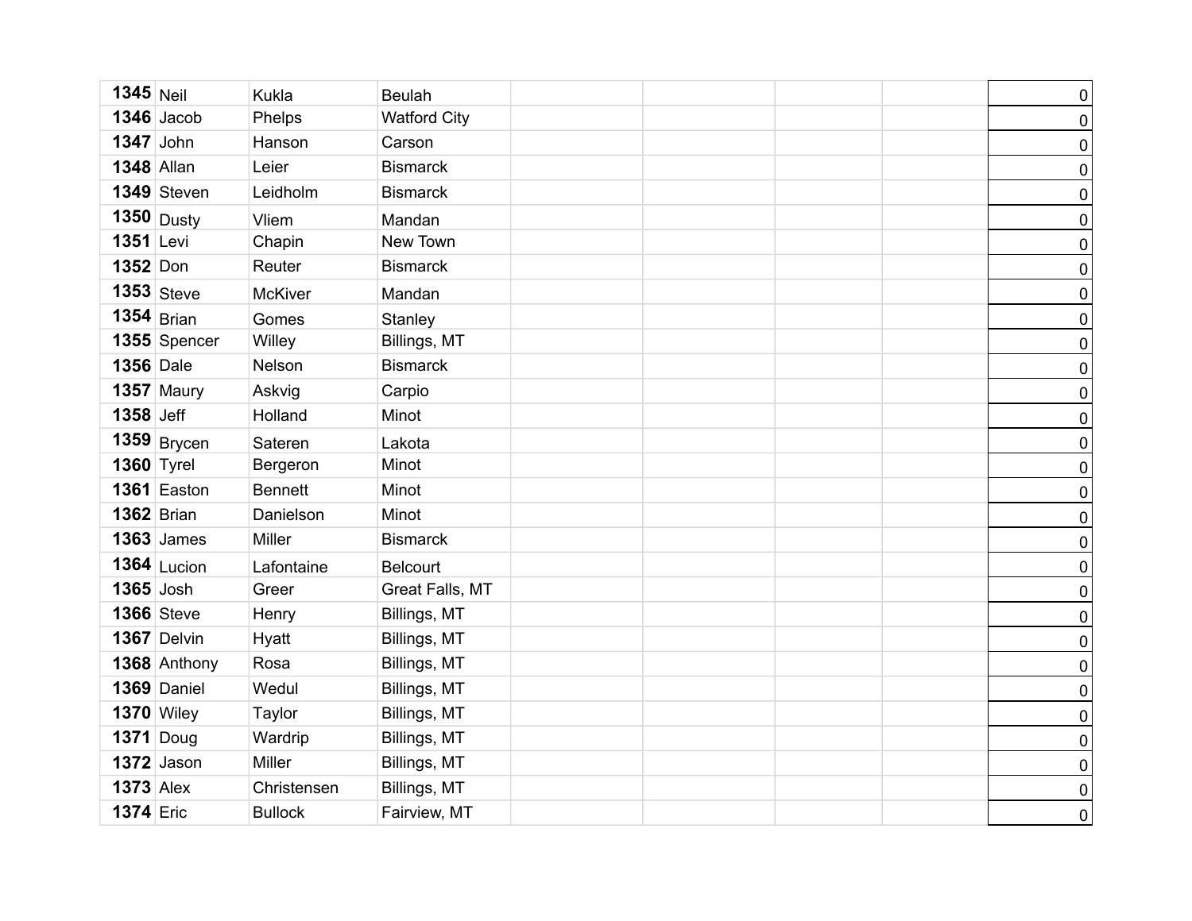| | | | | | | | | |
|---|---|---|---|---|---|---|---|---|
| **1345** | Neil | Kukla | Beulah | | | | | 0 |
| **1346** | Jacob | Phelps | Watford City | | | | | 0 |
| **1347** | John | Hanson | Carson | | | | | 0 |
| **1348** | Allan | Leier | Bismarck | | | | | 0 |
| **1349** | Steven | Leidholm | Bismarck | | | | | 0 |
| **1350** | Dusty | Vliem | Mandan | | | | | 0 |
| **1351** | Levi | Chapin | New Town | | | | | 0 |
| **1352** | Don | Reuter | Bismarck | | | | | 0 |
| **1353** | Steve | McKiver | Mandan | | | | | 0 |
| **1354** | Brian | Gomes | Stanley | | | | | 0 |
| **1355** | Spencer | Willey | Billings, MT | | | | | 0 |
| **1356** | Dale | Nelson | Bismarck | | | | | 0 |
| **1357** | Maury | Askvig | Carpio | | | | | 0 |
| **1358** | Jeff | Holland | Minot | | | | | 0 |
| **1359** | Brycen | Sateren | Lakota | | | | | 0 |
| **1360** | Tyrel | Bergeron | Minot | | | | | 0 |
| **1361** | Easton | Bennett | Minot | | | | | 0 |
| **1362** | Brian | Danielson | Minot | | | | | 0 |
| **1363** | James | Miller | Bismarck | | | | | 0 |
| **1364** | Lucion | Lafontaine | Belcourt | | | | | 0 |
| **1365** | Josh | Greer | Great Falls, MT | | | | | 0 |
| **1366** | Steve | Henry | Billings, MT | | | | | 0 |
| **1367** | Delvin | Hyatt | Billings, MT | | | | | 0 |
| **1368** | Anthony | Rosa | Billings, MT | | | | | 0 |
| **1369** | Daniel | Wedul | Billings, MT | | | | | 0 |
| **1370** | Wiley | Taylor | Billings, MT | | | | | 0 |
| **1371** | Doug | Wardrip | Billings, MT | | | | | 0 |
| **1372** | Jason | Miller | Billings, MT | | | | | 0 |
| **1373** | Alex | Christensen | Billings, MT | | | | | 0 |
| **1374** | Eric | Bullock | Fairview, MT | | | | | 0 |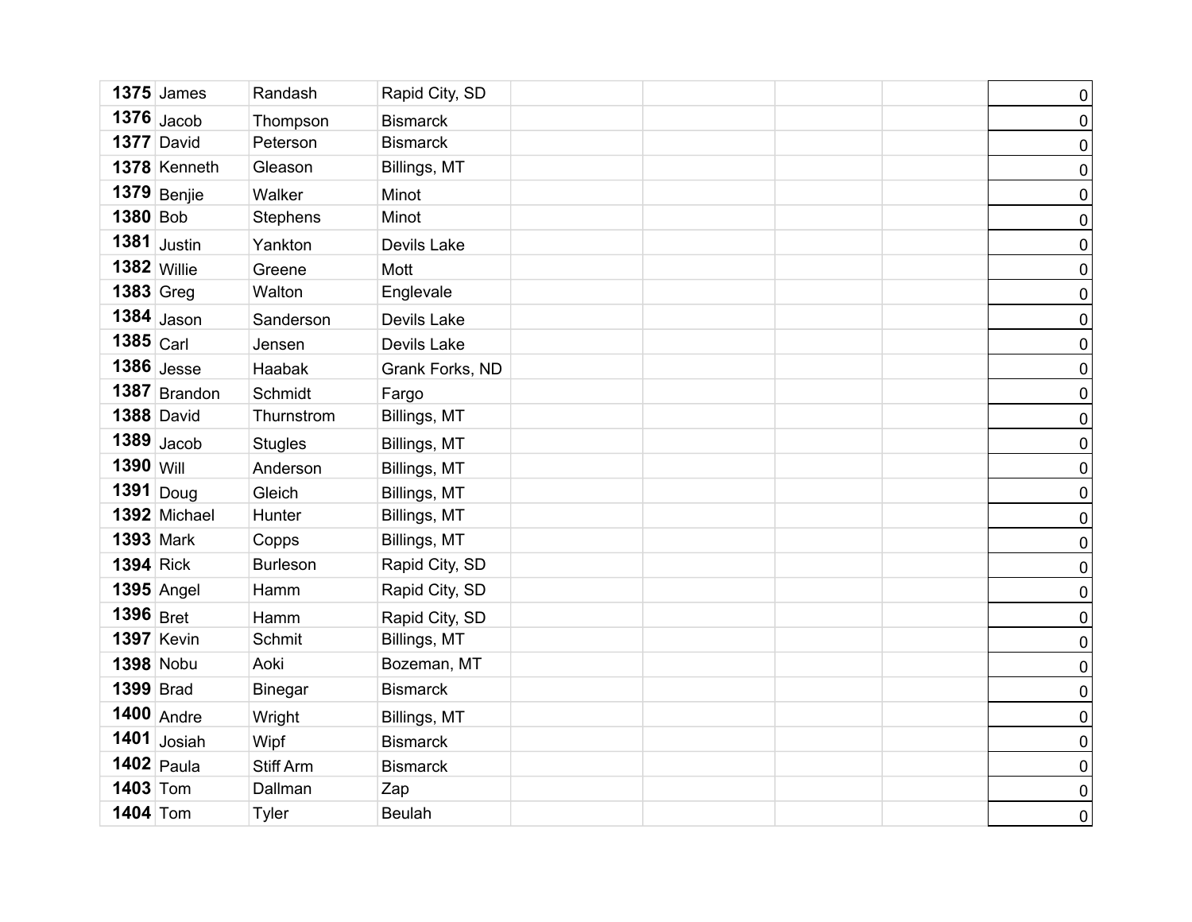| | | | | | | | | |
|---|---|---|---|---|---|---|---|---|
| **1375** | James | Randash | Rapid City, SD | | | | | 0 |
| **1376** | Jacob | Thompson | Bismarck | | | | | 0 |
| **1377** | David | Peterson | Bismarck | | | | | 0 |
| **1378** | Kenneth | Gleason | Billings, MT | | | | | 0 |
| **1379** | Benjie | Walker | Minot | | | | | 0 |
| **1380** | Bob | Stephens | Minot | | | | | 0 |
| **1381** | Justin | Yankton | Devils Lake | | | | | 0 |
| **1382** | Willie | Greene | Mott | | | | | 0 |
| **1383** | Greg | Walton | Englevale | | | | | 0 |
| **1384** | Jason | Sanderson | Devils Lake | | | | | 0 |
| **1385** | Carl | Jensen | Devils Lake | | | | | 0 |
| **1386** | Jesse | Haabak | Grank Forks, ND | | | | | 0 |
| **1387** | Brandon | Schmidt | Fargo | | | | | 0 |
| **1388** | David | Thurnstrom | Billings, MT | | | | | 0 |
| **1389** | Jacob | Stugles | Billings, MT | | | | | 0 |
| **1390** | Will | Anderson | Billings, MT | | | | | 0 |
| **1391** | Doug | Gleich | Billings, MT | | | | | 0 |
| **1392** | Michael | Hunter | Billings, MT | | | | | 0 |
| **1393** | Mark | Copps | Billings, MT | | | | | 0 |
| **1394** | Rick | Burleson | Rapid City, SD | | | | | 0 |
| **1395** | Angel | Hamm | Rapid City, SD | | | | | 0 |
| **1396** | Bret | Hamm | Rapid City, SD | | | | | 0 |
| **1397** | Kevin | Schmit | Billings, MT | | | | | 0 |
| **1398** | Nobu | Aoki | Bozeman, MT | | | | | 0 |
| **1399** | Brad | Binegar | Bismarck | | | | | 0 |
| **1400** | Andre | Wright | Billings, MT | | | | | 0 |
| **1401** | Josiah | Wipf | Bismarck | | | | | 0 |
| **1402** | Paula | Stiff Arm | Bismarck | | | | | 0 |
| **1403** | Tom | Dallman | Zap | | | | | 0 |
| **1404** | Tom | Tyler | Beulah | | | | | 0 |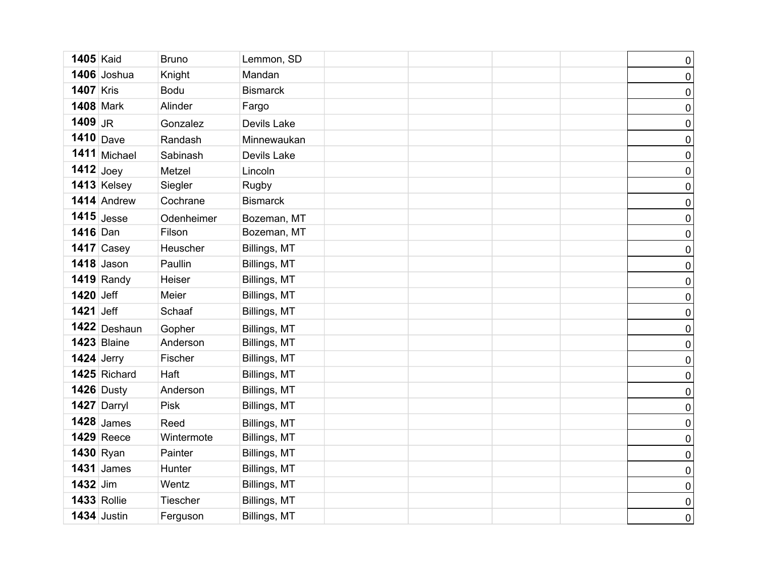| | | | | | | | | |
|---|---|---|---|---|---|---|---|---|
| **1405** | Kaid | Bruno | Lemmon, SD | | | | | 0 |
| **1406** | Joshua | Knight | Mandan | | | | | 0 |
| **1407** | Kris | Bodu | Bismarck | | | | | 0 |
| **1408** | Mark | Alinder | Fargo | | | | | 0 |
| **1409** | JR | Gonzalez | Devils Lake | | | | | 0 |
| **1410** | Dave | Randash | Minnewaukan | | | | | 0 |
| **1411** | Michael | Sabinash | Devils Lake | | | | | 0 |
| **1412** | Joey | Metzel | Lincoln | | | | | 0 |
| **1413** | Kelsey | Siegler | Rugby | | | | | 0 |
| **1414** | Andrew | Cochrane | Bismarck | | | | | 0 |
| **1415** | Jesse | Odenheimer | Bozeman, MT | | | | | 0 |
| **1416** | Dan | Filson | Bozeman, MT | | | | | 0 |
| **1417** | Casey | Heuscher | Billings, MT | | | | | 0 |
| **1418** | Jason | Paullin | Billings, MT | | | | | 0 |
| **1419** | Randy | Heiser | Billings, MT | | | | | 0 |
| **1420** | Jeff | Meier | Billings, MT | | | | | 0 |
| **1421** | Jeff | Schaaf | Billings, MT | | | | | 0 |
| **1422** | Deshaun | Gopher | Billings, MT | | | | | 0 |
| **1423** | Blaine | Anderson | Billings, MT | | | | | 0 |
| **1424** | Jerry | Fischer | Billings, MT | | | | | 0 |
| **1425** | Richard | Haft | Billings, MT | | | | | 0 |
| **1426** | Dusty | Anderson | Billings, MT | | | | | 0 |
| **1427** | Darryl | Pisk | Billings, MT | | | | | 0 |
| **1428** | James | Reed | Billings, MT | | | | | 0 |
| **1429** | Reece | Wintermote | Billings, MT | | | | | 0 |
| **1430** | Ryan | Painter | Billings, MT | | | | | 0 |
| **1431** | James | Hunter | Billings, MT | | | | | 0 |
| **1432** | Jim | Wentz | Billings, MT | | | | | 0 |
| **1433** | Rollie | Tiescher | Billings, MT | | | | | 0 |
| **1434** | Justin | Ferguson | Billings, MT | | | | | 0 |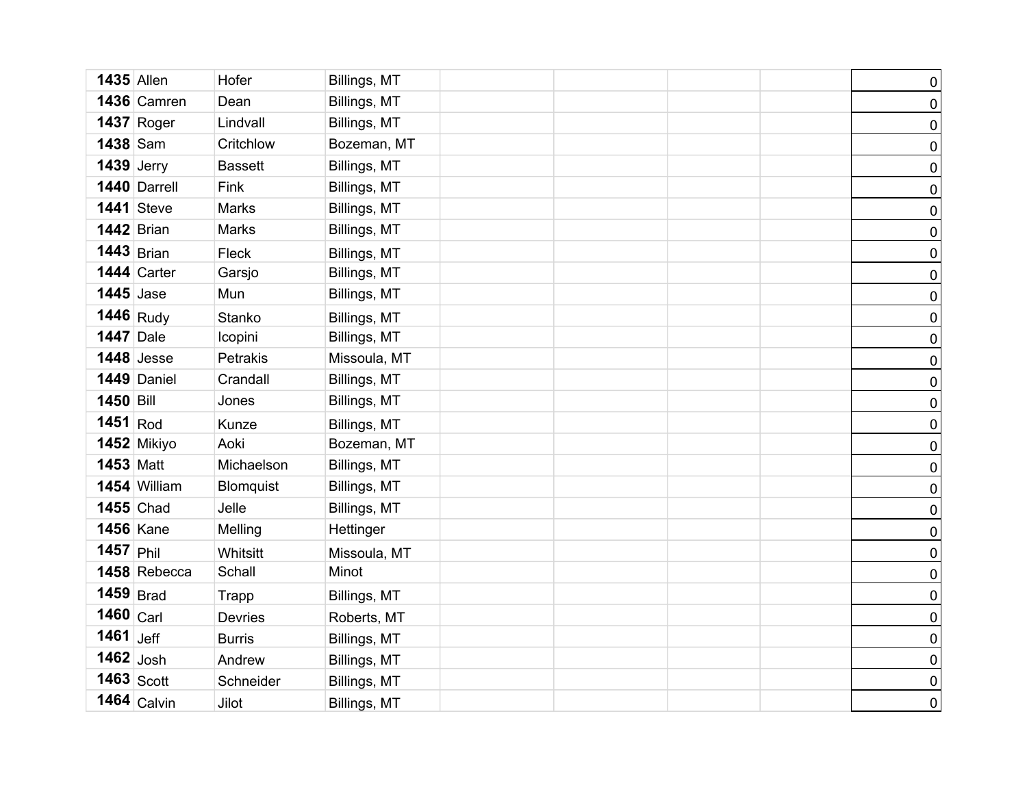| | | | | | | | | |
|---|---|---|---|---|---|---|---|---|
| **1435** | Allen | Hofer | Billings, MT | | | | | 0 |
| **1436** | Camren | Dean | Billings, MT | | | | | 0 |
| **1437** | Roger | Lindvall | Billings, MT | | | | | 0 |
| **1438** | Sam | Critchlow | Bozeman, MT | | | | | 0 |
| **1439** | Jerry | Bassett | Billings, MT | | | | | 0 |
| **1440** | Darrell | Fink | Billings, MT | | | | | 0 |
| **1441** | Steve | Marks | Billings, MT | | | | | 0 |
| **1442** | Brian | Marks | Billings, MT | | | | | 0 |
| **1443** | Brian | Fleck | Billings, MT | | | | | 0 |
| **1444** | Carter | Garsjo | Billings, MT | | | | | 0 |
| **1445** | Jase | Mun | Billings, MT | | | | | 0 |
| **1446** | Rudy | Stanko | Billings, MT | | | | | 0 |
| **1447** | Dale | Icopini | Billings, MT | | | | | 0 |
| **1448** | Jesse | Petrakis | Missoula, MT | | | | | 0 |
| **1449** | Daniel | Crandall | Billings, MT | | | | | 0 |
| **1450** | Bill | Jones | Billings, MT | | | | | 0 |
| **1451** | Rod | Kunze | Billings, MT | | | | | 0 |
| **1452** | Mikiyo | Aoki | Bozeman, MT | | | | | 0 |
| **1453** | Matt | Michaelson | Billings, MT | | | | | 0 |
| **1454** | William | Blomquist | Billings, MT | | | | | 0 |
| **1455** | Chad | Jelle | Billings, MT | | | | | 0 |
| **1456** | Kane | Melling | Hettinger | | | | | 0 |
| **1457** | Phil | Whitsitt | Missoula, MT | | | | | 0 |
| **1458** | Rebecca | Schall | Minot | | | | | 0 |
| **1459** | Brad | Trapp | Billings, MT | | | | | 0 |
| **1460** | Carl | Devries | Roberts, MT | | | | | 0 |
| **1461** | Jeff | Burris | Billings, MT | | | | | 0 |
| **1462** | Josh | Andrew | Billings, MT | | | | | 0 |
| **1463** | Scott | Schneider | Billings, MT | | | | | 0 |
| **1464** | Calvin | Jilot | Billings, MT | | | | | 0 |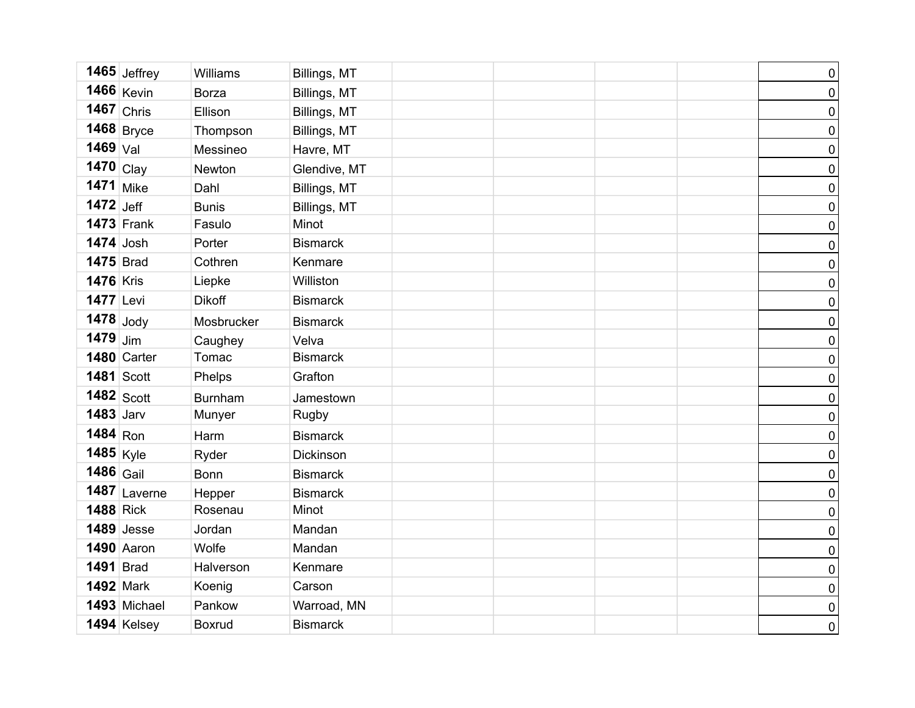| | | | | | | | | |
|---|---|---|---|---|---|---|---|---|
| **1465** | Jeffrey | Williams | Billings, MT | | | | | 0 |
| **1466** | Kevin | Borza | Billings, MT | | | | | 0 |
| **1467** | Chris | Ellison | Billings, MT | | | | | 0 |
| **1468** | Bryce | Thompson | Billings, MT | | | | | 0 |
| **1469** | Val | Messineo | Havre, MT | | | | | 0 |
| **1470** | Clay | Newton | Glendive, MT | | | | | 0 |
| **1471** | Mike | Dahl | Billings, MT | | | | | 0 |
| **1472** | Jeff | Bunis | Billings, MT | | | | | 0 |
| **1473** | Frank | Fasulo | Minot | | | | | 0 |
| **1474** | Josh | Porter | Bismarck | | | | | 0 |
| **1475** | Brad | Cothren | Kenmare | | | | | 0 |
| **1476** | Kris | Liepke | Williston | | | | | 0 |
| **1477** | Levi | Dikoff | Bismarck | | | | | 0 |
| **1478** | Jody | Mosbrucker | Bismarck | | | | | 0 |
| **1479** | Jim | Caughey | Velva | | | | | 0 |
| **1480** | Carter | Tomac | Bismarck | | | | | 0 |
| **1481** | Scott | Phelps | Grafton | | | | | 0 |
| **1482** | Scott | Burnham | Jamestown | | | | | 0 |
| **1483** | Jarv | Munyer | Rugby | | | | | 0 |
| **1484** | Ron | Harm | Bismarck | | | | | 0 |
| **1485** | Kyle | Ryder | Dickinson | | | | | 0 |
| **1486** | Gail | Bonn | Bismarck | | | | | 0 |
| **1487** | Laverne | Hepper | Bismarck | | | | | 0 |
| **1488** | Rick | Rosenau | Minot | | | | | 0 |
| **1489** | Jesse | Jordan | Mandan | | | | | 0 |
| **1490** | Aaron | Wolfe | Mandan | | | | | 0 |
| **1491** | Brad | Halverson | Kenmare | | | | | 0 |
| **1492** | Mark | Koenig | Carson | | | | | 0 |
| **1493** | Michael | Pankow | Warroad, MN | | | | | 0 |
| **1494** | Kelsey | Boxrud | Bismarck | | | | | 0 |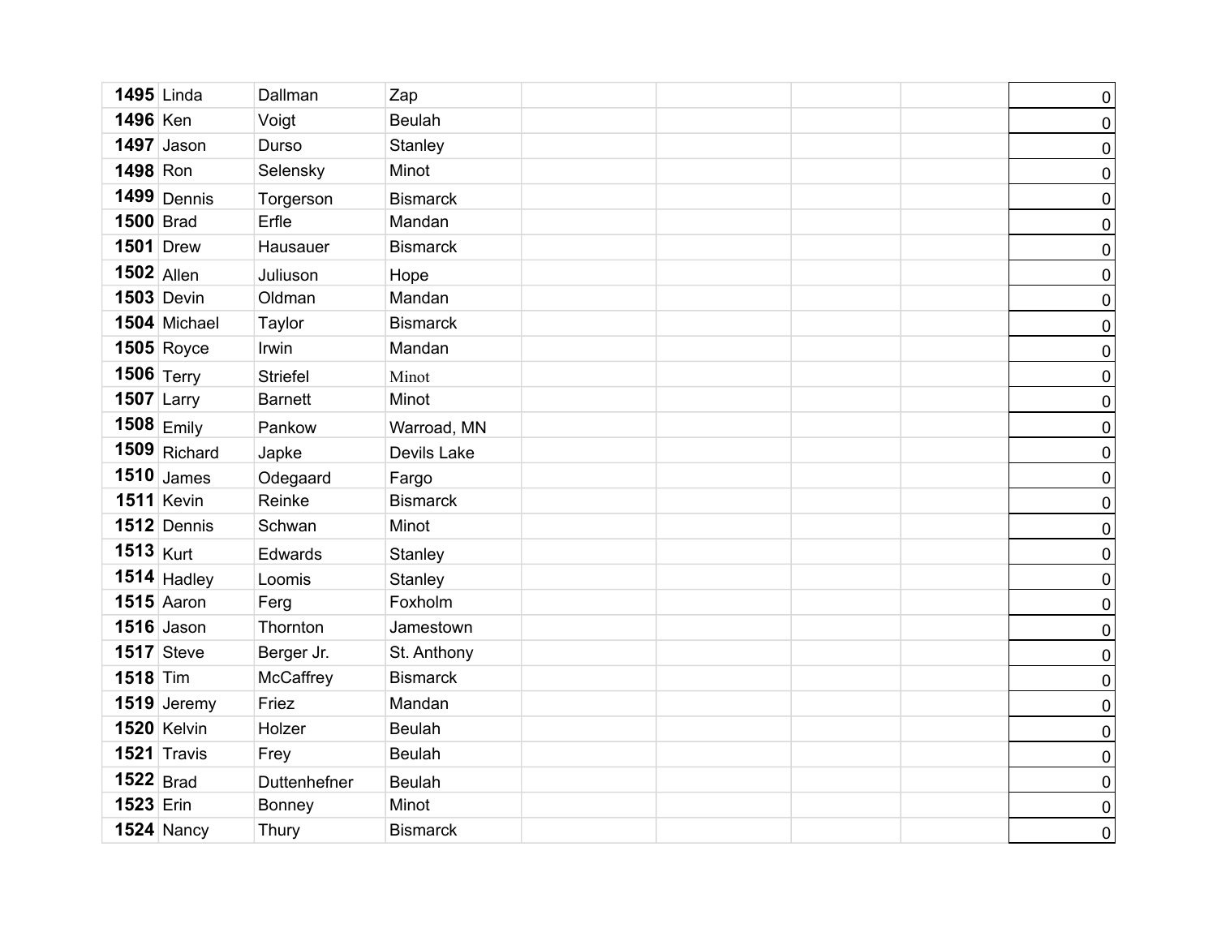| | | | | | | | | |
|---|---|---|---|---|---|---|---|---|
| **1495** | Linda | Dallman | Zap | | | | | 0 |
| **1496** | Ken | Voigt | Beulah | | | | | 0 |
| **1497** | Jason | Durso | Stanley | | | | | 0 |
| **1498** | Ron | Selensky | Minot | | | | | 0 |
| **1499** | Dennis | Torgerson | Bismarck | | | | | 0 |
| **1500** | Brad | Erfle | Mandan | | | | | 0 |
| **1501** | Drew | Hausauer | Bismarck | | | | | 0 |
| **1502** | Allen | Juliuson | Hope | | | | | 0 |
| **1503** | Devin | Oldman | Mandan | | | | | 0 |
| **1504** | Michael | Taylor | Bismarck | | | | | 0 |
| **1505** | Royce | Irwin | Mandan | | | | | 0 |
| **1506** | Terry | Striefel | Minot | | | | | 0 |
| **1507** | Larry | Barnett | Minot | | | | | 0 |
| **1508** | Emily | Pankow | Warroad, MN | | | | | 0 |
| **1509** | Richard | Japke | Devils Lake | | | | | 0 |
| **1510** | James | Odegaard | Fargo | | | | | 0 |
| **1511** | Kevin | Reinke | Bismarck | | | | | 0 |
| **1512** | Dennis | Schwan | Minot | | | | | 0 |
| **1513** | Kurt | Edwards | Stanley | | | | | 0 |
| **1514** | Hadley | Loomis | Stanley | | | | | 0 |
| **1515** | Aaron | Ferg | Foxholm | | | | | 0 |
| **1516** | Jason | Thornton | Jamestown | | | | | 0 |
| **1517** | Steve | Berger Jr. | St. Anthony | | | | | 0 |
| **1518** | Tim | McCaffrey | Bismarck | | | | | 0 |
| **1519** | Jeremy | Friez | Mandan | | | | | 0 |
| **1520** | Kelvin | Holzer | Beulah | | | | | 0 |
| **1521** | Travis | Frey | Beulah | | | | | 0 |
| **1522** | Brad | Duttenhefner | Beulah | | | | | 0 |
| **1523** | Erin | Bonney | Minot | | | | | 0 |
| **1524** | Nancy | Thury | Bismarck | | | | | 0 |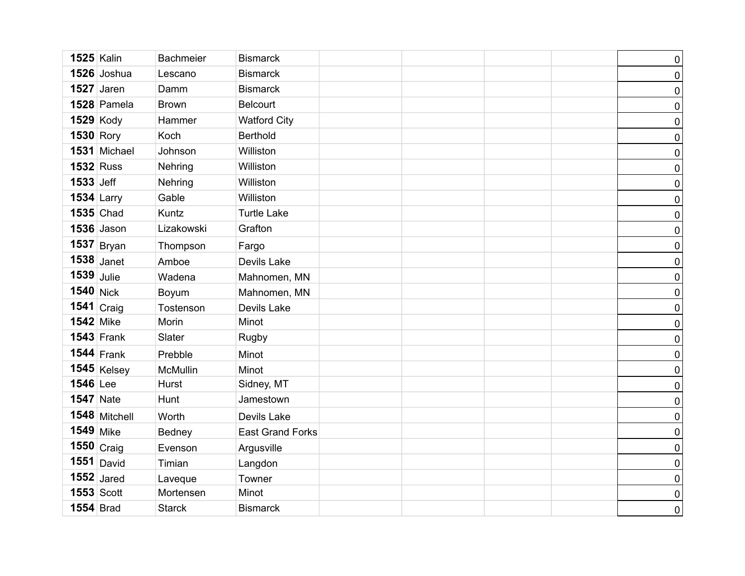| | | | | | | | | |
|---|---|---|---|---|---|---|---|---|
| **1525** | Kalin | Bachmeier | Bismarck | | | | | 0 |
| **1526** | Joshua | Lescano | Bismarck | | | | | 0 |
| **1527** | Jaren | Damm | Bismarck | | | | | 0 |
| **1528** | Pamela | Brown | Belcourt | | | | | 0 |
| **1529** | Kody | Hammer | Watford City | | | | | 0 |
| **1530** | Rory | Koch | Berthold | | | | | 0 |
| **1531** | Michael | Johnson | Williston | | | | | 0 |
| **1532** | Russ | Nehring | Williston | | | | | 0 |
| **1533** | Jeff | Nehring | Williston | | | | | 0 |
| **1534** | Larry | Gable | Williston | | | | | 0 |
| **1535** | Chad | Kuntz | Turtle Lake | | | | | 0 |
| **1536** | Jason | Lizakowski | Grafton | | | | | 0 |
| **1537** | Bryan | Thompson | Fargo | | | | | 0 |
| **1538** | Janet | Amboe | Devils Lake | | | | | 0 |
| **1539** | Julie | Wadena | Mahnomen, MN | | | | | 0 |
| **1540** | Nick | Boyum | Mahnomen, MN | | | | | 0 |
| **1541** | Craig | Tostenson | Devils Lake | | | | | 0 |
| **1542** | Mike | Morin | Minot | | | | | 0 |
| **1543** | Frank | Slater | Rugby | | | | | 0 |
| **1544** | Frank | Prebble | Minot | | | | | 0 |
| **1545** | Kelsey | McMullin | Minot | | | | | 0 |
| **1546** | Lee | Hurst | Sidney, MT | | | | | 0 |
| **1547** | Nate | Hunt | Jamestown | | | | | 0 |
| **1548** | Mitchell | Worth | Devils Lake | | | | | 0 |
| **1549** | Mike | Bedney | East Grand Forks | | | | | 0 |
| **1550** | Craig | Evenson | Argusville | | | | | 0 |
| **1551** | David | Timian | Langdon | | | | | 0 |
| **1552** | Jared | Laveque | Towner | | | | | 0 |
| **1553** | Scott | Mortensen | Minot | | | | | 0 |
| **1554** | Brad | Starck | Bismarck | | | | | 0 |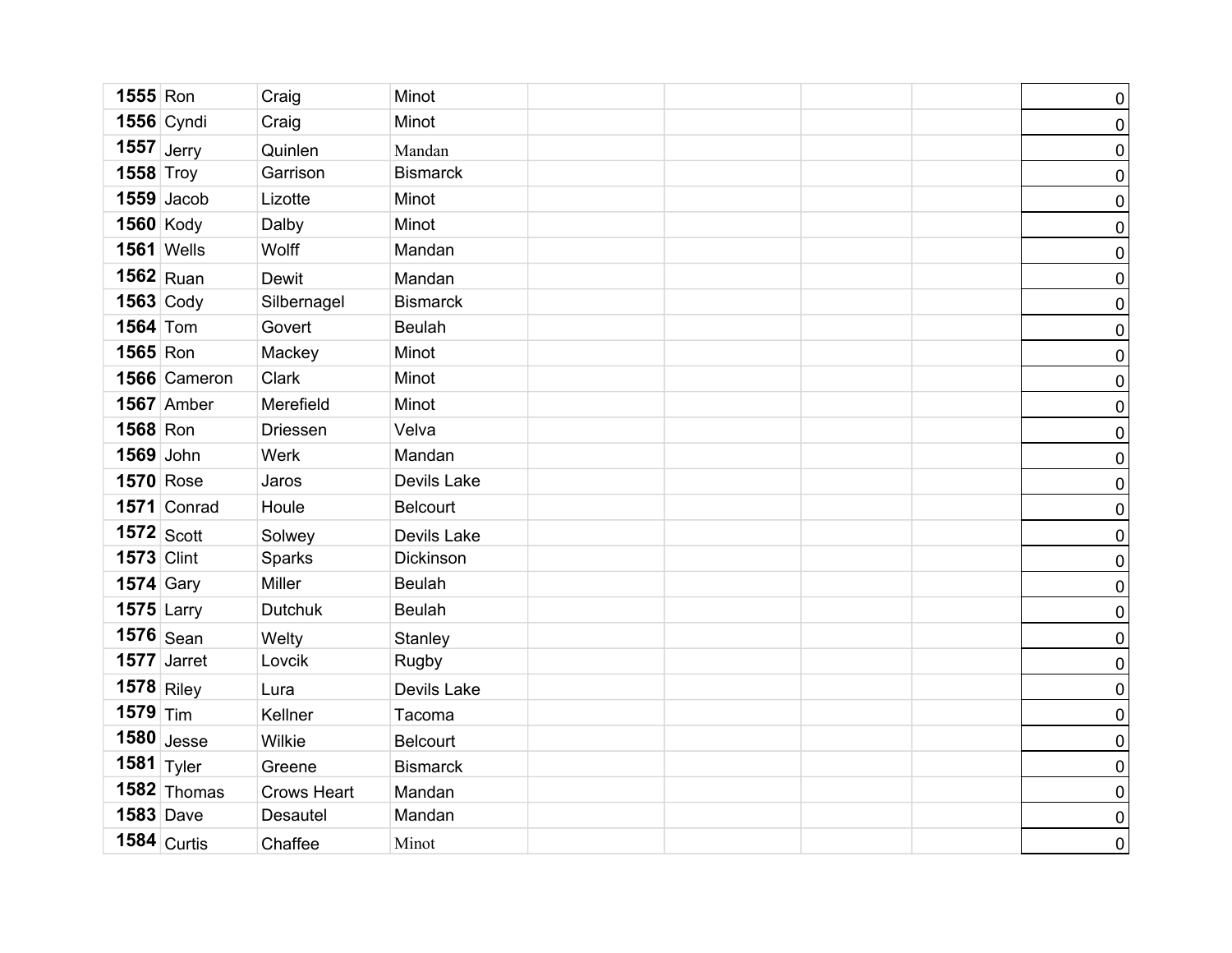| | | | | | | | | |
|---|---|---|---|---|---|---|---|---|
| **1555** | Ron | Craig | Minot | | | | | 0 |
| **1556** | Cyndi | Craig | Minot | | | | | 0 |
| **1557** | Jerry | Quinlen | Mandan | | | | | 0 |
| **1558** | Troy | Garrison | Bismarck | | | | | 0 |
| **1559** | Jacob | Lizotte | Minot | | | | | 0 |
| **1560** | Kody | Dalby | Minot | | | | | 0 |
| **1561** | Wells | Wolff | Mandan | | | | | 0 |
| **1562** | Ruan | Dewit | Mandan | | | | | 0 |
| **1563** | Cody | Silbernagel | Bismarck | | | | | 0 |
| **1564** | Tom | Govert | Beulah | | | | | 0 |
| **1565** | Ron | Mackey | Minot | | | | | 0 |
| **1566** | Cameron | Clark | Minot | | | | | 0 |
| **1567** | Amber | Merefield | Minot | | | | | 0 |
| **1568** | Ron | Driessen | Velva | | | | | 0 |
| **1569** | John | Werk | Mandan | | | | | 0 |
| **1570** | Rose | Jaros | Devils Lake | | | | | 0 |
| **1571** | Conrad | Houle | Belcourt | | | | | 0 |
| **1572** | Scott | Solwey | Devils Lake | | | | | 0 |
| **1573** | Clint | Sparks | Dickinson | | | | | 0 |
| **1574** | Gary | Miller | Beulah | | | | | 0 |
| **1575** | Larry | Dutchuk | Beulah | | | | | 0 |
| **1576** | Sean | Welty | Stanley | | | | | 0 |
| **1577** | Jarret | Lovcik | Rugby | | | | | 0 |
| **1578** | Riley | Lura | Devils Lake | | | | | 0 |
| **1579** | Tim | Kellner | Tacoma | | | | | 0 |
| **1580** | Jesse | Wilkie | Belcourt | | | | | 0 |
| **1581** | Tyler | Greene | Bismarck | | | | | 0 |
| **1582** | Thomas | Crows Heart | Mandan | | | | | 0 |
| **1583** | Dave | Desautel | Mandan | | | | | 0 |
| **1584** | Curtis | Chaffee | Minot | | | | | 0 |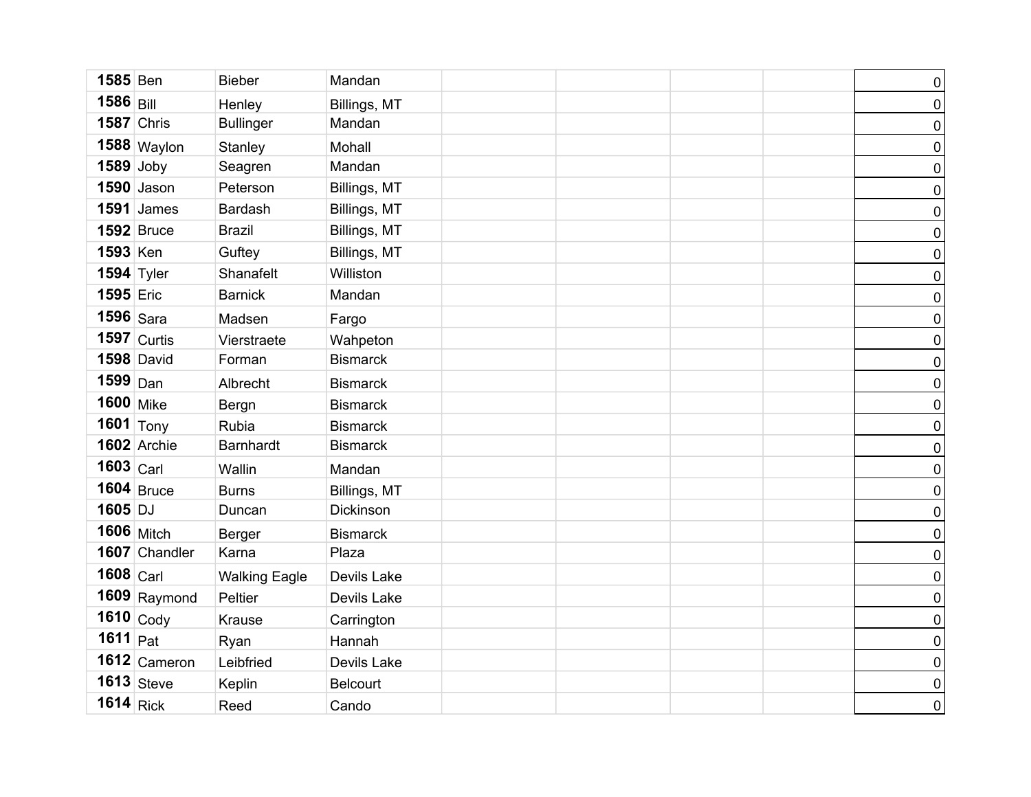| | | | | | | | | |
|---|---|---|---|---|---|---|---|---|
| **1585** | Ben | Bieber | Mandan | | | | | 0 |
| **1586** | Bill | Henley | Billings, MT | | | | | 0 |
| **1587** | Chris | Bullinger | Mandan | | | | | 0 |
| **1588** | Waylon | Stanley | Mohall | | | | | 0 |
| **1589** | Joby | Seagren | Mandan | | | | | 0 |
| **1590** | Jason | Peterson | Billings, MT | | | | | 0 |
| **1591** | James | Bardash | Billings, MT | | | | | 0 |
| **1592** | Bruce | Brazil | Billings, MT | | | | | 0 |
| **1593** | Ken | Guftey | Billings, MT | | | | | 0 |
| **1594** | Tyler | Shanafelt | Williston | | | | | 0 |
| **1595** | Eric | Barnick | Mandan | | | | | 0 |
| **1596** | Sara | Madsen | Fargo | | | | | 0 |
| **1597** | Curtis | Vierstraete | Wahpeton | | | | | 0 |
| **1598** | David | Forman | Bismarck | | | | | 0 |
| **1599** | Dan | Albrecht | Bismarck | | | | | 0 |
| **1600** | Mike | Bergn | Bismarck | | | | | 0 |
| **1601** | Tony | Rubia | Bismarck | | | | | 0 |
| **1602** | Archie | Barnhardt | Bismarck | | | | | 0 |
| **1603** | Carl | Wallin | Mandan | | | | | 0 |
| **1604** | Bruce | Burns | Billings, MT | | | | | 0 |
| **1605** | DJ | Duncan | Dickinson | | | | | 0 |
| **1606** | Mitch | Berger | Bismarck | | | | | 0 |
| **1607** | Chandler | Karna | Plaza | | | | | 0 |
| **1608** | Carl | Walking Eagle | Devils Lake | | | | | 0 |
| **1609** | Raymond | Peltier | Devils Lake | | | | | 0 |
| **1610** | Cody | Krause | Carrington | | | | | 0 |
| **1611** | Pat | Ryan | Hannah | | | | | 0 |
| **1612** | Cameron | Leibfried | Devils Lake | | | | | 0 |
| **1613** | Steve | Keplin | Belcourt | | | | | 0 |
| **1614** | Rick | Reed | Cando | | | | | 0 |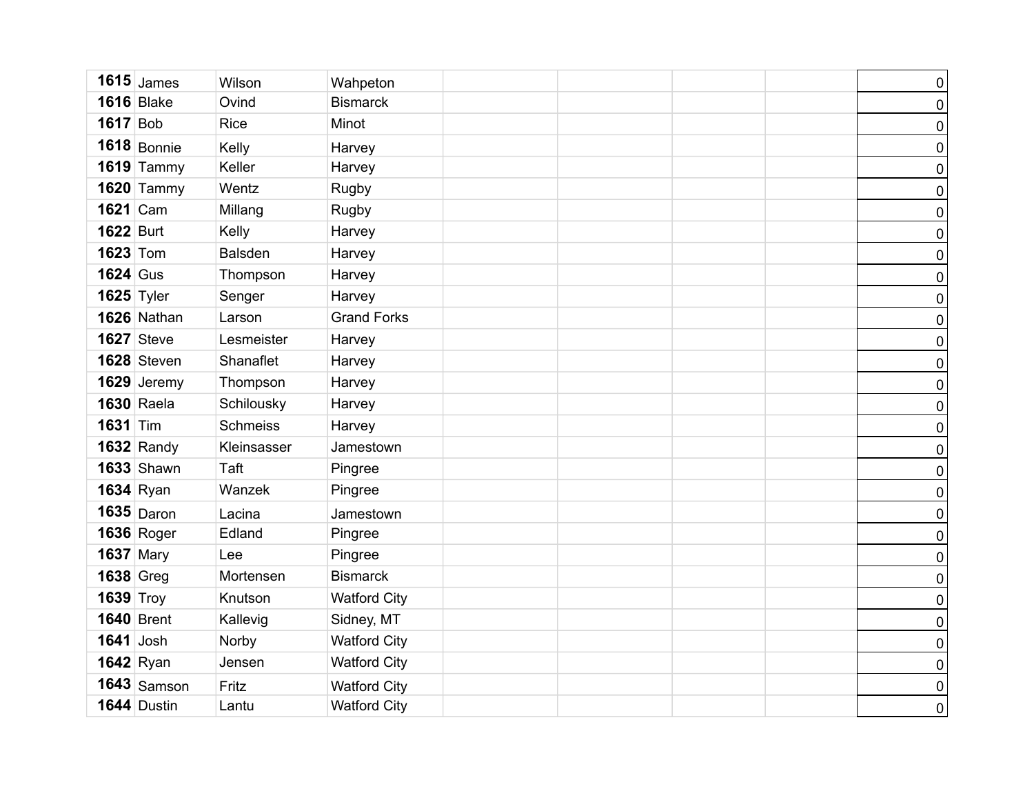| | | | | | | | | |
|---|---|---|---|---|---|---|---|---|
| **1615** | James | Wilson | Wahpeton | | | | | 0 |
| **1616** | Blake | Ovind | Bismarck | | | | | 0 |
| **1617** | Bob | Rice | Minot | | | | | 0 |
| **1618** | Bonnie | Kelly | Harvey | | | | | 0 |
| **1619** | Tammy | Keller | Harvey | | | | | 0 |
| **1620** | Tammy | Wentz | Rugby | | | | | 0 |
| **1621** | Cam | Millang | Rugby | | | | | 0 |
| **1622** | Burt | Kelly | Harvey | | | | | 0 |
| **1623** | Tom | Balsden | Harvey | | | | | 0 |
| **1624** | Gus | Thompson | Harvey | | | | | 0 |
| **1625** | Tyler | Senger | Harvey | | | | | 0 |
| **1626** | Nathan | Larson | Grand Forks | | | | | 0 |
| **1627** | Steve | Lesmeister | Harvey | | | | | 0 |
| **1628** | Steven | Shanaflet | Harvey | | | | | 0 |
| **1629** | Jeremy | Thompson | Harvey | | | | | 0 |
| **1630** | Raela | Schilousky | Harvey | | | | | 0 |
| **1631** | Tim | Schmeiss | Harvey | | | | | 0 |
| **1632** | Randy | Kleinsasser | Jamestown | | | | | 0 |
| **1633** | Shawn | Taft | Pingree | | | | | 0 |
| **1634** | Ryan | Wanzek | Pingree | | | | | 0 |
| **1635** | Daron | Lacina | Jamestown | | | | | 0 |
| **1636** | Roger | Edland | Pingree | | | | | 0 |
| **1637** | Mary | Lee | Pingree | | | | | 0 |
| **1638** | Greg | Mortensen | Bismarck | | | | | 0 |
| **1639** | Troy | Knutson | Watford City | | | | | 0 |
| **1640** | Brent | Kallevig | Sidney, MT | | | | | 0 |
| **1641** | Josh | Norby | Watford City | | | | | 0 |
| **1642** | Ryan | Jensen | Watford City | | | | | 0 |
| **1643** | Samson | Fritz | Watford City | | | | | 0 |
| **1644** | Dustin | Lantu | Watford City | | | | | 0 |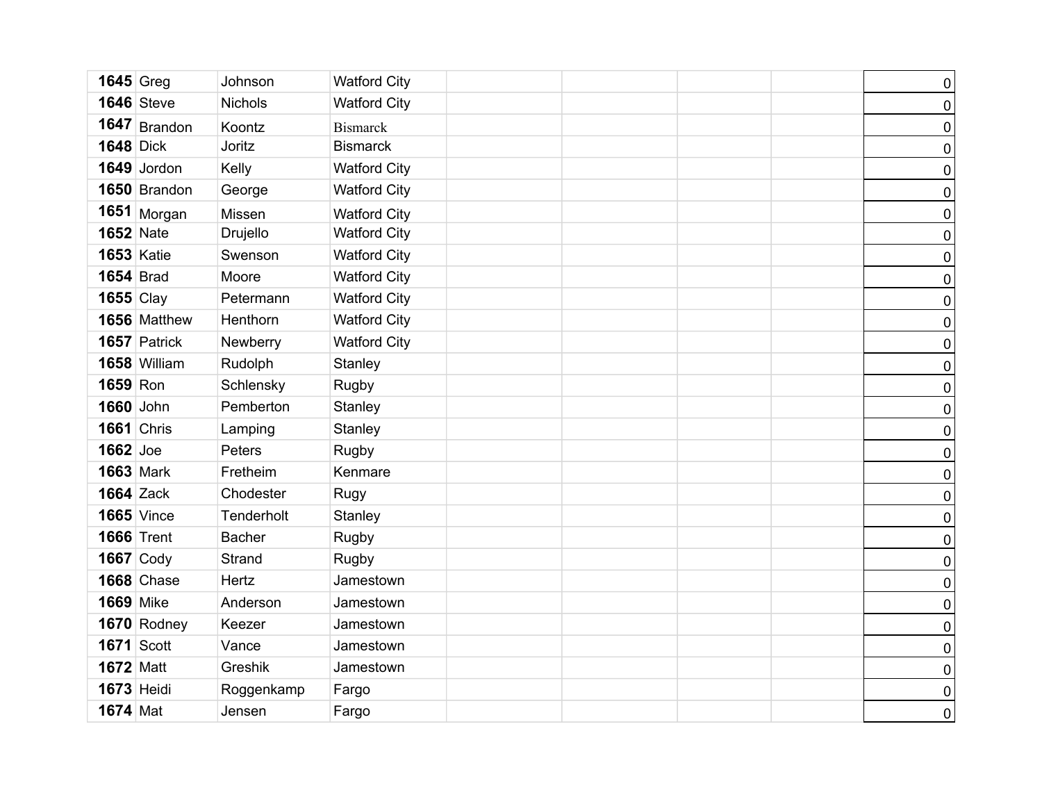| | | | | | | | | |
|---|---|---|---|---|---|---|---|---|
| **1645** | Greg | Johnson | Watford City | | | | | 0 |
| **1646** | Steve | Nichols | Watford City | | | | | 0 |
| **1647** | Brandon | Koontz | Bismarck | | | | | 0 |
| **1648** | Dick | Joritz | Bismarck | | | | | 0 |
| **1649** | Jordon | Kelly | Watford City | | | | | 0 |
| **1650** | Brandon | George | Watford City | | | | | 0 |
| **1651** | Morgan | Missen | Watford City | | | | | 0 |
| **1652** | Nate | Drujello | Watford City | | | | | 0 |
| **1653** | Katie | Swenson | Watford City | | | | | 0 |
| **1654** | Brad | Moore | Watford City | | | | | 0 |
| **1655** | Clay | Petermann | Watford City | | | | | 0 |
| **1656** | Matthew | Henthorn | Watford City | | | | | 0 |
| **1657** | Patrick | Newberry | Watford City | | | | | 0 |
| **1658** | William | Rudolph | Stanley | | | | | 0 |
| **1659** | Ron | Schlensky | Rugby | | | | | 0 |
| **1660** | John | Pemberton | Stanley | | | | | 0 |
| **1661** | Chris | Lamping | Stanley | | | | | 0 |
| **1662** | Joe | Peters | Rugby | | | | | 0 |
| **1663** | Mark | Fretheim | Kenmare | | | | | 0 |
| **1664** | Zack | Chodester | Rugy | | | | | 0 |
| **1665** | Vince | Tenderholt | Stanley | | | | | 0 |
| **1666** | Trent | Bacher | Rugby | | | | | 0 |
| **1667** | Cody | Strand | Rugby | | | | | 0 |
| **1668** | Chase | Hertz | Jamestown | | | | | 0 |
| **1669** | Mike | Anderson | Jamestown | | | | | 0 |
| **1670** | Rodney | Keezer | Jamestown | | | | | 0 |
| **1671** | Scott | Vance | Jamestown | | | | | 0 |
| **1672** | Matt | Greshik | Jamestown | | | | | 0 |
| **1673** | Heidi | Roggenkamp | Fargo | | | | | 0 |
| **1674** | Mat | Jensen | Fargo | | | | | 0 |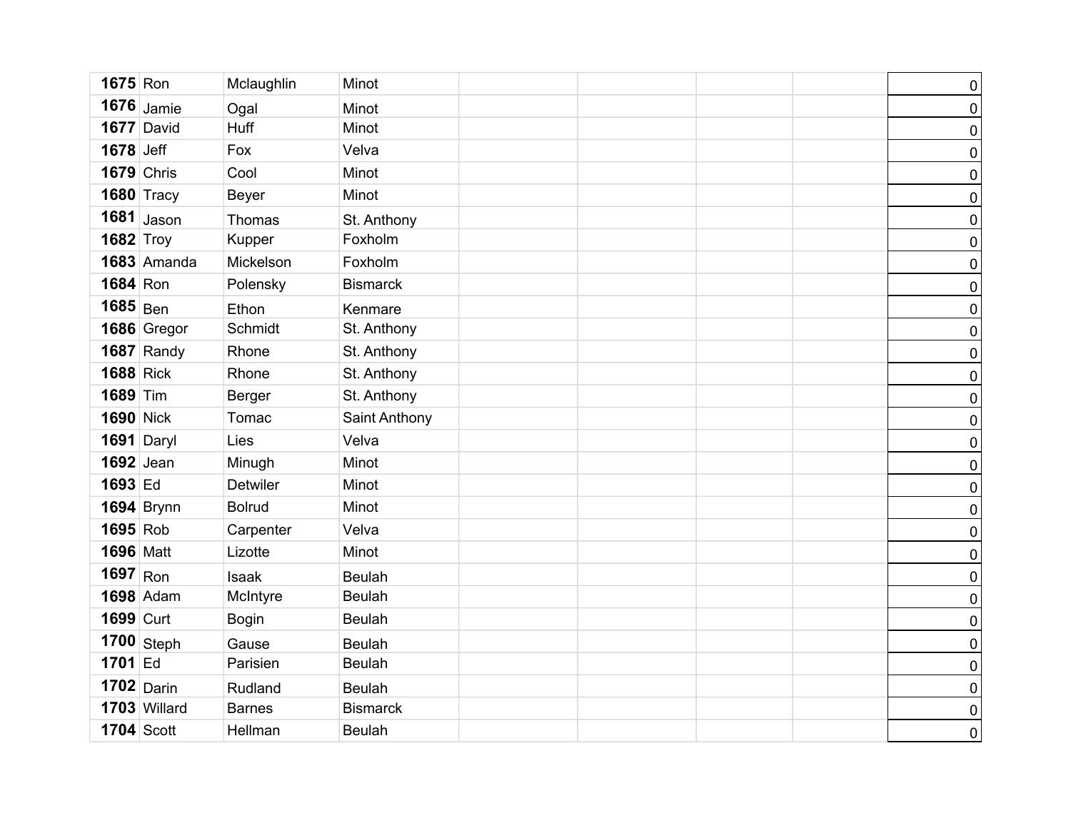| | | | | | | | | |
|---|---|---|---|---|---|---|---|---|
| **1675** | Ron | Mclaughlin | Minot | | | | | 0 |
| **1676** | Jamie | Ogal | Minot | | | | | 0 |
| **1677** | David | Huff | Minot | | | | | 0 |
| **1678** | Jeff | Fox | Velva | | | | | 0 |
| **1679** | Chris | Cool | Minot | | | | | 0 |
| **1680** | Tracy | Beyer | Minot | | | | | 0 |
| **1681** | Jason | Thomas | St. Anthony | | | | | 0 |
| **1682** | Troy | Kupper | Foxholm | | | | | 0 |
| **1683** | Amanda | Mickelson | Foxholm | | | | | 0 |
| **1684** | Ron | Polensky | Bismarck | | | | | 0 |
| **1685** | Ben | Ethon | Kenmare | | | | | 0 |
| **1686** | Gregor | Schmidt | St. Anthony | | | | | 0 |
| **1687** | Randy | Rhone | St. Anthony | | | | | 0 |
| **1688** | Rick | Rhone | St. Anthony | | | | | 0 |
| **1689** | Tim | Berger | St. Anthony | | | | | 0 |
| **1690** | Nick | Tomac | Saint Anthony | | | | | 0 |
| **1691** | Daryl | Lies | Velva | | | | | 0 |
| **1692** | Jean | Minugh | Minot | | | | | 0 |
| **1693** | Ed | Detwiler | Minot | | | | | 0 |
| **1694** | Brynn | Bolrud | Minot | | | | | 0 |
| **1695** | Rob | Carpenter | Velva | | | | | 0 |
| **1696** | Matt | Lizotte | Minot | | | | | 0 |
| **1697** | Ron | Isaak | Beulah | | | | | 0 |
| **1698** | Adam | McIntyre | Beulah | | | | | 0 |
| **1699** | Curt | Bogin | Beulah | | | | | 0 |
| **1700** | Steph | Gause | Beulah | | | | | 0 |
| **1701** | Ed | Parisien | Beulah | | | | | 0 |
| **1702** | Darin | Rudland | Beulah | | | | | 0 |
| **1703** | Willard | Barnes | Bismarck | | | | | 0 |
| **1704** | Scott | Hellman | Beulah | | | | | 0 |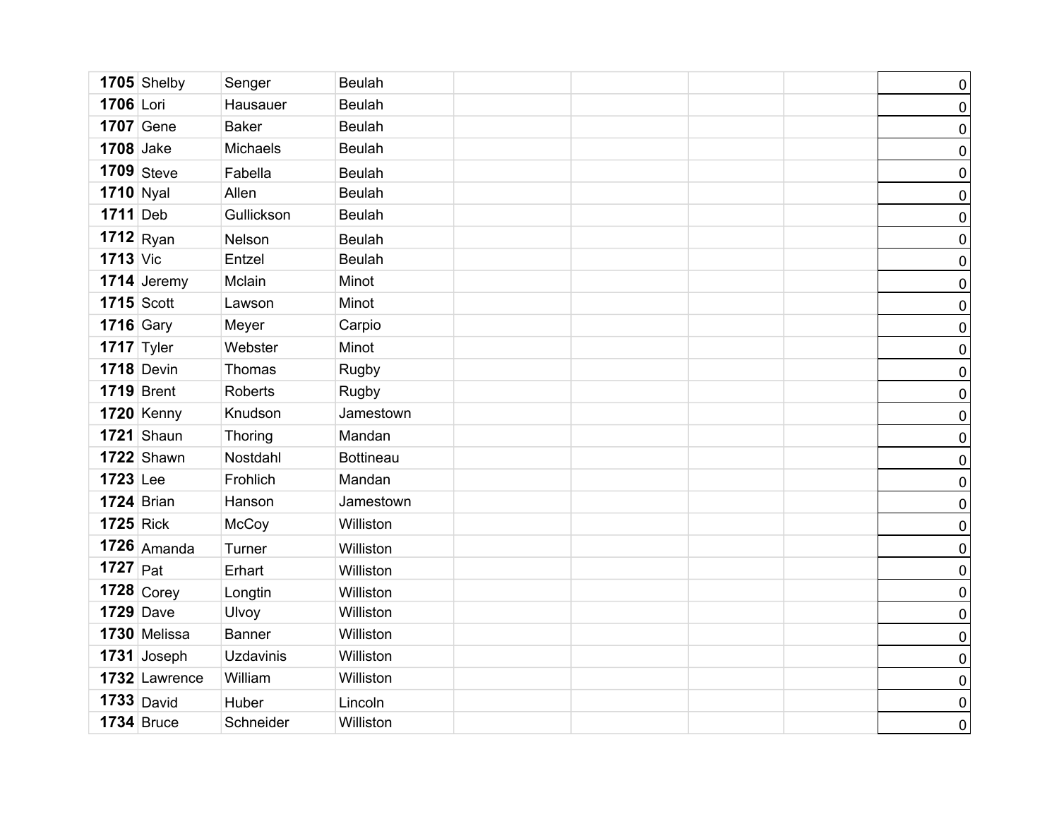| | | | | | | | | |
|---|---|---|---|---|---|---|---|---|
| **1705** | Shelby | Senger | Beulah | | | | | 0 |
| **1706** | Lori | Hausauer | Beulah | | | | | 0 |
| **1707** | Gene | Baker | Beulah | | | | | 0 |
| **1708** | Jake | Michaels | Beulah | | | | | 0 |
| **1709** | Steve | Fabella | Beulah | | | | | 0 |
| **1710** | Nyal | Allen | Beulah | | | | | 0 |
| **1711** | Deb | Gullickson | Beulah | | | | | 0 |
| **1712** | Ryan | Nelson | Beulah | | | | | 0 |
| **1713** | Vic | Entzel | Beulah | | | | | 0 |
| **1714** | Jeremy | Mclain | Minot | | | | | 0 |
| **1715** | Scott | Lawson | Minot | | | | | 0 |
| **1716** | Gary | Meyer | Carpio | | | | | 0 |
| **1717** | Tyler | Webster | Minot | | | | | 0 |
| **1718** | Devin | Thomas | Rugby | | | | | 0 |
| **1719** | Brent | Roberts | Rugby | | | | | 0 |
| **1720** | Kenny | Knudson | Jamestown | | | | | 0 |
| **1721** | Shaun | Thoring | Mandan | | | | | 0 |
| **1722** | Shawn | Nostdahl | Bottineau | | | | | 0 |
| **1723** | Lee | Frohlich | Mandan | | | | | 0 |
| **1724** | Brian | Hanson | Jamestown | | | | | 0 |
| **1725** | Rick | McCoy | Williston | | | | | 0 |
| **1726** | Amanda | Turner | Williston | | | | | 0 |
| **1727** | Pat | Erhart | Williston | | | | | 0 |
| **1728** | Corey | Longtin | Williston | | | | | 0 |
| **1729** | Dave | Ulvoy | Williston | | | | | 0 |
| **1730** | Melissa | Banner | Williston | | | | | 0 |
| **1731** | Joseph | Uzdavinis | Williston | | | | | 0 |
| **1732** | Lawrence | William | Williston | | | | | 0 |
| **1733** | David | Huber | Lincoln | | | | | 0 |
| **1734** | Bruce | Schneider | Williston | | | | | 0 |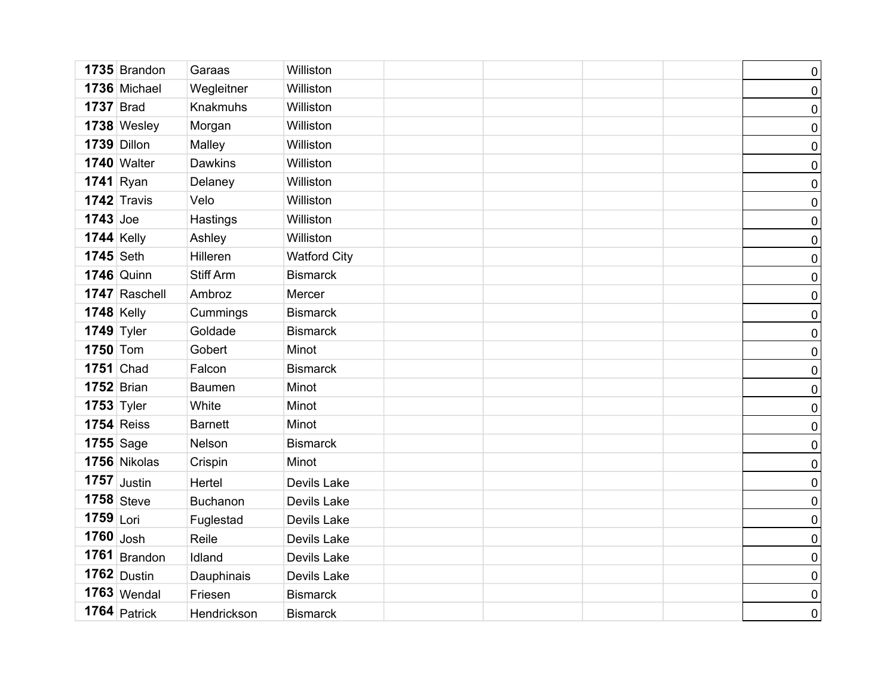| | | | | | | | | |
|---|---|---|---|---|---|---|---|---|
| **1735** | Brandon | Garaas | Williston | | | | | 0 |
| **1736** | Michael | Wegleitner | Williston | | | | | 0 |
| **1737** | Brad | Knakmuhs | Williston | | | | | 0 |
| **1738** | Wesley | Morgan | Williston | | | | | 0 |
| **1739** | Dillon | Malley | Williston | | | | | 0 |
| **1740** | Walter | Dawkins | Williston | | | | | 0 |
| **1741** | Ryan | Delaney | Williston | | | | | 0 |
| **1742** | Travis | Velo | Williston | | | | | 0 |
| **1743** | Joe | Hastings | Williston | | | | | 0 |
| **1744** | Kelly | Ashley | Williston | | | | | 0 |
| **1745** | Seth | Hilleren | Watford City | | | | | 0 |
| **1746** | Quinn | Stiff Arm | Bismarck | | | | | 0 |
| **1747** | Raschell | Ambroz | Mercer | | | | | 0 |
| **1748** | Kelly | Cummings | Bismarck | | | | | 0 |
| **1749** | Tyler | Goldade | Bismarck | | | | | 0 |
| **1750** | Tom | Gobert | Minot | | | | | 0 |
| **1751** | Chad | Falcon | Bismarck | | | | | 0 |
| **1752** | Brian | Baumen | Minot | | | | | 0 |
| **1753** | Tyler | White | Minot | | | | | 0 |
| **1754** | Reiss | Barnett | Minot | | | | | 0 |
| **1755** | Sage | Nelson | Bismarck | | | | | 0 |
| **1756** | Nikolas | Crispin | Minot | | | | | 0 |
| **1757** | Justin | Hertel | Devils Lake | | | | | 0 |
| **1758** | Steve | Buchanon | Devils Lake | | | | | 0 |
| **1759** | Lori | Fuglestad | Devils Lake | | | | | 0 |
| **1760** | Josh | Reile | Devils Lake | | | | | 0 |
| **1761** | Brandon | Idland | Devils Lake | | | | | 0 |
| **1762** | Dustin | Dauphinais | Devils Lake | | | | | 0 |
| **1763** | Wendal | Friesen | Bismarck | | | | | 0 |
| **1764** | Patrick | Hendrickson | Bismarck | | | | | 0 |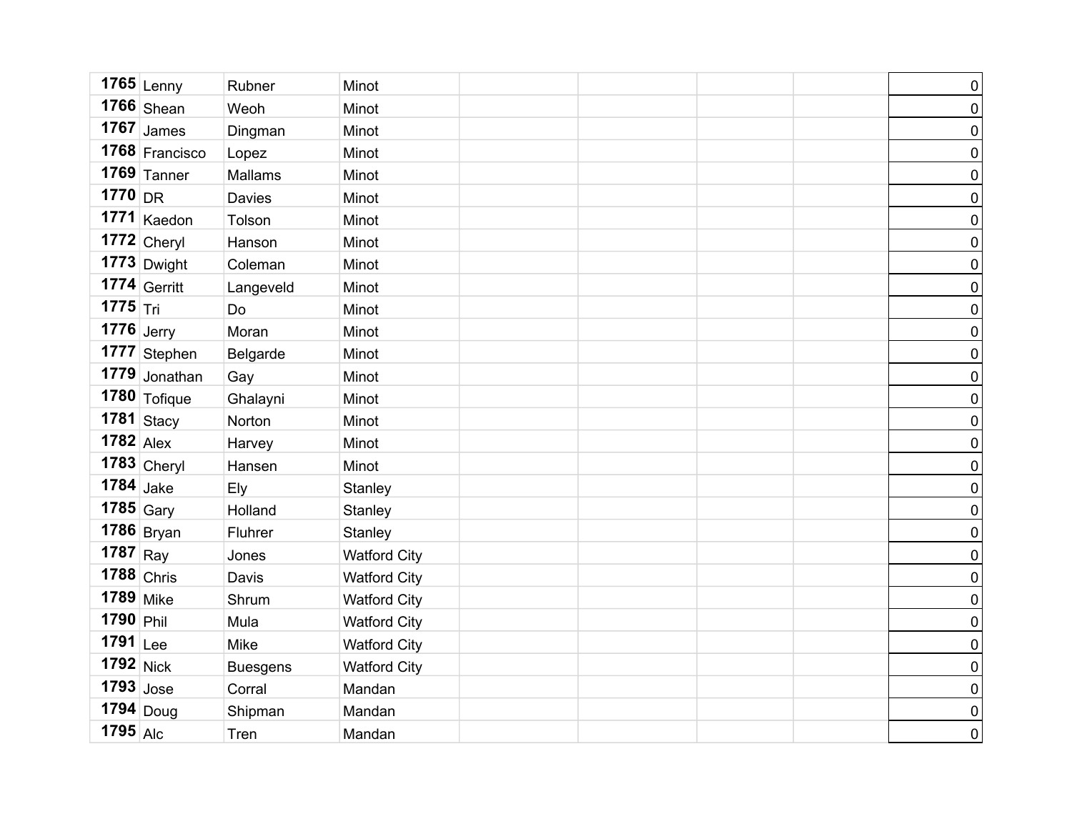| | | | | | | | | |
|---|---|---|---|---|---|---|---|---|
| **1765** | Lenny | Rubner | Minot | | | | | 0 |
| **1766** | Shean | Weoh | Minot | | | | | 0 |
| **1767** | James | Dingman | Minot | | | | | 0 |
| **1768** | Francisco | Lopez | Minot | | | | | 0 |
| **1769** | Tanner | Mallams | Minot | | | | | 0 |
| **1770** | DR | Davies | Minot | | | | | 0 |
| **1771** | Kaedon | Tolson | Minot | | | | | 0 |
| **1772** | Cheryl | Hanson | Minot | | | | | 0 |
| **1773** | Dwight | Coleman | Minot | | | | | 0 |
| **1774** | Gerritt | Langeveld | Minot | | | | | 0 |
| **1775** | Tri | Do | Minot | | | | | 0 |
| **1776** | Jerry | Moran | Minot | | | | | 0 |
| **1777** | Stephen | Belgarde | Minot | | | | | 0 |
| **1779** | Jonathan | Gay | Minot | | | | | 0 |
| **1780** | Tofique | Ghalayni | Minot | | | | | 0 |
| **1781** | Stacy | Norton | Minot | | | | | 0 |
| **1782** | Alex | Harvey | Minot | | | | | 0 |
| **1783** | Cheryl | Hansen | Minot | | | | | 0 |
| **1784** | Jake | Ely | Stanley | | | | | 0 |
| **1785** | Gary | Holland | Stanley | | | | | 0 |
| **1786** | Bryan | Fluhrer | Stanley | | | | | 0 |
| **1787** | Ray | Jones | Watford City | | | | | 0 |
| **1788** | Chris | Davis | Watford City | | | | | 0 |
| **1789** | Mike | Shrum | Watford City | | | | | 0 |
| **1790** | Phil | Mula | Watford City | | | | | 0 |
| **1791** | Lee | Mike | Watford City | | | | | 0 |
| **1792** | Nick | Buesgens | Watford City | | | | | 0 |
| **1793** | Jose | Corral | Mandan | | | | | 0 |
| **1794** | Doug | Shipman | Mandan | | | | | 0 |
| **1795** | Alc | Tren | Mandan | | | | | 0 |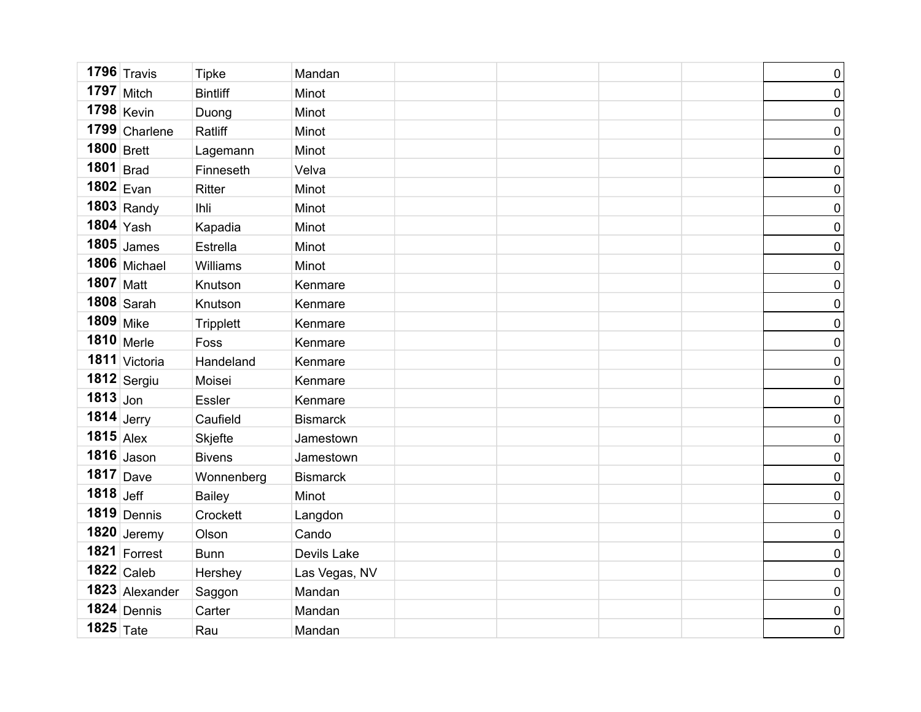| | | | | | | | | |
|---|---|---|---|---|---|---|---|---|
| **1796** | Travis | Tipke | Mandan | | | | | 0 |
| **1797** | Mitch | Bintliff | Minot | | | | | 0 |
| **1798** | Kevin | Duong | Minot | | | | | 0 |
| **1799** | Charlene | Ratliff | Minot | | | | | 0 |
| **1800** | Brett | Lagemann | Minot | | | | | 0 |
| **1801** | Brad | Finneseth | Velva | | | | | 0 |
| **1802** | Evan | Ritter | Minot | | | | | 0 |
| **1803** | Randy | Ihli | Minot | | | | | 0 |
| **1804** | Yash | Kapadia | Minot | | | | | 0 |
| **1805** | James | Estrella | Minot | | | | | 0 |
| **1806** | Michael | Williams | Minot | | | | | 0 |
| **1807** | Matt | Knutson | Kenmare | | | | | 0 |
| **1808** | Sarah | Knutson | Kenmare | | | | | 0 |
| **1809** | Mike | Tripplett | Kenmare | | | | | 0 |
| **1810** | Merle | Foss | Kenmare | | | | | 0 |
| **1811** | Victoria | Handeland | Kenmare | | | | | 0 |
| **1812** | Sergiu | Moisei | Kenmare | | | | | 0 |
| **1813** | Jon | Essler | Kenmare | | | | | 0 |
| **1814** | Jerry | Caufield | Bismarck | | | | | 0 |
| **1815** | Alex | Skjefte | Jamestown | | | | | 0 |
| **1816** | Jason | Bivens | Jamestown | | | | | 0 |
| **1817** | Dave | Wonnenberg | Bismarck | | | | | 0 |
| **1818** | Jeff | Bailey | Minot | | | | | 0 |
| **1819** | Dennis | Crockett | Langdon | | | | | 0 |
| **1820** | Jeremy | Olson | Cando | | | | | 0 |
| **1821** | Forrest | Bunn | Devils Lake | | | | | 0 |
| **1822** | Caleb | Hershey | Las Vegas, NV | | | | | 0 |
| **1823** | Alexander | Saggon | Mandan | | | | | 0 |
| **1824** | Dennis | Carter | Mandan | | | | | 0 |
| **1825** | Tate | Rau | Mandan | | | | | 0 |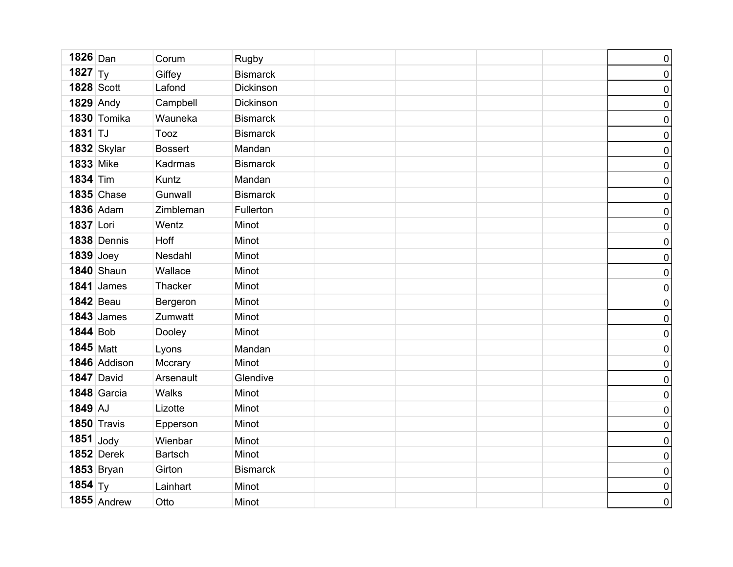| | | | | | | | | |
|---|---|---|---|---|---|---|---|---|
| **1826** | Dan | Corum | Rugby | | | | | 0 |
| **1827** | Ty | Giffey | Bismarck | | | | | 0 |
| **1828** | Scott | Lafond | Dickinson | | | | | 0 |
| **1829** | Andy | Campbell | Dickinson | | | | | 0 |
| **1830** | Tomika | Wauneka | Bismarck | | | | | 0 |
| **1831** | TJ | Tooz | Bismarck | | | | | 0 |
| **1832** | Skylar | Bossert | Mandan | | | | | 0 |
| **1833** | Mike | Kadrmas | Bismarck | | | | | 0 |
| **1834** | Tim | Kuntz | Mandan | | | | | 0 |
| **1835** | Chase | Gunwall | Bismarck | | | | | 0 |
| **1836** | Adam | Zimbleman | Fullerton | | | | | 0 |
| **1837** | Lori | Wentz | Minot | | | | | 0 |
| **1838** | Dennis | Hoff | Minot | | | | | 0 |
| **1839** | Joey | Nesdahl | Minot | | | | | 0 |
| **1840** | Shaun | Wallace | Minot | | | | | 0 |
| **1841** | James | Thacker | Minot | | | | | 0 |
| **1842** | Beau | Bergeron | Minot | | | | | 0 |
| **1843** | James | Zumwatt | Minot | | | | | 0 |
| **1844** | Bob | Dooley | Minot | | | | | 0 |
| **1845** | Matt | Lyons | Mandan | | | | | 0 |
| **1846** | Addison | Mccrary | Minot | | | | | 0 |
| **1847** | David | Arsenault | Glendive | | | | | 0 |
| **1848** | Garcia | Walks | Minot | | | | | 0 |
| **1849** | AJ | Lizotte | Minot | | | | | 0 |
| **1850** | Travis | Epperson | Minot | | | | | 0 |
| **1851** | Jody | Wienbar | Minot | | | | | 0 |
| **1852** | Derek | Bartsch | Minot | | | | | 0 |
| **1853** | Bryan | Girton | Bismarck | | | | | 0 |
| **1854** | Ty | Lainhart | Minot | | | | | 0 |
| **1855** | Andrew | Otto | Minot | | | | | 0 |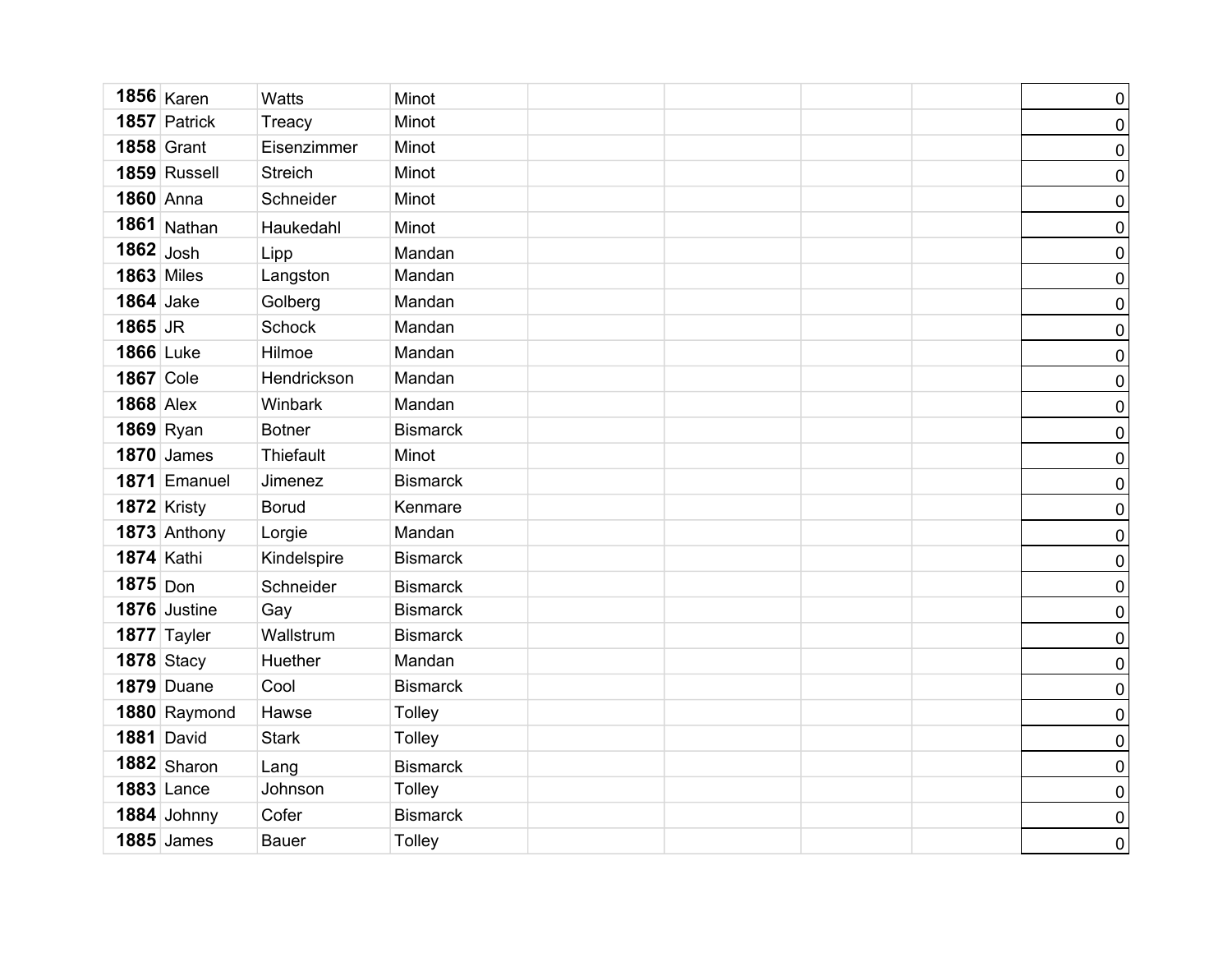| | | | | | | | | |
|---|---|---|---|---|---|---|---|---|
| **1856** | Karen | Watts | Minot | | | | | 0 |
| **1857** | Patrick | Treacy | Minot | | | | | 0 |
| **1858** | Grant | Eisenzimmer | Minot | | | | | 0 |
| **1859** | Russell | Streich | Minot | | | | | 0 |
| **1860** | Anna | Schneider | Minot | | | | | 0 |
| **1861** | Nathan | Haukedahl | Minot | | | | | 0 |
| **1862** | Josh | Lipp | Mandan | | | | | 0 |
| **1863** | Miles | Langston | Mandan | | | | | 0 |
| **1864** | Jake | Golberg | Mandan | | | | | 0 |
| **1865** | JR | Schock | Mandan | | | | | 0 |
| **1866** | Luke | Hilmoe | Mandan | | | | | 0 |
| **1867** | Cole | Hendrickson | Mandan | | | | | 0 |
| **1868** | Alex | Winbark | Mandan | | | | | 0 |
| **1869** | Ryan | Botner | Bismarck | | | | | 0 |
| **1870** | James | Thiefault | Minot | | | | | 0 |
| **1871** | Emanuel | Jimenez | Bismarck | | | | | 0 |
| **1872** | Kristy | Borud | Kenmare | | | | | 0 |
| **1873** | Anthony | Lorgie | Mandan | | | | | 0 |
| **1874** | Kathi | Kindelspire | Bismarck | | | | | 0 |
| **1875** | Don | Schneider | Bismarck | | | | | 0 |
| **1876** | Justine | Gay | Bismarck | | | | | 0 |
| **1877** | Tayler | Wallstrum | Bismarck | | | | | 0 |
| **1878** | Stacy | Huether | Mandan | | | | | 0 |
| **1879** | Duane | Cool | Bismarck | | | | | 0 |
| **1880** | Raymond | Hawse | Tolley | | | | | 0 |
| **1881** | David | Stark | Tolley | | | | | 0 |
| **1882** | Sharon | Lang | Bismarck | | | | | 0 |
| **1883** | Lance | Johnson | Tolley | | | | | 0 |
| **1884** | Johnny | Cofer | Bismarck | | | | | 0 |
| **1885** | James | Bauer | Tolley | | | | | 0 |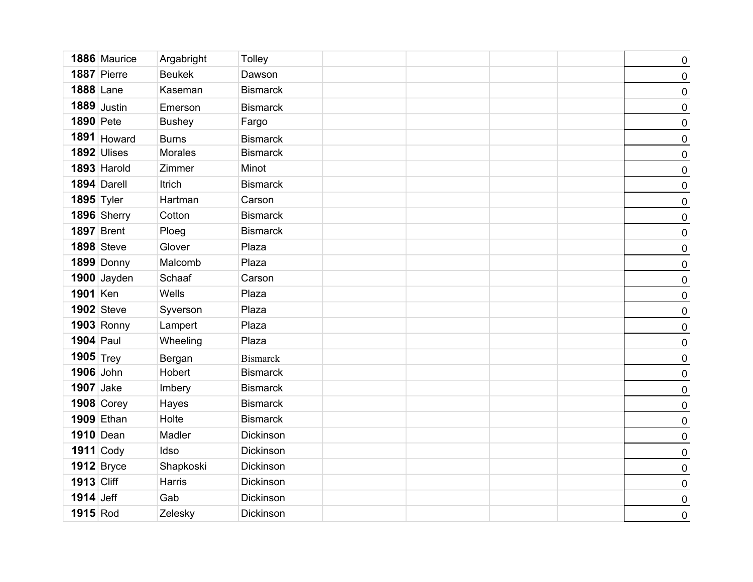| | | | | | | | | |
|---|---|---|---|---|---|---|---|---|
| **1886** | Maurice | Argabright | Tolley | | | | | 0 |
| **1887** | Pierre | Beukek | Dawson | | | | | 0 |
| **1888** | Lane | Kaseman | Bismarck | | | | | 0 |
| **1889** | Justin | Emerson | Bismarck | | | | | 0 |
| **1890** | Pete | Bushey | Fargo | | | | | 0 |
| **1891** | Howard | Burns | Bismarck | | | | | 0 |
| **1892** | Ulises | Morales | Bismarck | | | | | 0 |
| **1893** | Harold | Zimmer | Minot | | | | | 0 |
| **1894** | Darell | Itrich | Bismarck | | | | | 0 |
| **1895** | Tyler | Hartman | Carson | | | | | 0 |
| **1896** | Sherry | Cotton | Bismarck | | | | | 0 |
| **1897** | Brent | Ploeg | Bismarck | | | | | 0 |
| **1898** | Steve | Glover | Plaza | | | | | 0 |
| **1899** | Donny | Malcomb | Plaza | | | | | 0 |
| **1900** | Jayden | Schaaf | Carson | | | | | 0 |
| **1901** | Ken | Wells | Plaza | | | | | 0 |
| **1902** | Steve | Syverson | Plaza | | | | | 0 |
| **1903** | Ronny | Lampert | Plaza | | | | | 0 |
| **1904** | Paul | Wheeling | Plaza | | | | | 0 |
| **1905** | Trey | Bergan | Bismarck | | | | | 0 |
| **1906** | John | Hobert | Bismarck | | | | | 0 |
| **1907** | Jake | Imbery | Bismarck | | | | | 0 |
| **1908** | Corey | Hayes | Bismarck | | | | | 0 |
| **1909** | Ethan | Holte | Bismarck | | | | | 0 |
| **1910** | Dean | Madler | Dickinson | | | | | 0 |
| **1911** | Cody | Idso | Dickinson | | | | | 0 |
| **1912** | Bryce | Shapkoski | Dickinson | | | | | 0 |
| **1913** | Cliff | Harris | Dickinson | | | | | 0 |
| **1914** | Jeff | Gab | Dickinson | | | | | 0 |
| **1915** | Rod | Zelesky | Dickinson | | | | | 0 |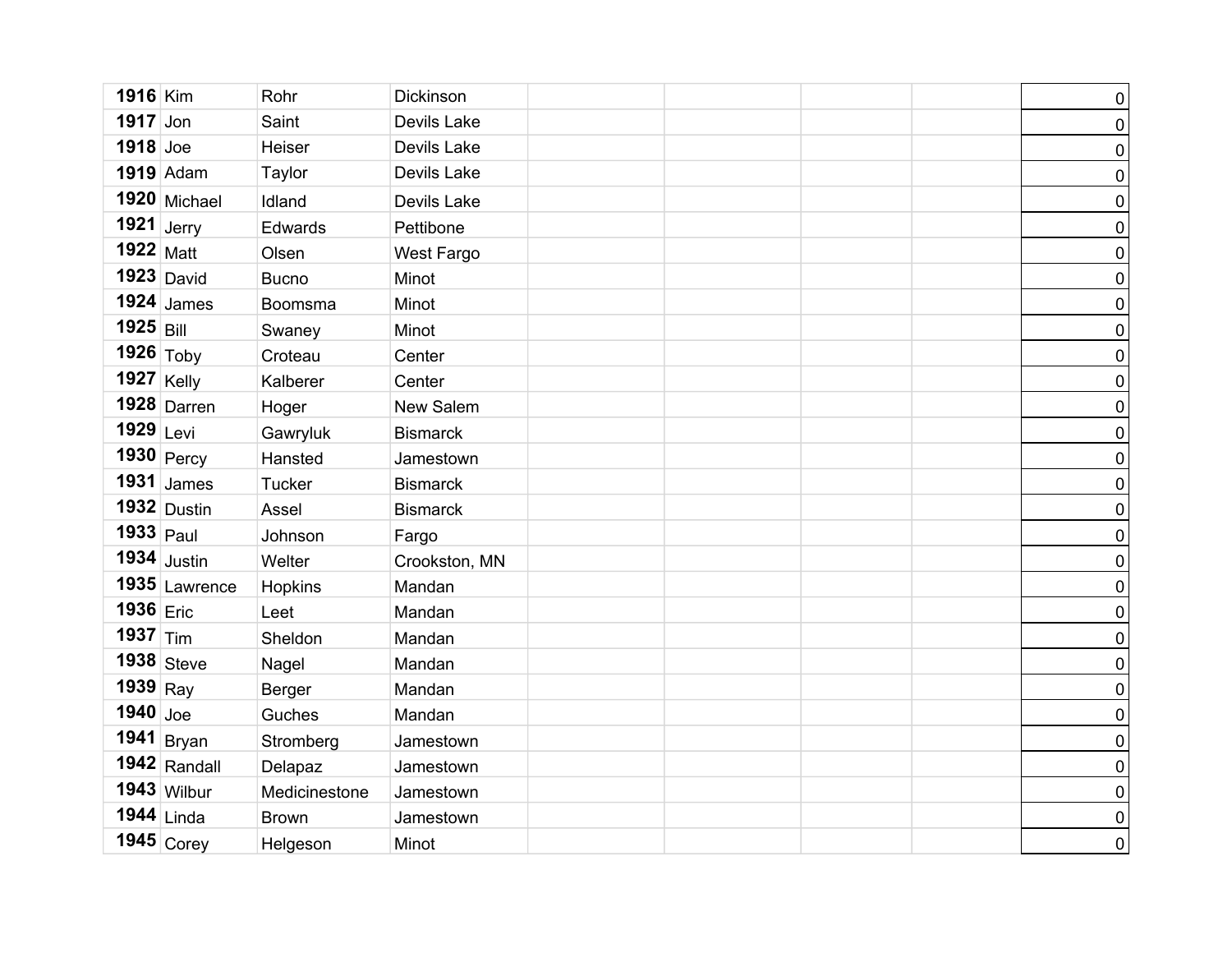| | | | | | | | | |
|---|---|---|---|---|---|---|---|---|
| **1916** | Kim | Rohr | Dickinson | | | | | 0 |
| **1917** | Jon | Saint | Devils Lake | | | | | 0 |
| **1918** | Joe | Heiser | Devils Lake | | | | | 0 |
| **1919** | Adam | Taylor | Devils Lake | | | | | 0 |
| **1920** | Michael | Idland | Devils Lake | | | | | 0 |
| **1921** | Jerry | Edwards | Pettibone | | | | | 0 |
| **1922** | Matt | Olsen | West Fargo | | | | | 0 |
| **1923** | David | Bucno | Minot | | | | | 0 |
| **1924** | James | Boomsma | Minot | | | | | 0 |
| **1925** | Bill | Swaney | Minot | | | | | 0 |
| **1926** | Toby | Croteau | Center | | | | | 0 |
| **1927** | Kelly | Kalberer | Center | | | | | 0 |
| **1928** | Darren | Hoger | New Salem | | | | | 0 |
| **1929** | Levi | Gawryluk | Bismarck | | | | | 0 |
| **1930** | Percy | Hansted | Jamestown | | | | | 0 |
| **1931** | James | Tucker | Bismarck | | | | | 0 |
| **1932** | Dustin | Assel | Bismarck | | | | | 0 |
| **1933** | Paul | Johnson | Fargo | | | | | 0 |
| **1934** | Justin | Welter | Crookston, MN | | | | | 0 |
| **1935** | Lawrence | Hopkins | Mandan | | | | | 0 |
| **1936** | Eric | Leet | Mandan | | | | | 0 |
| **1937** | Tim | Sheldon | Mandan | | | | | 0 |
| **1938** | Steve | Nagel | Mandan | | | | | 0 |
| **1939** | Ray | Berger | Mandan | | | | | 0 |
| **1940** | Joe | Guches | Mandan | | | | | 0 |
| **1941** | Bryan | Stromberg | Jamestown | | | | | 0 |
| **1942** | Randall | Delapaz | Jamestown | | | | | 0 |
| **1943** | Wilbur | Medicinestone | Jamestown | | | | | 0 |
| **1944** | Linda | Brown | Jamestown | | | | | 0 |
| **1945** | Corey | Helgeson | Minot | | | | | 0 |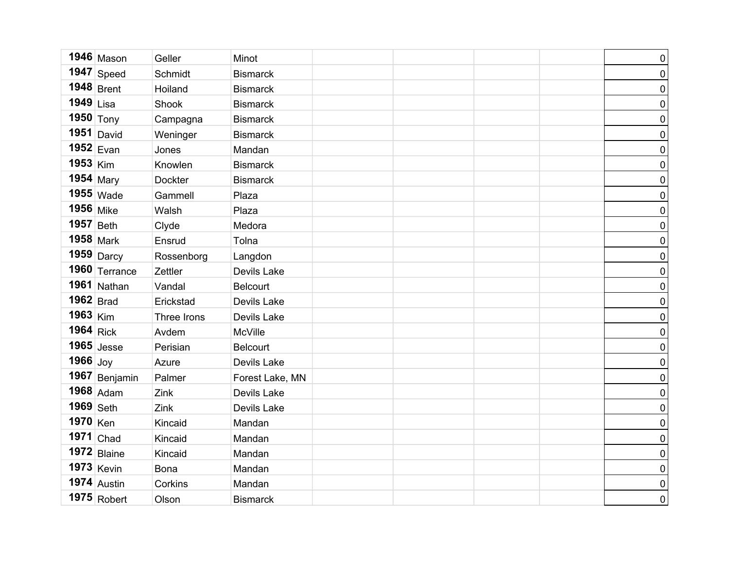| | | | | | | | | |
|---|---|---|---|---|---|---|---|---|
| **1946** | Mason | Geller | Minot | | | | | 0 |
| **1947** | Speed | Schmidt | Bismarck | | | | | 0 |
| **1948** | Brent | Hoiland | Bismarck | | | | | 0 |
| **1949** | Lisa | Shook | Bismarck | | | | | 0 |
| **1950** | Tony | Campagna | Bismarck | | | | | 0 |
| **1951** | David | Weninger | Bismarck | | | | | 0 |
| **1952** | Evan | Jones | Mandan | | | | | 0 |
| **1953** | Kim | Knowlen | Bismarck | | | | | 0 |
| **1954** | Mary | Dockter | Bismarck | | | | | 0 |
| **1955** | Wade | Gammell | Plaza | | | | | 0 |
| **1956** | Mike | Walsh | Plaza | | | | | 0 |
| **1957** | Beth | Clyde | Medora | | | | | 0 |
| **1958** | Mark | Ensrud | Tolna | | | | | 0 |
| **1959** | Darcy | Rossenborg | Langdon | | | | | 0 |
| **1960** | Terrance | Zettler | Devils Lake | | | | | 0 |
| **1961** | Nathan | Vandal | Belcourt | | | | | 0 |
| **1962** | Brad | Erickstad | Devils Lake | | | | | 0 |
| **1963** | Kim | Three Irons | Devils Lake | | | | | 0 |
| **1964** | Rick | Avdem | McVille | | | | | 0 |
| **1965** | Jesse | Perisian | Belcourt | | | | | 0 |
| **1966** | Joy | Azure | Devils Lake | | | | | 0 |
| **1967** | Benjamin | Palmer | Forest Lake, MN | | | | | 0 |
| **1968** | Adam | Zink | Devils Lake | | | | | 0 |
| **1969** | Seth | Zink | Devils Lake | | | | | 0 |
| **1970** | Ken | Kincaid | Mandan | | | | | 0 |
| **1971** | Chad | Kincaid | Mandan | | | | | 0 |
| **1972** | Blaine | Kincaid | Mandan | | | | | 0 |
| **1973** | Kevin | Bona | Mandan | | | | | 0 |
| **1974** | Austin | Corkins | Mandan | | | | | 0 |
| **1975** | Robert | Olson | Bismarck | | | | | 0 |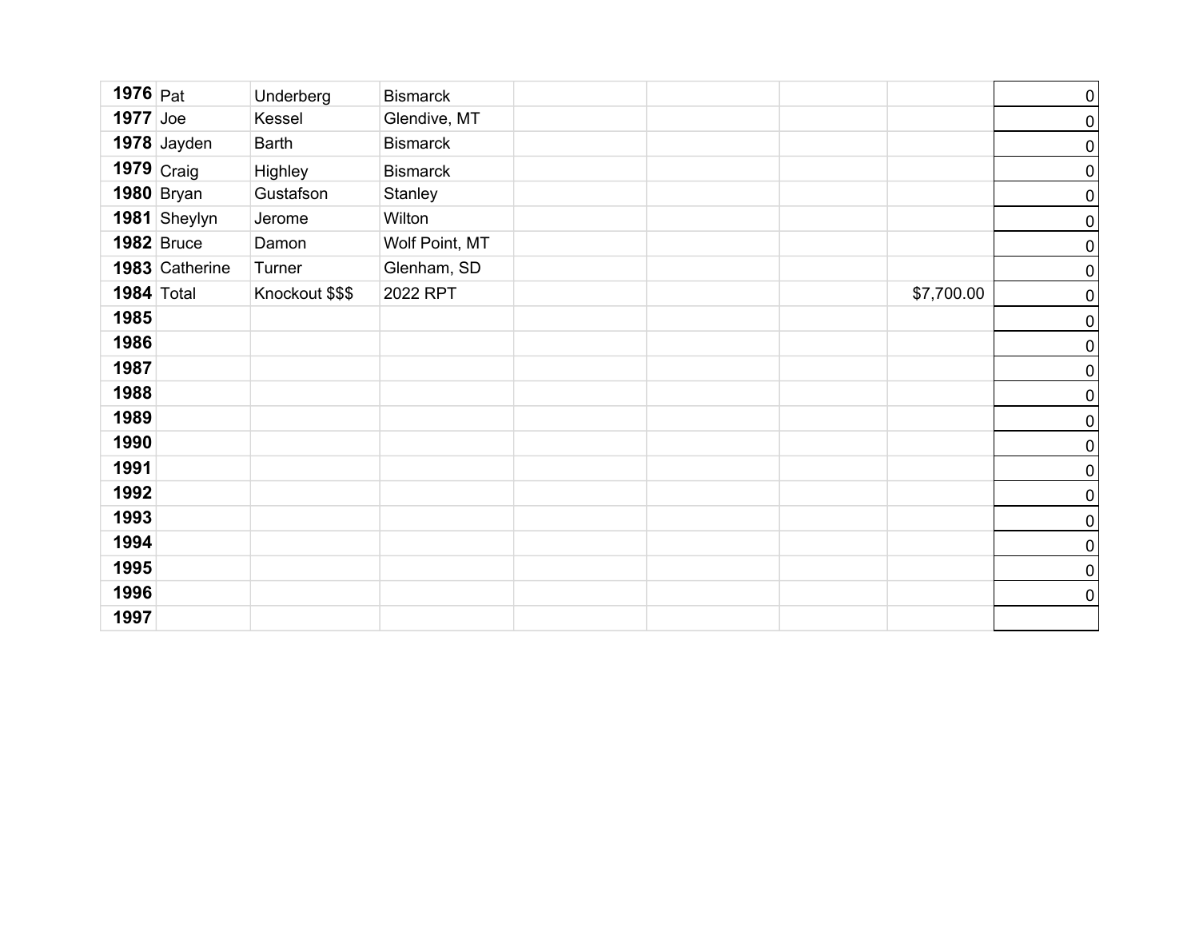| | | | | | | | | |
|---|---|---|---|---|---|---|---|---|
| **1976** | Pat | Underberg | Bismarck | | | | | 0 |
| **1977** | Joe | Kessel | Glendive, MT | | | | | 0 |
| **1978** | Jayden | Barth | Bismarck | | | | | 0 |
| **1979** | Craig | Highley | Bismarck | | | | | 0 |
| **1980** | Bryan | Gustafson | Stanley | | | | | 0 |
| **1981** | Sheylyn | Jerome | Wilton | | | | | 0 |
| **1982** | Bruce | Damon | Wolf Point, MT | | | | | 0 |
| **1983** | Catherine | Turner | Glenham, SD | | | | | 0 |
| **1984** | Total | Knockout $$$ | 2022 RPT | | | | $7,700.00 | 0 |
| **1985** | | | | | | | | 0 |
| **1986** | | | | | | | | 0 |
| **1987** | | | | | | | | 0 |
| **1988** | | | | | | | | 0 |
| **1989** | | | | | | | | 0 |
| **1990** | | | | | | | | 0 |
| **1991** | | | | | | | | 0 |
| **1992** | | | | | | | | 0 |
| **1993** | | | | | | | | 0 |
| **1994** | | | | | | | | 0 |
| **1995** | | | | | | | | 0 |
| **1996** | | | | | | | | 0 |
| **1997** | | | | | | | | |